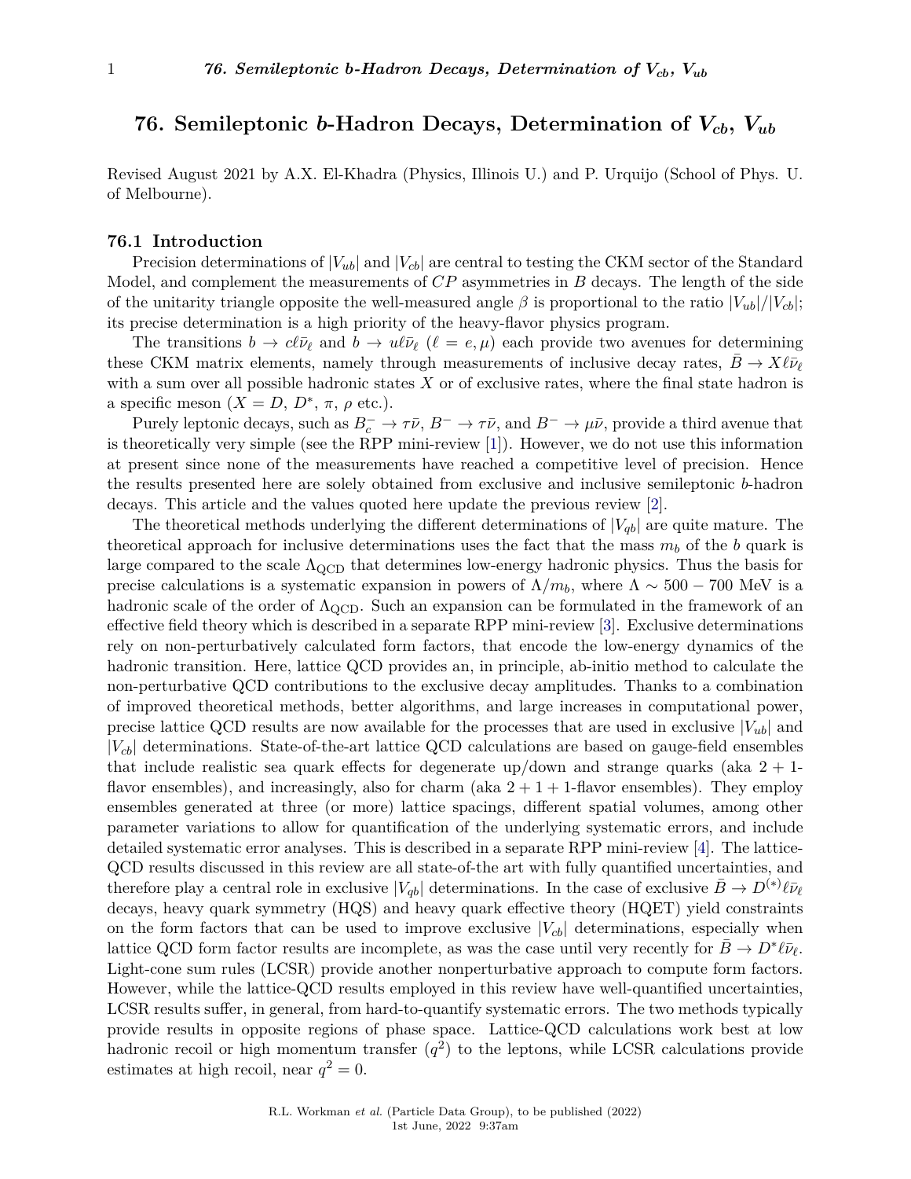# 76. Semileptonic $b$-Hadron Decays, Determination of $V_{cb}$, $V_{ub}$

Revised August 2021 by A.X. El-Khadra (Physics, Illinois U.) and P. Urquijo (School of Phys. U. of Melbourne).

## 76.1 Introduction

Precision determinations of $|V_{ub}|$ and $|V_{cb}|$ are central to testing the CKM sector of the Standard Model, and complement the measurements of $CP$ asymmetries in $B$ decays. The length of the side of the unitarity triangle opposite the well-measured angle $\beta$ is proportional to the ratio $|V_{ub}|/|V_{cb}|$; its precise determination is a high priority of the heavy-flavor physics program.

The transitions $b \to c\ell\bar{\nu}_\ell$ and $b \to u\ell\bar{\nu}_\ell$ ($\ell = e, \mu$) each provide two avenues for determining these CKM matrix elements, namely through measurements of inclusive decay rates, $\bar{B} \to X\ell\bar{\nu}_\ell$ with a sum over all possible hadronic states $X$ or of exclusive rates, where the final state hadron is a specific meson ($X = D$, $D^*$, $\pi$, $\rho$ etc.).

Purely leptonic decays, such as $B_c^- \to \tau\bar{\nu}$, $B^- \to \tau\bar{\nu}$, and $B^- \to \mu\bar{\nu}$, provide a third avenue that is theoretically very simple (see the RPP mini-review [1]). However, we do not use this information at present since none of the measurements have reached a competitive level of precision. Hence the results presented here are solely obtained from exclusive and inclusive semileptonic $b$-hadron decays. This article and the values quoted here update the previous review [2].

The theoretical methods underlying the different determinations of $|V_{qb}|$ are quite mature. The theoretical approach for inclusive determinations uses the fact that the mass $m_b$ of the $b$ quark is large compared to the scale $\Lambda_{\rm QCD}$ that determines low-energy hadronic physics. Thus the basis for precise calculations is a systematic expansion in powers of $\Lambda/m_b$, where $\Lambda \sim 500 - 700$ MeV is a hadronic scale of the order of $\Lambda_{\rm QCD}$. Such an expansion can be formulated in the framework of an effective field theory which is described in a separate RPP mini-review [3]. Exclusive determinations rely on non-perturbatively calculated form factors, that encode the low-energy dynamics of the hadronic transition. Here, lattice QCD provides an, in principle, ab-initio method to calculate the non-perturbative QCD contributions to the exclusive decay amplitudes. Thanks to a combination of improved theoretical methods, better algorithms, and large increases in computational power, precise lattice QCD results are now available for the processes that are used in exclusive $|V_{ub}|$ and $|V_{cb}|$ determinations. State-of-the-art lattice QCD calculations are based on gauge-field ensembles that include realistic sea quark effects for degenerate up/down and strange quarks (aka 2 + 1-flavor ensembles), and increasingly, also for charm (aka 2 + 1 + 1-flavor ensembles). They employ ensembles generated at three (or more) lattice spacings, different spatial volumes, among other parameter variations to allow for quantification of the underlying systematic errors, and include detailed systematic error analyses. This is described in a separate RPP mini-review [4]. The lattice-QCD results discussed in this review are all state-of-the art with fully quantified uncertainties, and therefore play a central role in exclusive $|V_{qb}|$ determinations. In the case of exclusive $\bar{B} \to D^{(*)}\ell\bar{\nu}_\ell$ decays, heavy quark symmetry (HQS) and heavy quark effective theory (HQET) yield constraints on the form factors that can be used to improve exclusive $|V_{cb}|$ determinations, especially when lattice QCD form factor results are incomplete, as was the case until very recently for $\bar{B} \to D^*\ell\bar{\nu}_\ell$. Light-cone sum rules (LCSR) provide another nonperturbative approach to compute form factors. However, while the lattice-QCD results employed in this review have well-quantified uncertainties, LCSR results suffer, in general, from hard-to-quantify systematic errors. The two methods typically provide results in opposite regions of phase space. Lattice-QCD calculations work best at low hadronic recoil or high momentum transfer ($q^2$) to the leptons, while LCSR calculations provide estimates at high recoil, near $q^2 = 0$.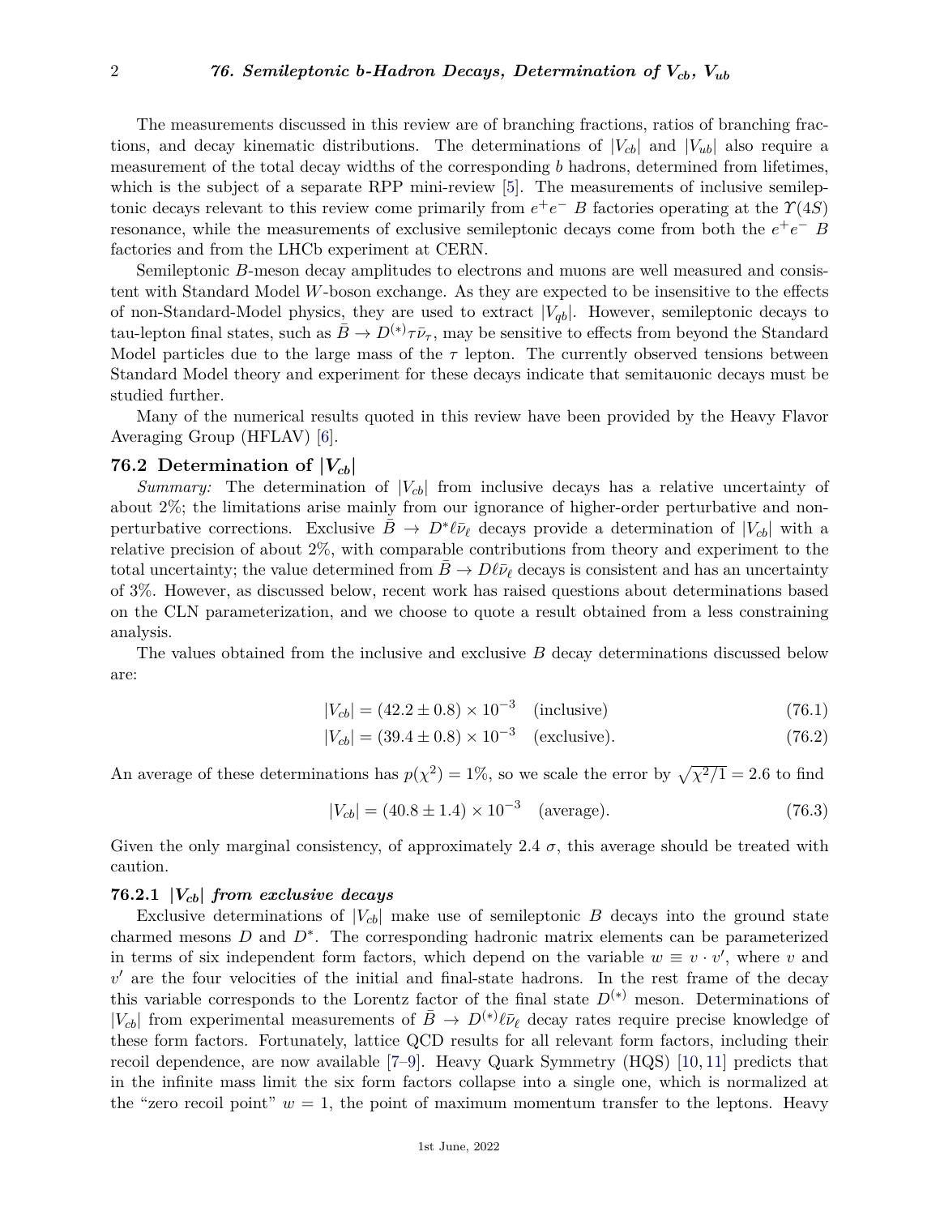The measurements discussed in this review are of branching fractions, ratios of branching fractions, and decay kinematic distributions. The determinations of $|V_{cb}|$ and $|V_{ub}|$ also require a measurement of the total decay widths of the corresponding $b$ hadrons, determined from lifetimes, which is the subject of a separate RPP mini-review [5]. The measurements of inclusive semileptonic decays relevant to this review come primarily from $e^+e^-$ $B$ factories operating at the $\Upsilon(4S)$ resonance, while the measurements of exclusive semileptonic decays come from both the $e^+e^-$ $B$ factories and from the LHCb experiment at CERN.

Semileptonic $B$-meson decay amplitudes to electrons and muons are well measured and consistent with Standard Model $W$-boson exchange. As they are expected to be insensitive to the effects of non-Standard-Model physics, they are used to extract $|V_{qb}|$. However, semileptonic decays to tau-lepton final states, such as $\bar{B} \to D^{(*)}\tau\bar{\nu}_\tau$, may be sensitive to effects from beyond the Standard Model particles due to the large mass of the $\tau$ lepton. The currently observed tensions between Standard Model theory and experiment for these decays indicate that semitauonic decays must be studied further.

Many of the numerical results quoted in this review have been provided by the Heavy Flavor Averaging Group (HFLAV) [6].

## 76.2 Determination of $|V_{cb}|$

*Summary:* The determination of $|V_{cb}|$ from inclusive decays has a relative uncertainty of about 2%; the limitations arise mainly from our ignorance of higher-order perturbative and non-perturbative corrections. Exclusive $\bar{B} \to D^*\ell\bar{\nu}_\ell$ decays provide a determination of $|V_{cb}|$ with a relative precision of about 2%, with comparable contributions from theory and experiment to the total uncertainty; the value determined from $\bar{B} \to D\ell\bar{\nu}_\ell$ decays is consistent and has an uncertainty of 3%. However, as discussed below, recent work has raised questions about determinations based on the CLN parameterization, and we choose to quote a result obtained from a less constraining analysis.

The values obtained from the inclusive and exclusive $B$ decay determinations discussed below are:

$$|V_{cb}| = (42.2 \pm 0.8) \times 10^{-3} \quad \text{(inclusive)} \tag{76.1}$$

$$|V_{cb}| = (39.4 \pm 0.8) \times 10^{-3} \quad \text{(exclusive)}. \tag{76.2}$$

An average of these determinations has $p(\chi^2) = 1\%$, so we scale the error by $\sqrt{\chi^2/1} = 2.6$ to find

$$|V_{cb}| = (40.8 \pm 1.4) \times 10^{-3} \quad \text{(average)}. \tag{76.3}$$

Given the only marginal consistency, of approximately 2.4 $\sigma$, this average should be treated with caution.

### 76.2.1 $|V_{cb}|$ *from exclusive decays*

Exclusive determinations of $|V_{cb}|$ make use of semileptonic $B$ decays into the ground state charmed mesons $D$ and $D^*$. The corresponding hadronic matrix elements can be parameterized in terms of six independent form factors, which depend on the variable $w \equiv v \cdot v'$, where $v$ and $v'$ are the four velocities of the initial and final-state hadrons. In the rest frame of the decay this variable corresponds to the Lorentz factor of the final state $D^{(*)}$ meson. Determinations of $|V_{cb}|$ from experimental measurements of $\bar{B} \to D^{(*)}\ell\bar{\nu}_\ell$ decay rates require precise knowledge of these form factors. Fortunately, lattice QCD results for all relevant form factors, including their recoil dependence, are now available [7–9]. Heavy Quark Symmetry (HQS) [10, 11] predicts that in the infinite mass limit the six form factors collapse into a single one, which is normalized at the "zero recoil point" $w = 1$, the point of maximum momentum transfer to the leptons. Heavy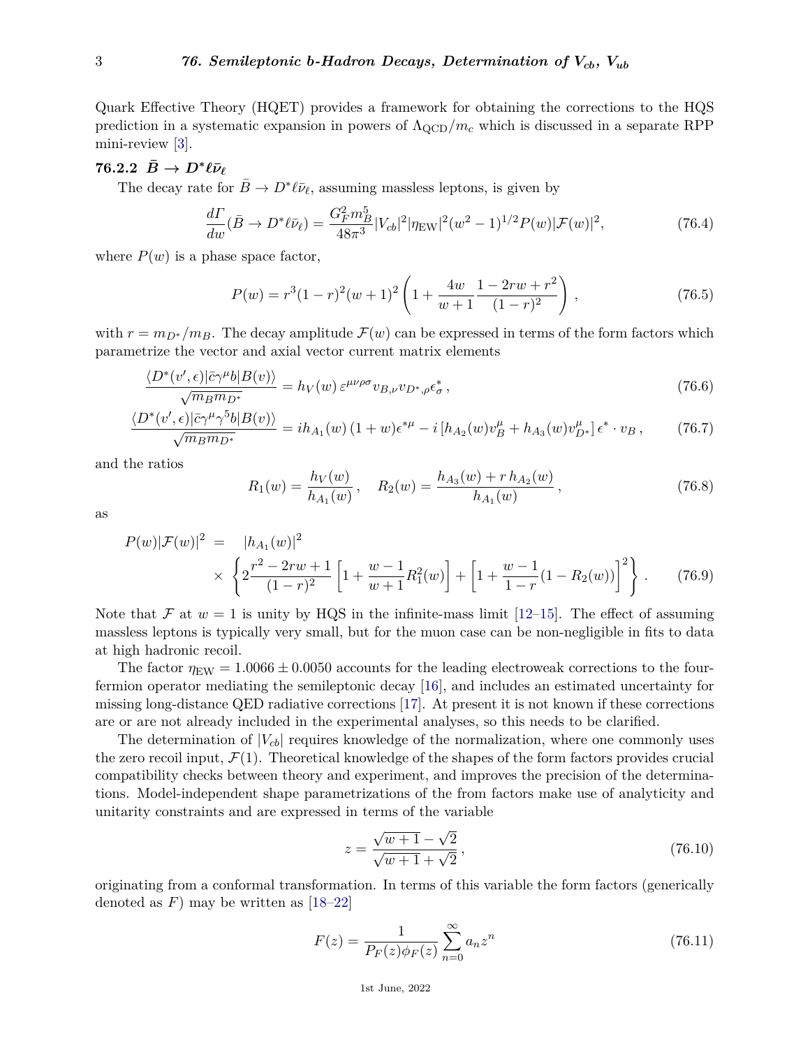Quark Effective Theory (HQET) provides a framework for obtaining the corrections to the HQS prediction in a systematic expansion in powers of $\Lambda_{\rm QCD}/m_c$ which is discussed in a separate RPP mini-review [3].

### 76.2.2 $\bar{B} \to D^* \ell \bar{\nu}_\ell$

The decay rate for $\bar{B} \to D^* \ell \bar{\nu}_\ell$, assuming massless leptons, is given by

$$\frac{d\Gamma}{dw}(\bar{B} \to D^* \ell \bar{\nu}_\ell) = \frac{G_F^2 m_B^5}{48\pi^3} |V_{cb}|^2 |\eta_{\rm EW}|^2 (w^2-1)^{1/2} P(w) |\mathcal{F}(w)|^2, \tag{76.4}$$

where $P(w)$ is a phase space factor,

$$P(w) = r^3 (1-r)^2 (w+1)^2 \left(1 + \frac{4w}{w+1} \frac{1-2rw+r^2}{(1-r)^2}\right), \tag{76.5}$$

with $r = m_{D^*}/m_B$. The decay amplitude $\mathcal{F}(w)$ can be expressed in terms of the form factors which parametrize the vector and axial vector current matrix elements

$$\frac{\langle D^*(v', \epsilon) | \bar{c} \gamma^\mu b | B(v) \rangle}{\sqrt{m_B m_{D^*}}} = h_V(w)\, \varepsilon^{\mu\nu\rho\sigma} v_{B,\nu} v_{D^*,\rho} \epsilon^*_\sigma, \tag{76.6}$$

$$\frac{\langle D^*(v', \epsilon) | \bar{c} \gamma^\mu \gamma^5 b | B(v) \rangle}{\sqrt{m_B m_{D^*}}} = i h_{A_1}(w)\,(1+w) \epsilon^{*\mu} - i \left[h_{A_2}(w) v_B^\mu + h_{A_3}(w) v_{D^*}^\mu\right] \epsilon^* \cdot v_B, \tag{76.7}$$

and the ratios

$$R_1(w) = \frac{h_V(w)}{h_{A_1}(w)}, \quad R_2(w) = \frac{h_{A_3}(w) + r\, h_{A_2}(w)}{h_{A_1}(w)}, \tag{76.8}$$

as

$$P(w)|\mathcal{F}(w)|^2 = |h_{A_1}(w)|^2 \times \left\{ 2\frac{r^2-2rw+1}{(1-r)^2}\left[1 + \frac{w-1}{w+1} R_1^2(w)\right] + \left[1 + \frac{w-1}{1-r}(1-R_2(w))\right]^2 \right\}. \tag{76.9}$$

Note that $\mathcal{F}$ at $w=1$ is unity by HQS in the infinite-mass limit [12–15]. The effect of assuming massless leptons is typically very small, but for the muon case can be non-negligible in fits to data at high hadronic recoil.

The factor $\eta_{\rm EW} = 1.0066 \pm 0.0050$ accounts for the leading electroweak corrections to the four-fermion operator mediating the semileptonic decay [16], and includes an estimated uncertainty for missing long-distance QED radiative corrections [17]. At present it is not known if these corrections are or are not already included in the experimental analyses, so this needs to be clarified.

The determination of $|V_{cb}|$ requires knowledge of the normalization, where one commonly uses the zero recoil input, $\mathcal{F}(1)$. Theoretical knowledge of the shapes of the form factors provides crucial compatibility checks between theory and experiment, and improves the precision of the determinations. Model-independent shape parametrizations of the from factors make use of analyticity and unitarity constraints and are expressed in terms of the variable

$$z = \frac{\sqrt{w+1} - \sqrt{2}}{\sqrt{w+1} + \sqrt{2}}, \tag{76.10}$$

originating from a conformal transformation. In terms of this variable the form factors (generically denoted as $F$) may be written as [18–22]

$$F(z) = \frac{1}{P_F(z)\phi_F(z)} \sum_{n=0}^{\infty} a_n z^n \tag{76.11}$$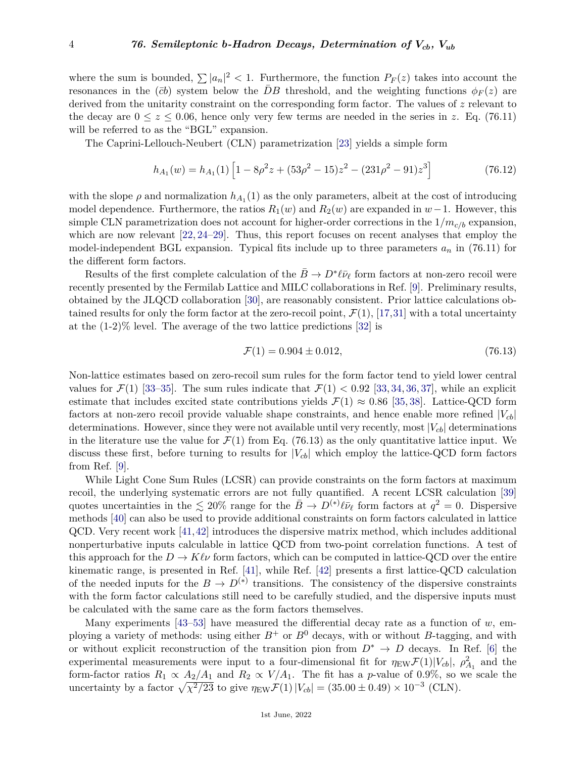where the sum is bounded, $\sum |a_n|^2 < 1$. Furthermore, the function $P_F(z)$ takes into account the resonances in the $(\bar{c}b)$ system below the $\bar{D}B$ threshold, and the weighting functions $\phi_F(z)$ are derived from the unitarity constraint on the corresponding form factor. The values of $z$ relevant to the decay are $0 \leq z \leq 0.06$, hence only very few terms are needed in the series in $z$. Eq. (76.11) will be referred to as the "BGL" expansion.

The Caprini-Lellouch-Neubert (CLN) parametrization [23] yields a simple form

$$h_{A_1}(w) = h_{A_1}(1)\left[1 - 8\rho^2 z + (53\rho^2 - 15)z^2 - (231\rho^2 - 91)z^3\right] \tag{76.12}$$

with the slope $\rho$ and normalization $h_{A_1}(1)$ as the only parameters, albeit at the cost of introducing model dependence. Furthermore, the ratios $R_1(w)$ and $R_2(w)$ are expanded in $w-1$. However, this simple CLN parametrization does not account for higher-order corrections in the $1/m_{c/b}$ expansion, which are now relevant [22, 24–29]. Thus, this report focuses on recent analyses that employ the model-independent BGL expansion. Typical fits include up to three parameters $a_n$ in (76.11) for the different form factors.

Results of the first complete calculation of the $\bar{B} \to D^* \ell \bar{\nu}_\ell$ form factors at non-zero recoil were recently presented by the Fermilab Lattice and MILC collaborations in Ref. [9]. Preliminary results, obtained by the JLQCD collaboration [30], are reasonably consistent. Prior lattice calculations obtained results for only the form factor at the zero-recoil point, $\mathcal{F}(1)$, [17,31] with a total uncertainty at the (1-2)% level. The average of the two lattice predictions [32] is

$$\mathcal{F}(1) = 0.904 \pm 0.012, \tag{76.13}$$

Non-lattice estimates based on zero-recoil sum rules for the form factor tend to yield lower central values for $\mathcal{F}(1)$ [33–35]. The sum rules indicate that $\mathcal{F}(1) < 0.92$ [33, 34, 36, 37], while an explicit estimate that includes excited state contributions yields $\mathcal{F}(1) \approx 0.86$ [35, 38]. Lattice-QCD form factors at non-zero recoil provide valuable shape constraints, and hence enable more refined $|V_{cb}|$ determinations. However, since they were not available until very recently, most $|V_{cb}|$ determinations in the literature use the value for $\mathcal{F}(1)$ from Eq. (76.13) as the only quantitative lattice input. We discuss these first, before turning to results for $|V_{cb}|$ which employ the lattice-QCD form factors from Ref. [9].

While Light Cone Sum Rules (LCSR) can provide constraints on the form factors at maximum recoil, the underlying systematic errors are not fully quantified. A recent LCSR calculation [39] quotes uncertainties in the $\lesssim 20\%$ range for the $\bar{B} \to D^{(*)} \ell \bar{\nu}_\ell$ form factors at $q^2 = 0$. Dispersive methods [40] can also be used to provide additional constraints on form factors calculated in lattice QCD. Very recent work [41, 42] introduces the dispersive matrix method, which includes additional nonperturbative inputs calculable in lattice QCD from two-point correlation functions. A test of this approach for the $D \to K \ell \nu$ form factors, which can be computed in lattice-QCD over the entire kinematic range, is presented in Ref. [41], while Ref. [42] presents a first lattice-QCD calculation of the needed inputs for the $B \to D^{(*)}$ transitions. The consistency of the dispersive constraints with the form factor calculations still need to be carefully studied, and the dispersive inputs must be calculated with the same care as the form factors themselves.

Many experiments [43–53] have measured the differential decay rate as a function of $w$, employing a variety of methods: using either $B^+$ or $B^0$ decays, with or without $B$-tagging, and with or without explicit reconstruction of the transition pion from $D^* \to D$ decays. In Ref. [6] the experimental measurements were input to a four-dimensional fit for $\eta_{\rm EW}\mathcal{F}(1)|V_{cb}|$, $\rho^2_{A_1}$ and the form-factor ratios $R_1 \propto A_2/A_1$ and $R_2 \propto V/A_1$. The fit has a $p$-value of 0.9%, so we scale the uncertainty by a factor $\sqrt{\chi^2/23}$ to give $\eta_{\rm EW}\mathcal{F}(1)\,|V_{cb}| = (35.00 \pm 0.49) \times 10^{-3}$ (CLN).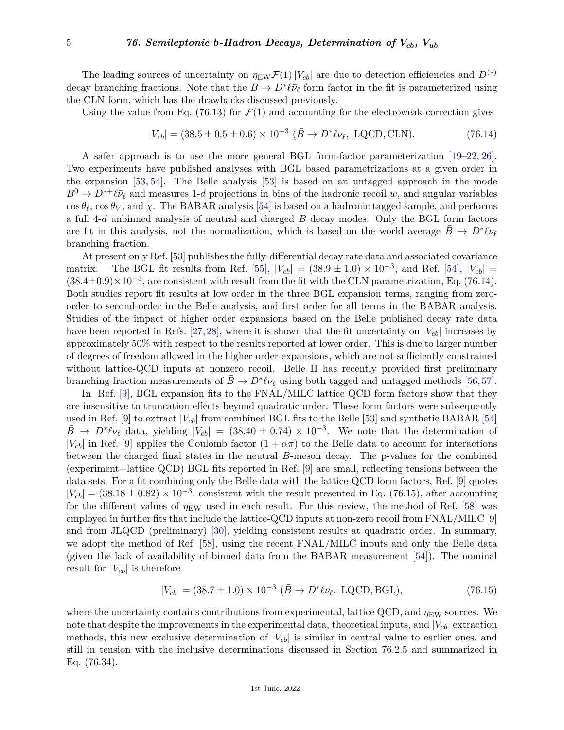The leading sources of uncertainty on $\eta_{\rm EW}\mathcal{F}(1)\,|V_{cb}|$ are due to detection efficiencies and $D^{(*)}$ decay branching fractions. Note that the $\bar{B} \to D^*\ell\bar{\nu}_\ell$ form factor in the fit is parameterized using the CLN form, which has the drawbacks discussed previously.

Using the value from Eq. (76.13) for $\mathcal{F}(1)$ and accounting for the electroweak correction gives

$$|V_{cb}| = (38.5 \pm 0.5 \pm 0.6) \times 10^{-3} \;(\bar{B} \to D^*\ell\bar{\nu}_\ell,\ \text{LQCD}, \text{CLN}). \tag{76.14}$$

A safer approach is to use the more general BGL form-factor parameterization [19–22, 26]. Two experiments have published analyses with BGL based parametrizations at a given order in the expansion [53, 54]. The Belle analysis [53] is based on an untagged approach in the mode $\bar{B}^0 \to D^{*+}\ell\bar{\nu}_\ell$ and measures 1-*d* projections in bins of the hadronic recoil $w$, and angular variables $\cos\theta_\ell$, $\cos\theta_V$, and $\chi$. The BABAR analysis [54] is based on a hadronic tagged sample, and performs a full 4-*d* unbinned analysis of neutral and charged $B$ decay modes. Only the BGL form factors are fit in this analysis, not the normalization, which is based on the world average $\bar{B} \to D^*\ell\bar{\nu}_\ell$ branching fraction.

At present only Ref. [53] publishes the fully-differential decay rate data and associated covariance matrix. The BGL fit results from Ref. [55], $|V_{cb}| = (38.9 \pm 1.0) \times 10^{-3}$, and Ref. [54], $|V_{cb}| = (38.4 \pm 0.9) \times 10^{-3}$, are consistent with result from the fit with the CLN parametrization, Eq. (76.14). Both studies report fit results at low order in the three BGL expansion terms, ranging from zero-order to second-order in the Belle analysis, and first order for all terms in the BABAR analysis. Studies of the impact of higher order expansions based on the Belle published decay rate data have been reported in Refs. [27, 28], where it is shown that the fit uncertainty on $|V_{cb}|$ increases by approximately 50% with respect to the results reported at lower order. This is due to larger number of degrees of freedom allowed in the higher order expansions, which are not sufficiently constrained without lattice-QCD inputs at nonzero recoil. Belle II has recently provided first preliminary branching fraction measurements of $\bar{B} \to D^*\ell\bar{\nu}_\ell$ using both tagged and untagged methods [56, 57].

In Ref. [9], BGL expansion fits to the FNAL/MILC lattice QCD form factors show that they are insensitive to truncation effects beyond quadratic order. These form factors were subsequently used in Ref. [9] to extract $|V_{cb}|$ from combined BGL fits to the Belle [53] and synthetic BABAR [54] $\bar{B} \to D^*\ell\bar{\nu}_\ell$ data, yielding $|V_{cb}| = (38.40 \pm 0.74) \times 10^{-3}$. We note that the determination of $|V_{cb}|$ in Ref. [9] applies the Coulomb factor $(1 + \alpha\pi)$ to the Belle data to account for interactions between the charged final states in the neutral $B$-meson decay. The p-values for the combined (experiment+lattice QCD) BGL fits reported in Ref. [9] are small, reflecting tensions between the data sets. For a fit combining only the Belle data with the lattice-QCD form factors, Ref. [9] quotes $|V_{cb}| = (38.18 \pm 0.82) \times 10^{-3}$, consistent with the result presented in Eq. (76.15), after accounting for the different values of $\eta_{\rm EW}$ used in each result. For this review, the method of Ref. [58] was employed in further fits that include the lattice-QCD inputs at non-zero recoil from FNAL/MILC [9] and from JLQCD (preliminary) [30], yielding consistent results at quadratic order. In summary, we adopt the method of Ref. [58], using the recent FNAL/MILC inputs and only the Belle data (given the lack of availability of binned data from the BABAR measurement [54]). The nominal result for $|V_{cb}|$ is therefore

$$|V_{cb}| = (38.7 \pm 1.0) \times 10^{-3} \;(\bar{B} \to D^*\ell\bar{\nu}_\ell,\ \text{LQCD}, \text{BGL}), \tag{76.15}$$

where the uncertainty contains contributions from experimental, lattice QCD, and $\eta_{\rm EW}$ sources. We note that despite the improvements in the experimental data, theoretical inputs, and $|V_{cb}|$ extraction methods, this new exclusive determination of $|V_{cb}|$ is similar in central value to earlier ones, and still in tension with the inclusive determinations discussed in Section 76.2.5 and summarized in Eq. (76.34).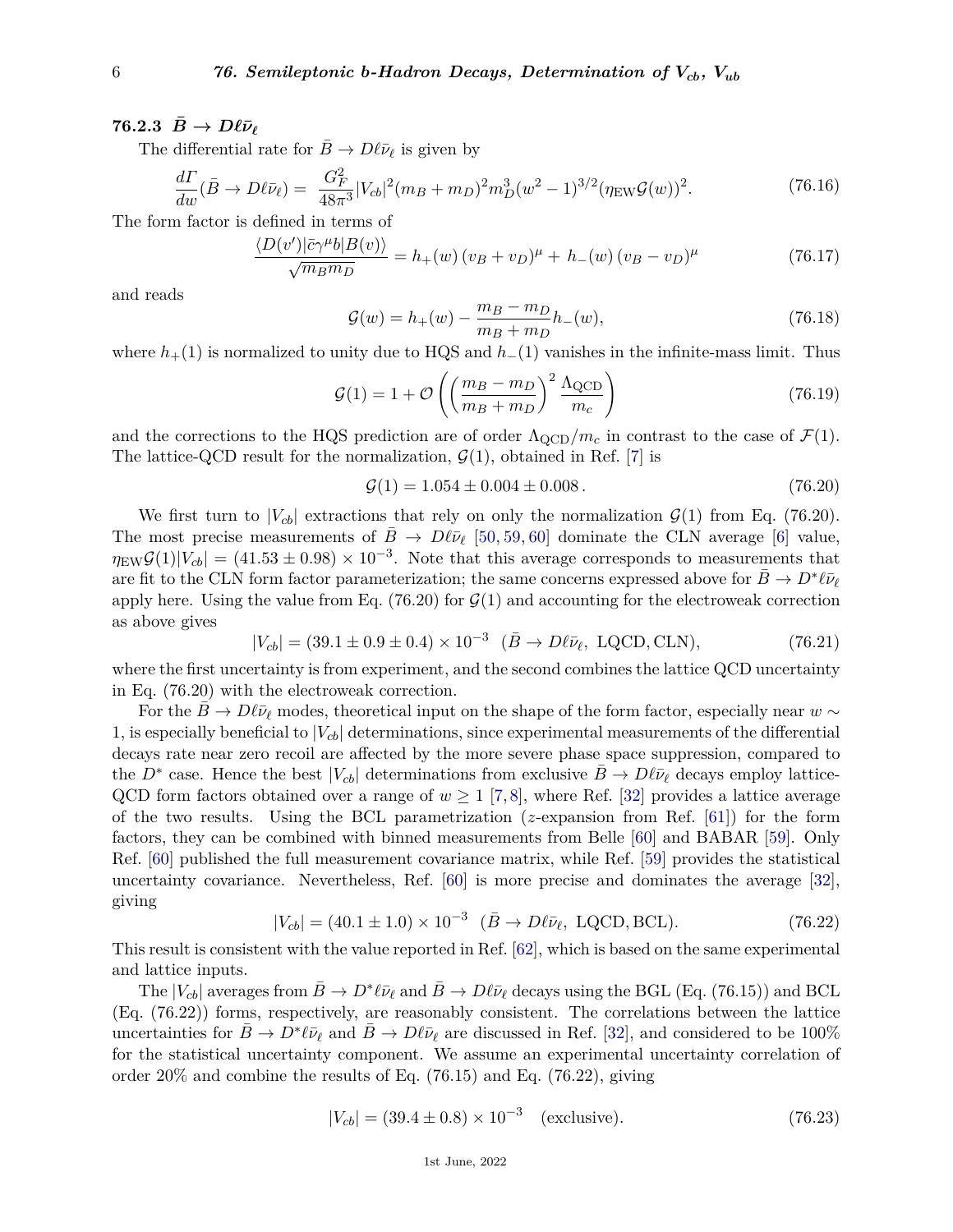### 76.2.3 $\bar{B} \to D\ell\bar{\nu}_\ell$

The differential rate for $\bar{B} \to D\ell\bar{\nu}_\ell$ is given by

$$\frac{d\Gamma}{dw}(\bar{B} \to D\ell\bar{\nu}_\ell) = \frac{G_F^2}{48\pi^3}|V_{cb}|^2(m_B + m_D)^2 m_D^3 (w^2 - 1)^{3/2}(\eta_{\rm EW}\mathcal{G}(w))^2. \tag{76.16}$$

The form factor is defined in terms of

$$\frac{\langle D(v')|\bar{c}\gamma^\mu b|B(v)\rangle}{\sqrt{m_B m_D}} = h_+(w)\,(v_B + v_D)^\mu + h_-(w)\,(v_B - v_D)^\mu \tag{76.17}$$

and reads

$$\mathcal{G}(w) = h_+(w) - \frac{m_B - m_D}{m_B + m_D} h_-(w), \tag{76.18}$$

where $h_+(1)$ is normalized to unity due to HQS and $h_-(1)$ vanishes in the infinite-mass limit. Thus

$$\mathcal{G}(1) = 1 + \mathcal{O}\left(\left(\frac{m_B - m_D}{m_B + m_D}\right)^2 \frac{\Lambda_{\rm QCD}}{m_c}\right) \tag{76.19}$$

and the corrections to the HQS prediction are of order $\Lambda_{\rm QCD}/m_c$ in contrast to the case of $\mathcal{F}(1)$. The lattice-QCD result for the normalization, $\mathcal{G}(1)$, obtained in Ref. [7] is

$$\mathcal{G}(1) = 1.054 \pm 0.004 \pm 0.008\,. \tag{76.20}$$

We first turn to $|V_{cb}|$ extractions that rely on only the normalization $\mathcal{G}(1)$ from Eq. (76.20). The most precise measurements of $\bar{B} \to D\ell\bar{\nu}_\ell$ [50, 59, 60] dominate the CLN average [6] value, $\eta_{\rm EW}\mathcal{G}(1)|V_{cb}| = (41.53 \pm 0.98) \times 10^{-3}$. Note that this average corresponds to measurements that are fit to the CLN form factor parameterization; the same concerns expressed above for $\bar{B} \to D^*\ell\bar{\nu}_\ell$ apply here. Using the value from Eq. (76.20) for $\mathcal{G}(1)$ and accounting for the electroweak correction as above gives

$$|V_{cb}| = (39.1 \pm 0.9 \pm 0.4) \times 10^{-3} \quad (\bar{B} \to D\ell\bar{\nu}_\ell,\ \text{LQCD}, \text{CLN}), \tag{76.21}$$

where the first uncertainty is from experiment, and the second combines the lattice QCD uncertainty in Eq. (76.20) with the electroweak correction.

For the $\bar{B} \to D\ell\bar{\nu}_\ell$ modes, theoretical input on the shape of the form factor, especially near $w \sim 1$, is especially beneficial to $|V_{cb}|$ determinations, since experimental measurements of the differential decays rate near zero recoil are affected by the more severe phase space suppression, compared to the $D^*$ case. Hence the best $|V_{cb}|$ determinations from exclusive $\bar{B} \to D\ell\bar{\nu}_\ell$ decays employ lattice-QCD form factors obtained over a range of $w \geq 1$ [7, 8], where Ref. [32] provides a lattice average of the two results. Using the BCL parametrization ($z$-expansion from Ref. [61]) for the form factors, they can be combined with binned measurements from Belle [60] and BABAR [59]. Only Ref. [60] published the full measurement covariance matrix, while Ref. [59] provides the statistical uncertainty covariance. Nevertheless, Ref. [60] is more precise and dominates the average [32], giving

$$|V_{cb}| = (40.1 \pm 1.0) \times 10^{-3} \quad (\bar{B} \to D\ell\bar{\nu}_\ell,\ \text{LQCD}, \text{BCL}). \tag{76.22}$$

This result is consistent with the value reported in Ref. [62], which is based on the same experimental and lattice inputs.

The $|V_{cb}|$ averages from $\bar{B} \to D^*\ell\bar{\nu}_\ell$ and $\bar{B} \to D\ell\bar{\nu}_\ell$ decays using the BGL (Eq. (76.15)) and BCL (Eq. (76.22)) forms, respectively, are reasonably consistent. The correlations between the lattice uncertainties for $\bar{B} \to D^*\ell\bar{\nu}_\ell$ and $\bar{B} \to D\ell\bar{\nu}_\ell$ are discussed in Ref. [32], and considered to be 100% for the statistical uncertainty component. We assume an experimental uncertainty correlation of order 20% and combine the results of Eq. (76.15) and Eq. (76.22), giving

$$|V_{cb}| = (39.4 \pm 0.8) \times 10^{-3} \quad (\text{exclusive}). \tag{76.23}$$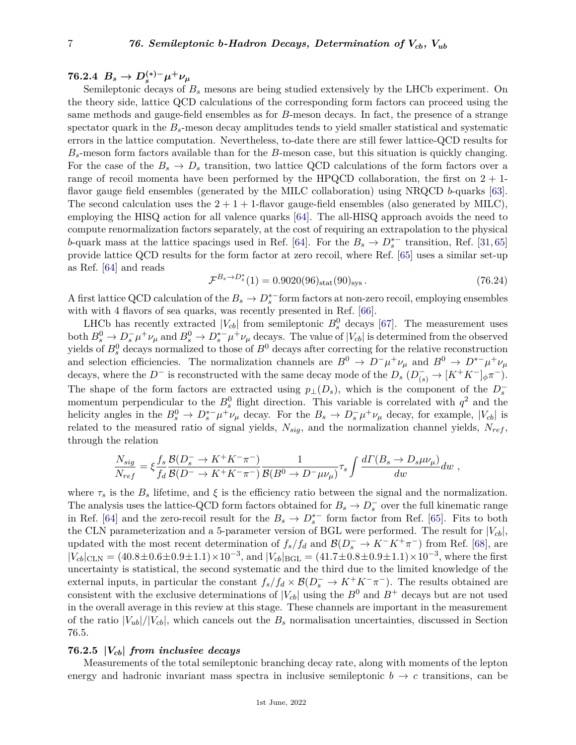### 76.2.4 $B_s \to D_s^{(*)-}\mu^+\nu_\mu$

Semileptonic decays of $B_s$ mesons are being studied extensively by the LHCb experiment. On the theory side, lattice QCD calculations of the corresponding form factors can proceed using the same methods and gauge-field ensembles as for $B$-meson decays. In fact, the presence of a strange spectator quark in the $B_s$-meson decay amplitudes tends to yield smaller statistical and systematic errors in the lattice computation. Nevertheless, to-date there are still fewer lattice-QCD results for $B_s$-meson form factors available than for the $B$-meson case, but this situation is quickly changing. For the case of the $B_s \to D_s$ transition, two lattice QCD calculations of the form factors over a range of recoil momenta have been performed by the HPQCD collaboration, the first on 2 + 1-flavor gauge field ensembles (generated by the MILC collaboration) using NRQCD $b$-quarks [63]. The second calculation uses the 2 + 1 + 1-flavor gauge-field ensembles (also generated by MILC), employing the HISQ action for all valence quarks [64]. The all-HISQ approach avoids the need to compute renormalization factors separately, at the cost of requiring an extrapolation to the physical $b$-quark mass at the lattice spacings used in Ref. [64]. For the $B_s \to D_s^{*-}$ transition, Ref. [31,65] provide lattice QCD results for the form factor at zero recoil, where Ref. [65] uses a similar set-up as Ref. [64] and reads

$$\mathcal{F}^{B_s \to D_s^*}(1) = 0.9020(96)_{\rm stat}(90)_{\rm sys}\,. \tag{76.24}$$

A first lattice QCD calculation of the $B_s \to D_s^{*-}$form factors at non-zero recoil, employing ensembles with with 4 flavors of sea quarks, was recently presented in Ref. [66].

LHCb has recently extracted $|V_{cb}|$ from semileptonic $B_s^0$ decays [67]. The measurement uses both $B_s^0 \to D_s^- \mu^+\nu_\mu$ and $B_s^0 \to D_s^{*-}\mu^+\nu_\mu$ decays. The value of $|V_{cb}|$ is determined from the observed yields of $B_s^0$ decays normalized to those of $B^0$ decays after correcting for the relative reconstruction and selection efficiencies. The normalization channels are $B^0 \to D^-\mu^+\nu_\mu$ and $B^0 \to D^{*-}\mu^+\nu_\mu$ decays, where the $D^-$ is reconstructed with the same decay mode of the $D_s$ ($D^-_{(s)} \to [K^+K^-]_\phi \pi^-$). The shape of the form factors are extracted using $p_\perp(D_s)$, which is the component of the $D_s^-$ momentum perpendicular to the $B_s^0$ flight direction. This variable is correlated with $q^2$ and the helicity angles in the $B_s^0 \to D_s^{*-}\mu^+\nu_\mu$ decay. For the $B_s \to D_s^-\mu^+\nu_\mu$ decay, for example, $|V_{cb}|$ is related to the measured ratio of signal yields, $N_{sig}$, and the normalization channel yields, $N_{ref}$, through the relation

$$\frac{N_{sig}}{N_{ref}} = \xi \frac{f_s}{f_d} \frac{\mathcal{B}(D_s^- \to K^+K^-\pi^-)}{\mathcal{B}(D^- \to K^+K^-\pi^-)} \frac{1}{\mathcal{B}(B^0 \to D^-\mu\nu_\mu)} \tau_s \int \frac{d\Gamma(B_s \to D_s\mu\nu_\mu)}{dw} dw\ ,$$

where $\tau_s$ is the $B_s$ lifetime, and $\xi$ is the efficiency ratio between the signal and the normalization. The analysis uses the lattice-QCD form factors obtained for $B_s \to D_s^-$ over the full kinematic range in Ref. [64] and the zero-recoil result for the $B_s \to D_s^{*-}$ form factor from Ref. [65]. Fits to both the CLN parameterization and a 5-parameter version of BGL were performed. The result for $|V_{cb}|$, updated with the most recent determination of $f_s/f_d$ and $\mathcal{B}(D_s^- \to K^-K^+\pi^-)$ from Ref. [68], are $|V_{cb}|_{\rm CLN} = (40.8 \pm 0.6 \pm 0.9 \pm 1.1) \times 10^{-3}$, and $|V_{cb}|_{\rm BGL} = (41.7 \pm 0.8 \pm 0.9 \pm 1.1) \times 10^{-3}$, where the first uncertainty is statistical, the second systematic and the third due to the limited knowledge of the external inputs, in particular the constant $f_s/f_d \times \mathcal{B}(D_s^- \to K^+K^-\pi^-)$. The results obtained are consistent with the exclusive determinations of $|V_{cb}|$ using the $B^0$ and $B^+$ decays but are not used in the overall average in this review at this stage. These channels are important in the measurement of the ratio $|V_{ub}|/|V_{cb}|$, which cancels out the $B_s$ normalisation uncertainties, discussed in Section 76.5.

### 76.2.5 *$|V_{cb}|$ from inclusive decays*

Measurements of the total semileptonic branching decay rate, along with moments of the lepton energy and hadronic invariant mass spectra in inclusive semileptonic $b \to c$ transitions, can be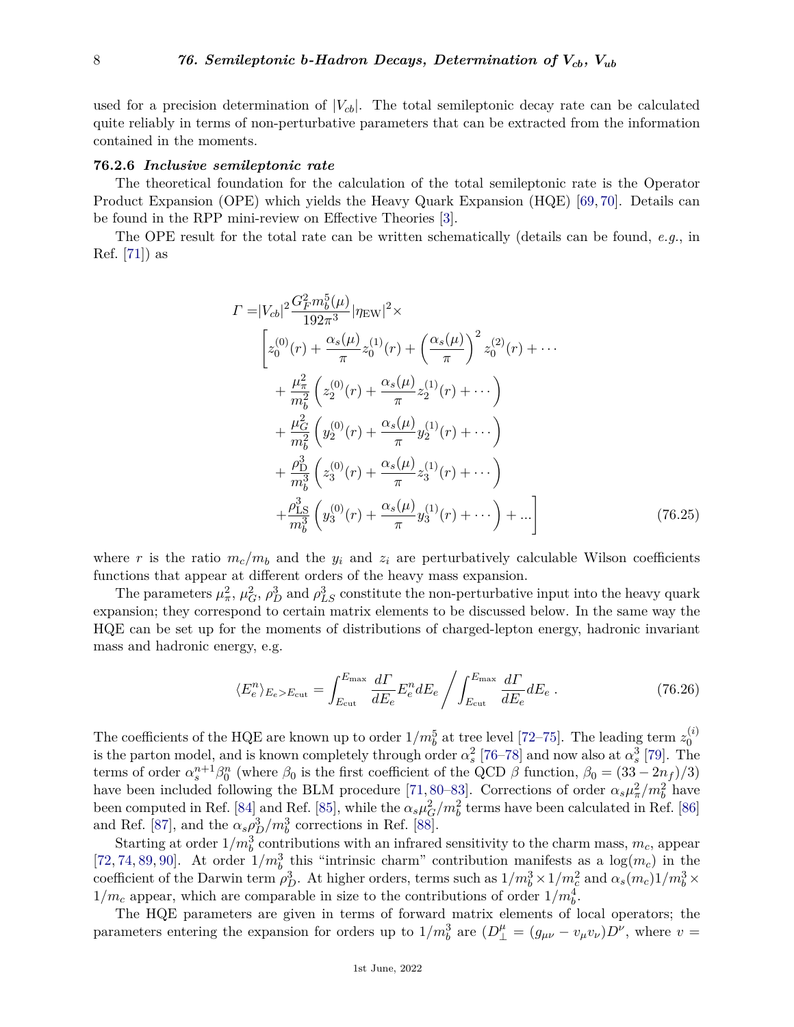used for a precision determination of $|V_{cb}|$. The total semileptonic decay rate can be calculated quite reliably in terms of non-perturbative parameters that can be extracted from the information contained in the moments.

### 76.2.6 *Inclusive semileptonic rate*

The theoretical foundation for the calculation of the total semileptonic rate is the Operator Product Expansion (OPE) which yields the Heavy Quark Expansion (HQE) [69, 70]. Details can be found in the RPP mini-review on Effective Theories [3].

The OPE result for the total rate can be written schematically (details can be found, *e.g.*, in Ref. [71]) as

$$
\begin{aligned}
\Gamma =& |V_{cb}|^2 \frac{G_F^2 m_b^5(\mu)}{192\pi^3} |\eta_{\rm EW}|^2 \times \\
& \left[ z_0^{(0)}(r) + \frac{\alpha_s(\mu)}{\pi} z_0^{(1)}(r) + \left(\frac{\alpha_s(\mu)}{\pi}\right)^2 z_0^{(2)}(r) + \cdots \right. \\
& + \frac{\mu_\pi^2}{m_b^2} \left( z_2^{(0)}(r) + \frac{\alpha_s(\mu)}{\pi} z_2^{(1)}(r) + \cdots \right) \\
& + \frac{\mu_G^2}{m_b^2} \left( y_2^{(0)}(r) + \frac{\alpha_s(\mu)}{\pi} y_2^{(1)}(r) + \cdots \right) \\
& + \frac{\rho_{\rm D}^3}{m_b^3} \left( z_3^{(0)}(r) + \frac{\alpha_s(\mu)}{\pi} z_3^{(1)}(r) + \cdots \right) \\
& \left. + \frac{\rho_{\rm LS}^3}{m_b^3} \left( y_3^{(0)}(r) + \frac{\alpha_s(\mu)}{\pi} y_3^{(1)}(r) + \cdots \right) + \ldots \right]
\end{aligned}
\tag{76.25}
$$

where $r$ is the ratio $m_c/m_b$ and the $y_i$ and $z_i$ are perturbatively calculable Wilson coefficients functions that appear at different orders of the heavy mass expansion.

The parameters $\mu_\pi^2$, $\mu_G^2$, $\rho_D^3$ and $\rho_{LS}^3$ constitute the non-perturbative input into the heavy quark expansion; they correspond to certain matrix elements to be discussed below. In the same way the HQE can be set up for the moments of distributions of charged-lepton energy, hadronic invariant mass and hadronic energy, e.g.

$$
\langle E_e^n \rangle_{E_e > E_{\rm cut}} = \int_{E_{\rm cut}}^{E_{\rm max}} \frac{d\Gamma}{dE_e} E_e^n dE_e \Bigg/ \int_{E_{\rm cut}}^{E_{\rm max}} \frac{d\Gamma}{dE_e} dE_e \,. \tag{76.26}
$$

The coefficients of the HQE are known up to order $1/m_b^5$ at tree level [72–75]. The leading term $z_0^{(i)}$ is the parton model, and is known completely through order $\alpha_s^2$ [76–78] and now also at $\alpha_s^3$ [79]. The terms of order $\alpha_s^{n+1}\beta_0^n$ (where $\beta_0$ is the first coefficient of the QCD $\beta$ function, $\beta_0 = (33 - 2n_f)/3$) have been included following the BLM procedure [71, 80–83]. Corrections of order $\alpha_s \mu_\pi^2/m_b^2$ have been computed in Ref. [84] and Ref. [85], while the $\alpha_s \mu_G^2/m_b^2$ terms have been calculated in Ref. [86] and Ref. [87], and the $\alpha_s \rho_D^3/m_b^3$ corrections in Ref. [88].

Starting at order $1/m_b^3$ contributions with an infrared sensitivity to the charm mass, $m_c$, appear [72, 74, 89, 90]. At order $1/m_b^3$ this "intrinsic charm" contribution manifests as a $\log(m_c)$ in the coefficient of the Darwin term $\rho_D^3$. At higher orders, terms such as $1/m_b^3 \times 1/m_c^2$ and $\alpha_s(m_c) 1/m_b^3 \times 1/m_c$ appear, which are comparable in size to the contributions of order $1/m_b^4$.

The HQE parameters are given in terms of forward matrix elements of local operators; the parameters entering the expansion for orders up to $1/m_b^3$ are ($D_\perp^\mu = (g_{\mu\nu} - v_\mu v_\nu) D^\nu$, where $v =$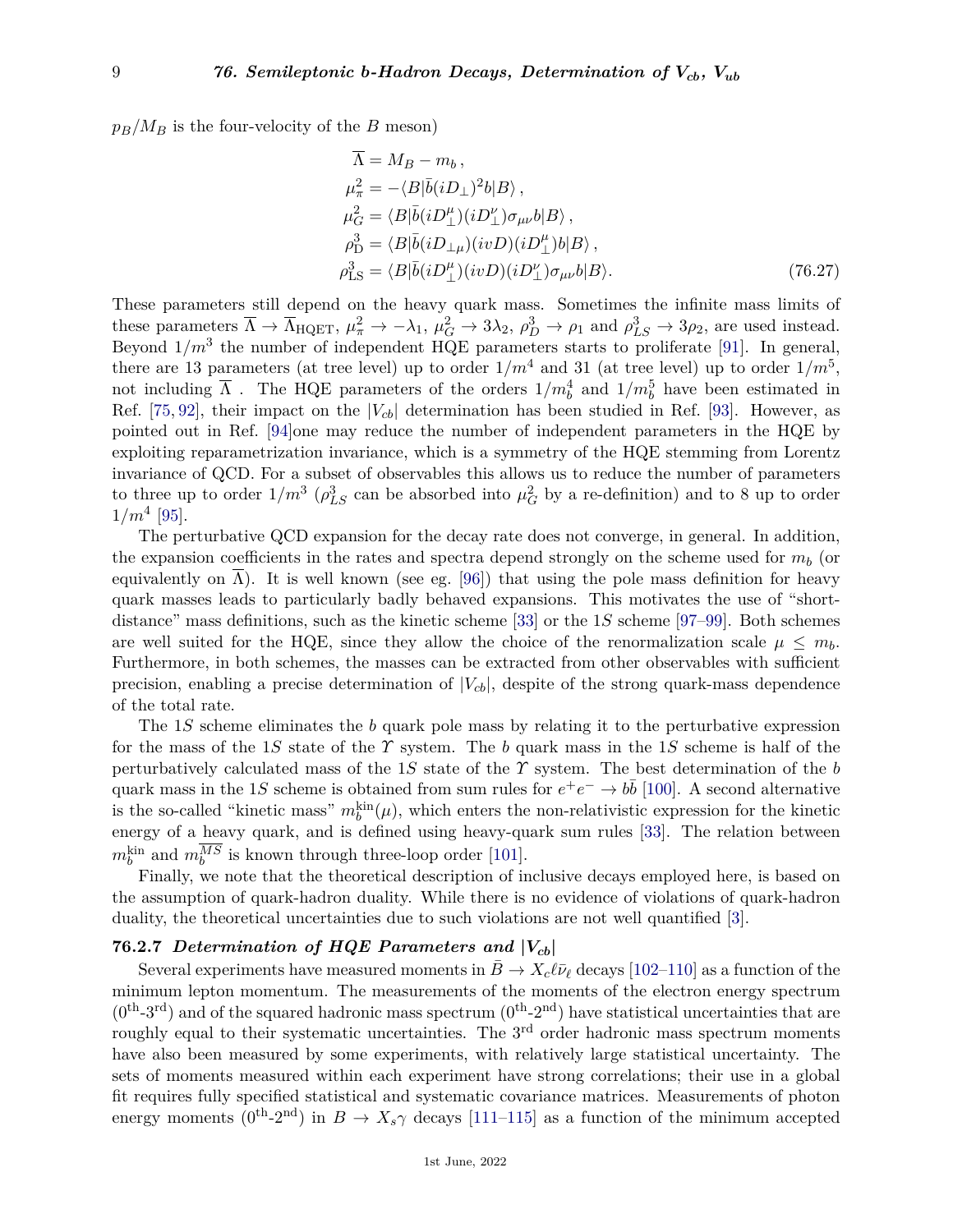$p_B/M_B$ is the four-velocity of the $B$ meson)

$$
\begin{aligned}
\overline{\Lambda} &= M_B - m_b\,, \\
\mu_\pi^2 &= -\langle B|\bar{b}(iD_\perp)^2 b|B\rangle\,, \\
\mu_G^2 &= \langle B|\bar{b}(iD_\perp^\mu)(iD_\perp^\nu)\sigma_{\mu\nu} b|B\rangle\,, \\
\rho_{\rm D}^3 &= \langle B|\bar{b}(iD_{\perp\mu})(ivD)(iD_\perp^\mu) b|B\rangle\,, \\
\rho_{\rm LS}^3 &= \langle B|\bar{b}(iD_\perp^\mu)(ivD)(iD_\perp^\nu)\sigma_{\mu\nu} b|B\rangle.
\end{aligned}
\tag{76.27}
$$

These parameters still depend on the heavy quark mass. Sometimes the infinite mass limits of these parameters $\overline{\Lambda} \to \overline{\Lambda}_{\rm HQET}$, $\mu_\pi^2 \to -\lambda_1$, $\mu_G^2 \to 3\lambda_2$, $\rho_D^3 \to \rho_1$ and $\rho_{LS}^3 \to 3\rho_2$, are used instead. Beyond $1/m^3$ the number of independent HQE parameters starts to proliferate [91]. In general, there are 13 parameters (at tree level) up to order $1/m^4$ and 31 (at tree level) up to order $1/m^5$, not including $\overline{\Lambda}$ . The HQE parameters of the orders $1/m_b^4$ and $1/m_b^5$ have been estimated in Ref. [75, 92], their impact on the $|V_{cb}|$ determination has been studied in Ref. [93]. However, as pointed out in Ref. [94]one may reduce the number of independent parameters in the HQE by exploiting reparametrization invariance, which is a symmetry of the HQE stemming from Lorentz invariance of QCD. For a subset of observables this allows us to reduce the number of parameters to three up to order $1/m^3$ ($\rho_{LS}^3$ can be absorbed into $\mu_G^2$ by a re-definition) and to 8 up to order $1/m^4$ [95].

The perturbative QCD expansion for the decay rate does not converge, in general. In addition, the expansion coefficients in the rates and spectra depend strongly on the scheme used for $m_b$ (or equivalently on $\overline{\Lambda}$). It is well known (see eg. [96]) that using the pole mass definition for heavy quark masses leads to particularly badly behaved expansions. This motivates the use of "short-distance" mass definitions, such as the kinetic scheme [33] or the $1S$ scheme [97–99]. Both schemes are well suited for the HQE, since they allow the choice of the renormalization scale $\mu \leq m_b$. Furthermore, in both schemes, the masses can be extracted from other observables with sufficient precision, enabling a precise determination of $|V_{cb}|$, despite of the strong quark-mass dependence of the total rate.

The $1S$ scheme eliminates the $b$ quark pole mass by relating it to the perturbative expression for the mass of the $1S$ state of the $\Upsilon$ system. The $b$ quark mass in the $1S$ scheme is half of the perturbatively calculated mass of the $1S$ state of the $\Upsilon$ system. The best determination of the $b$ quark mass in the $1S$ scheme is obtained from sum rules for $e^+e^- \to b\bar{b}$ [100]. A second alternative is the so-called "kinetic mass" $m_b^{\rm kin}(\mu)$, which enters the non-relativistic expression for the kinetic energy of a heavy quark, and is defined using heavy-quark sum rules [33]. The relation between $m_b^{\rm kin}$ and $m_b^{\overline{MS}}$ is known through three-loop order [101].

Finally, we note that the theoretical description of inclusive decays employed here, is based on the assumption of quark-hadron duality. While there is no evidence of violations of quark-hadron duality, the theoretical uncertainties due to such violations are not well quantified [3].

### 76.2.7 *Determination of HQE Parameters and $|V_{cb}|$*

Several experiments have measured moments in $\bar{B} \to X_c \ell \bar{\nu}_\ell$ decays [102–110] as a function of the minimum lepton momentum. The measurements of the moments of the electron energy spectrum (0th-3rd) and of the squared hadronic mass spectrum (0th-2nd) have statistical uncertainties that are roughly equal to their systematic uncertainties. The 3rd order hadronic mass spectrum moments have also been measured by some experiments, with relatively large statistical uncertainty. The sets of moments measured within each experiment have strong correlations; their use in a global fit requires fully specified statistical and systematic covariance matrices. Measurements of photon energy moments (0th-2nd) in $B \to X_s \gamma$ decays [111–115] as a function of the minimum accepted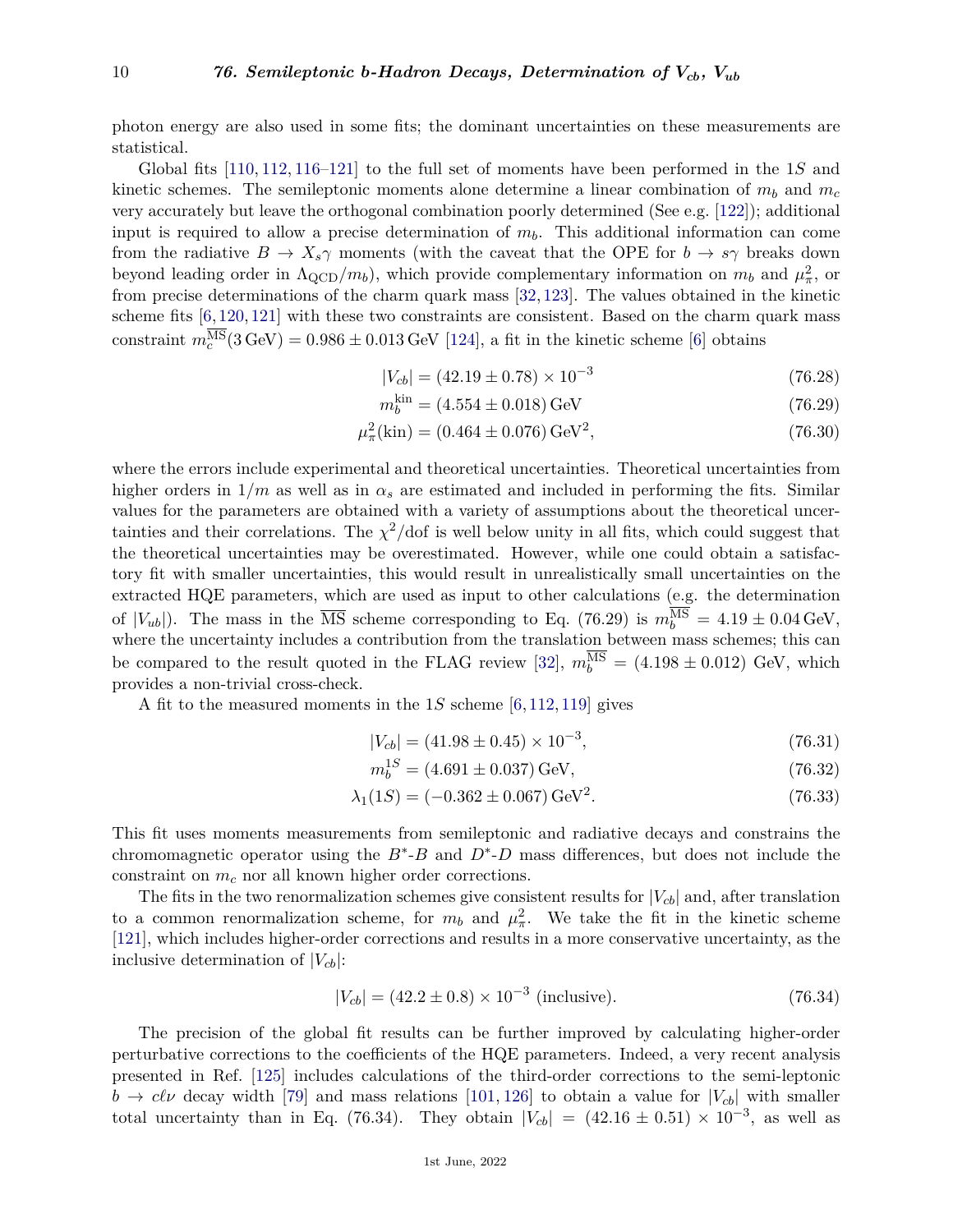photon energy are also used in some fits; the dominant uncertainties on these measurements are statistical.

Global fits [110, 112, 116–121] to the full set of moments have been performed in the $1S$ and kinetic schemes. The semileptonic moments alone determine a linear combination of $m_b$ and $m_c$ very accurately but leave the orthogonal combination poorly determined (See e.g. [122]); additional input is required to allow a precise determination of $m_b$. This additional information can come from the radiative $B \to X_s\gamma$ moments (with the caveat that the OPE for $b \to s\gamma$ breaks down beyond leading order in $\Lambda_{\rm QCD}/m_b$), which provide complementary information on $m_b$ and $\mu_\pi^2$, or from precise determinations of the charm quark mass [32, 123]. The values obtained in the kinetic scheme fits [6, 120, 121] with these two constraints are consistent. Based on the charm quark mass constraint $m_c^{\overline{\rm MS}}(3\,{\rm GeV}) = 0.986 \pm 0.013\,{\rm GeV}$ [124], a fit in the kinetic scheme [6] obtains

$$|V_{cb}| = (42.19 \pm 0.78) \times 10^{-3} \tag{76.28}$$

$$m_b^{\rm kin} = (4.554 \pm 0.018)\,{\rm GeV} \tag{76.29}$$

$$\mu_\pi^2({\rm kin}) = (0.464 \pm 0.076)\,{\rm GeV}^2, \tag{76.30}$$

where the errors include experimental and theoretical uncertainties. Theoretical uncertainties from higher orders in $1/m$ as well as in $\alpha_s$ are estimated and included in performing the fits. Similar values for the parameters are obtained with a variety of assumptions about the theoretical uncertainties and their correlations. The $\chi^2$/dof is well below unity in all fits, which could suggest that the theoretical uncertainties may be overestimated. However, while one could obtain a satisfactory fit with smaller uncertainties, this would result in unrealistically small uncertainties on the extracted HQE parameters, which are used as input to other calculations (e.g. the determination of $|V_{ub}|$). The mass in the $\overline{\rm MS}$ scheme corresponding to Eq. (76.29) is $m_b^{\overline{\rm MS}} = 4.19 \pm 0.04\,{\rm GeV}$, where the uncertainty includes a contribution from the translation between mass schemes; this can be compared to the result quoted in the FLAG review [32], $m_b^{\overline{\rm MS}} = (4.198 \pm 0.012)$ GeV, which provides a non-trivial cross-check.

A fit to the measured moments in the $1S$ scheme [6, 112, 119] gives

$$|V_{cb}| = (41.98 \pm 0.45) \times 10^{-3}, \tag{76.31}$$

$$m_b^{1S} = (4.691 \pm 0.037)\,{\rm GeV}, \tag{76.32}$$

$$\lambda_1(1S) = (-0.362 \pm 0.067)\,{\rm GeV}^2. \tag{76.33}$$

This fit uses moments measurements from semileptonic and radiative decays and constrains the chromomagnetic operator using the $B^*$-$B$ and $D^*$-$D$ mass differences, but does not include the constraint on $m_c$ nor all known higher order corrections.

The fits in the two renormalization schemes give consistent results for $|V_{cb}|$ and, after translation to a common renormalization scheme, for $m_b$ and $\mu_\pi^2$. We take the fit in the kinetic scheme [121], which includes higher-order corrections and results in a more conservative uncertainty, as the inclusive determination of $|V_{cb}|$:

$$|V_{cb}| = (42.2 \pm 0.8) \times 10^{-3} \text{ (inclusive)}. \tag{76.34}$$

The precision of the global fit results can be further improved by calculating higher-order perturbative corrections to the coefficients of the HQE parameters. Indeed, a very recent analysis presented in Ref. [125] includes calculations of the third-order corrections to the semi-leptonic $b \to c\ell\nu$ decay width [79] and mass relations [101, 126] to obtain a value for $|V_{cb}|$ with smaller total uncertainty than in Eq. (76.34). They obtain $|V_{cb}| = (42.16 \pm 0.51) \times 10^{-3}$, as well as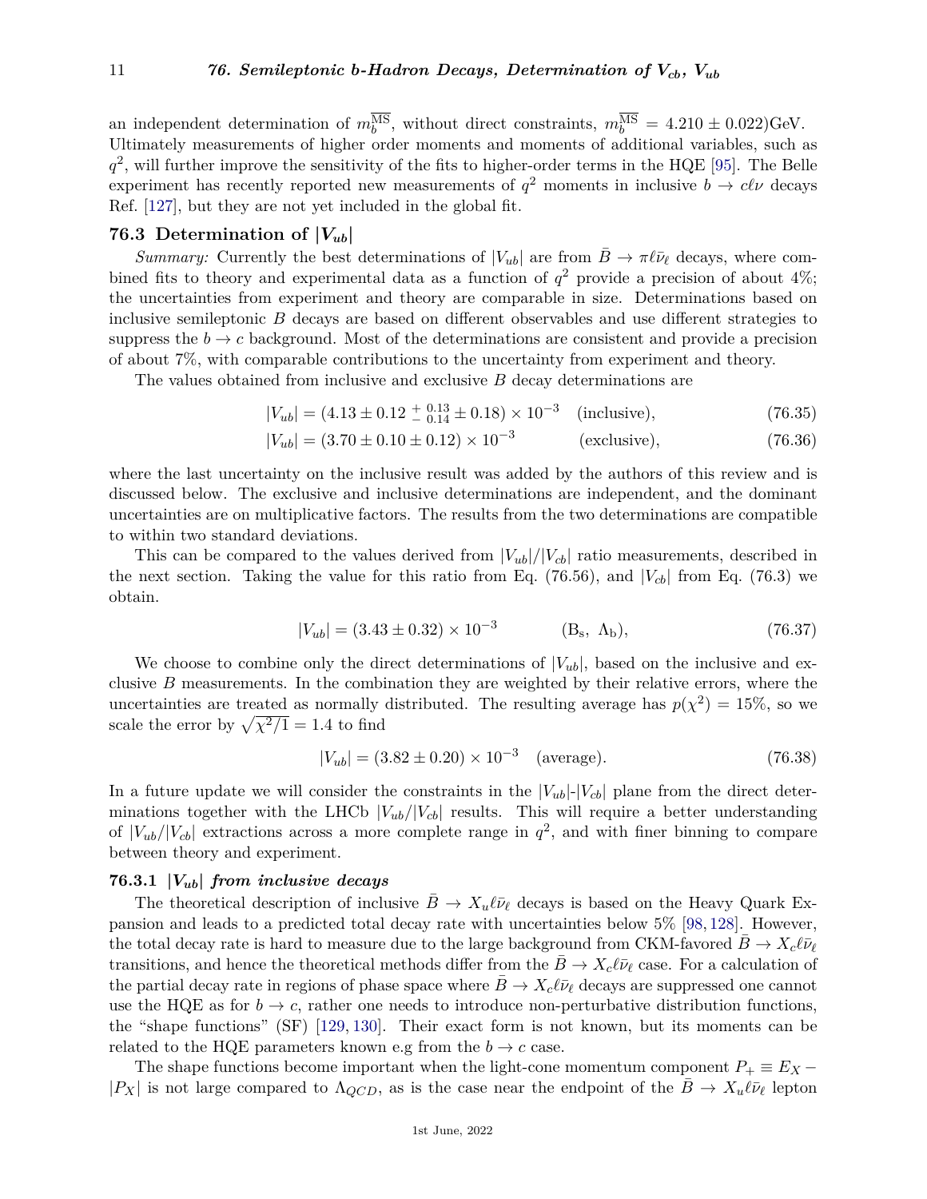an independent determination of $m_b^{\overline{\rm MS}}$, without direct constraints, $m_b^{\overline{\rm MS}} = 4.210 \pm 0.022)$GeV. Ultimately measurements of higher order moments and moments of additional variables, such as $q^2$, will further improve the sensitivity of the fits to higher-order terms in the HQE [95]. The Belle experiment has recently reported new measurements of $q^2$ moments in inclusive $b \to c\ell\nu$ decays Ref. [127], but they are not yet included in the global fit.

## 76.3 Determination of $|V_{ub}|$

*Summary:* Currently the best determinations of $|V_{ub}|$ are from $\bar{B} \to \pi\ell\bar{\nu}_\ell$ decays, where combined fits to theory and experimental data as a function of $q^2$ provide a precision of about 4%; the uncertainties from experiment and theory are comparable in size. Determinations based on inclusive semileptonic $B$ decays are based on different observables and use different strategies to suppress the $b \to c$ background. Most of the determinations are consistent and provide a precision of about 7%, with comparable contributions to the uncertainty from experiment and theory.

The values obtained from inclusive and exclusive $B$ decay determinations are

$$|V_{ub}| = (4.13 \pm 0.12\,{}^{+\,0.13}_{-\,0.14} \pm 0.18) \times 10^{-3} \quad \text{(inclusive)}, \tag{76.35}$$

$$|V_{ub}| = (3.70 \pm 0.10 \pm 0.12) \times 10^{-3} \quad \text{(exclusive)}, \tag{76.36}$$

where the last uncertainty on the inclusive result was added by the authors of this review and is discussed below. The exclusive and inclusive determinations are independent, and the dominant uncertainties are on multiplicative factors. The results from the two determinations are compatible to within two standard deviations.

This can be compared to the values derived from $|V_{ub}|/|V_{cb}|$ ratio measurements, described in the next section. Taking the value for this ratio from Eq. (76.56), and $|V_{cb}|$ from Eq. (76.3) we obtain.

$$|V_{ub}| = (3.43 \pm 0.32) \times 10^{-3} \quad (\mathrm{B_s},\ \Lambda_\mathrm{b}), \tag{76.37}$$

We choose to combine only the direct determinations of $|V_{ub}|$, based on the inclusive and exclusive $B$ measurements. In the combination they are weighted by their relative errors, where the uncertainties are treated as normally distributed. The resulting average has $p(\chi^2) = 15\%$, so we scale the error by $\sqrt{\chi^2/1} = 1.4$ to find

$$|V_{ub}| = (3.82 \pm 0.20) \times 10^{-3} \quad \text{(average)}. \tag{76.38}$$

In a future update we will consider the constraints in the $|V_{ub}|$-$|V_{cb}|$ plane from the direct determinations together with the LHCb $|V_{ub}/|V_{cb}|$ results. This will require a better understanding of $|V_{ub}/|V_{cb}|$ extractions across a more complete range in $q^2$, and with finer binning to compare between theory and experiment.

### 76.3.1 $|V_{ub}|$ *from inclusive decays*

The theoretical description of inclusive $\bar{B} \to X_u\ell\bar{\nu}_\ell$ decays is based on the Heavy Quark Expansion and leads to a predicted total decay rate with uncertainties below 5% [98, 128]. However, the total decay rate is hard to measure due to the large background from CKM-favored $\bar{B} \to X_c\ell\bar{\nu}_\ell$ transitions, and hence the theoretical methods differ from the $\bar{B} \to X_c\ell\bar{\nu}_\ell$ case. For a calculation of the partial decay rate in regions of phase space where $\bar{B} \to X_c\ell\bar{\nu}_\ell$ decays are suppressed one cannot use the HQE as for $b \to c$, rather one needs to introduce non-perturbative distribution functions, the "shape functions" (SF) [129, 130]. Their exact form is not known, but its moments can be related to the HQE parameters known e.g from the $b \to c$ case.

The shape functions become important when the light-cone momentum component $P_+ \equiv E_X - |P_X|$ is not large compared to $\Lambda_{QCD}$, as is the case near the endpoint of the $\bar{B} \to X_u\ell\bar{\nu}_\ell$ lepton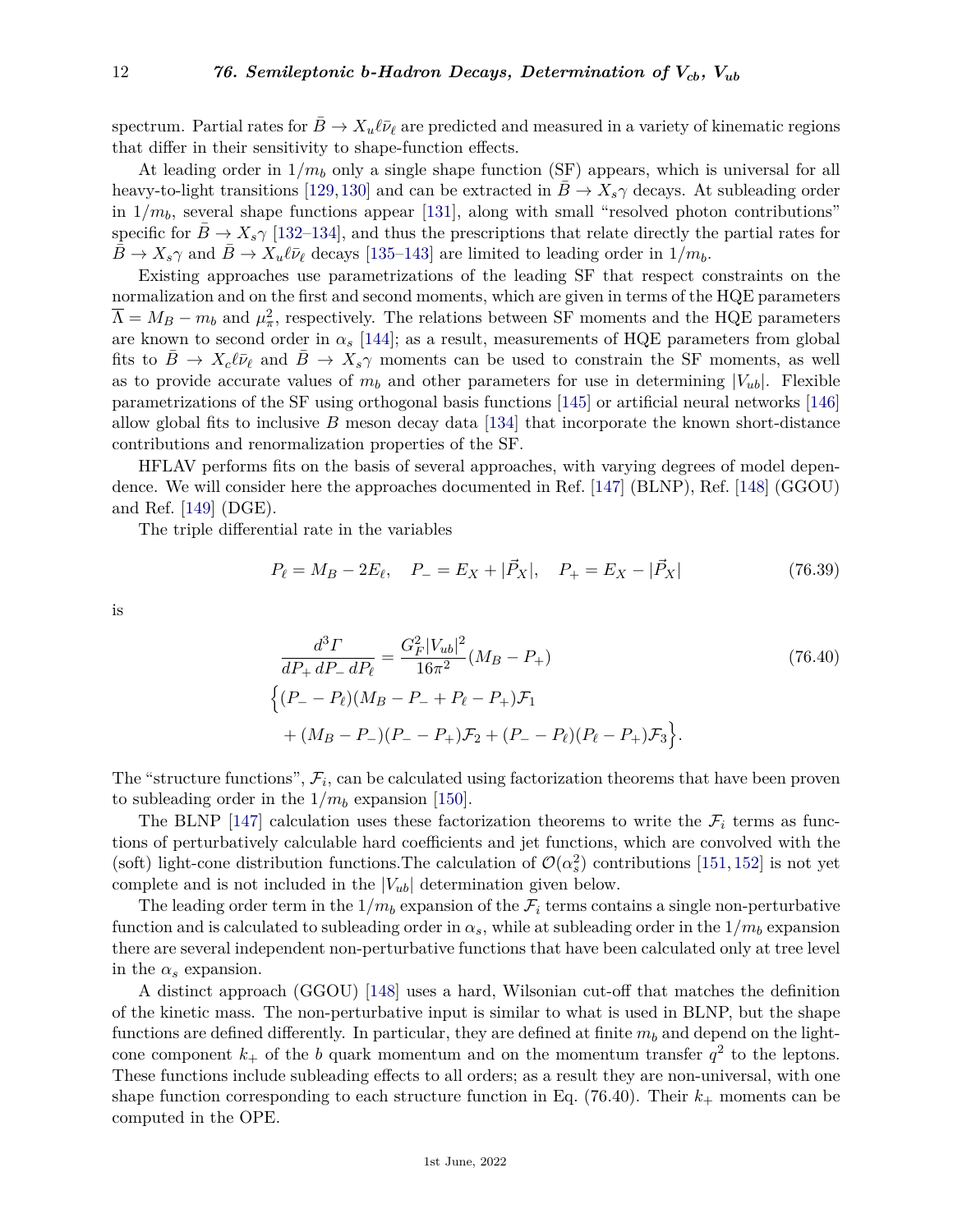spectrum. Partial rates for $\bar{B} \to X_u \ell \bar{\nu}_\ell$ are predicted and measured in a variety of kinematic regions that differ in their sensitivity to shape-function effects.

At leading order in $1/m_b$ only a single shape function (SF) appears, which is universal for all heavy-to-light transitions [129,130] and can be extracted in $\bar{B} \to X_s \gamma$ decays. At subleading order in $1/m_b$, several shape functions appear [131], along with small "resolved photon contributions" specific for $\bar{B} \to X_s \gamma$ [132–134], and thus the prescriptions that relate directly the partial rates for $\bar{B} \to X_s \gamma$ and $\bar{B} \to X_u \ell \bar{\nu}_\ell$ decays [135–143] are limited to leading order in $1/m_b$.

Existing approaches use parametrizations of the leading SF that respect constraints on the normalization and on the first and second moments, which are given in terms of the HQE parameters $\overline{\Lambda} = M_B - m_b$ and $\mu_\pi^2$, respectively. The relations between SF moments and the HQE parameters are known to second order in $\alpha_s$ [144]; as a result, measurements of HQE parameters from global fits to $\bar{B} \to X_c \ell \bar{\nu}_\ell$ and $\bar{B} \to X_s \gamma$ moments can be used to constrain the SF moments, as well as to provide accurate values of $m_b$ and other parameters for use in determining $|V_{ub}|$. Flexible parametrizations of the SF using orthogonal basis functions [145] or artificial neural networks [146] allow global fits to inclusive $B$ meson decay data [134] that incorporate the known short-distance contributions and renormalization properties of the SF.

HFLAV performs fits on the basis of several approaches, with varying degrees of model dependence. We will consider here the approaches documented in Ref. [147] (BLNP), Ref. [148] (GGOU) and Ref. [149] (DGE).

The triple differential rate in the variables

$$P_\ell = M_B - 2E_\ell, \quad P_- = E_X + |\vec{P}_X|, \quad P_+ = E_X - |\vec{P}_X| \tag{76.39}$$

is

$$\begin{aligned}
\frac{d^3\Gamma}{dP_+\, dP_-\, dP_\ell} &= \frac{G_F^2 |V_{ub}|^2}{16\pi^2} (M_B - P_+) \\
\Big\{ &(P_- - P_\ell)(M_B - P_- + P_\ell - P_+)\mathcal{F}_1 \\
&+ (M_B - P_-)(P_- - P_+)\mathcal{F}_2 + (P_- - P_\ell)(P_\ell - P_+)\mathcal{F}_3 \Big\}.
\end{aligned} \tag{76.40}$$

The "structure functions", $\mathcal{F}_i$, can be calculated using factorization theorems that have been proven to subleading order in the $1/m_b$ expansion [150].

The BLNP [147] calculation uses these factorization theorems to write the $\mathcal{F}_i$ terms as functions of perturbatively calculable hard coefficients and jet functions, which are convolved with the (soft) light-cone distribution functions.The calculation of $\mathcal{O}(\alpha_s^2)$ contributions [151,152] is not yet complete and is not included in the $|V_{ub}|$ determination given below.

The leading order term in the $1/m_b$ expansion of the $\mathcal{F}_i$ terms contains a single non-perturbative function and is calculated to subleading order in $\alpha_s$, while at subleading order in the $1/m_b$ expansion there are several independent non-perturbative functions that have been calculated only at tree level in the $\alpha_s$ expansion.

A distinct approach (GGOU) [148] uses a hard, Wilsonian cut-off that matches the definition of the kinetic mass. The non-perturbative input is similar to what is used in BLNP, but the shape functions are defined differently. In particular, they are defined at finite $m_b$ and depend on the light-cone component $k_+$ of the $b$ quark momentum and on the momentum transfer $q^2$ to the leptons. These functions include subleading effects to all orders; as a result they are non-universal, with one shape function corresponding to each structure function in Eq. (76.40). Their $k_+$ moments can be computed in the OPE.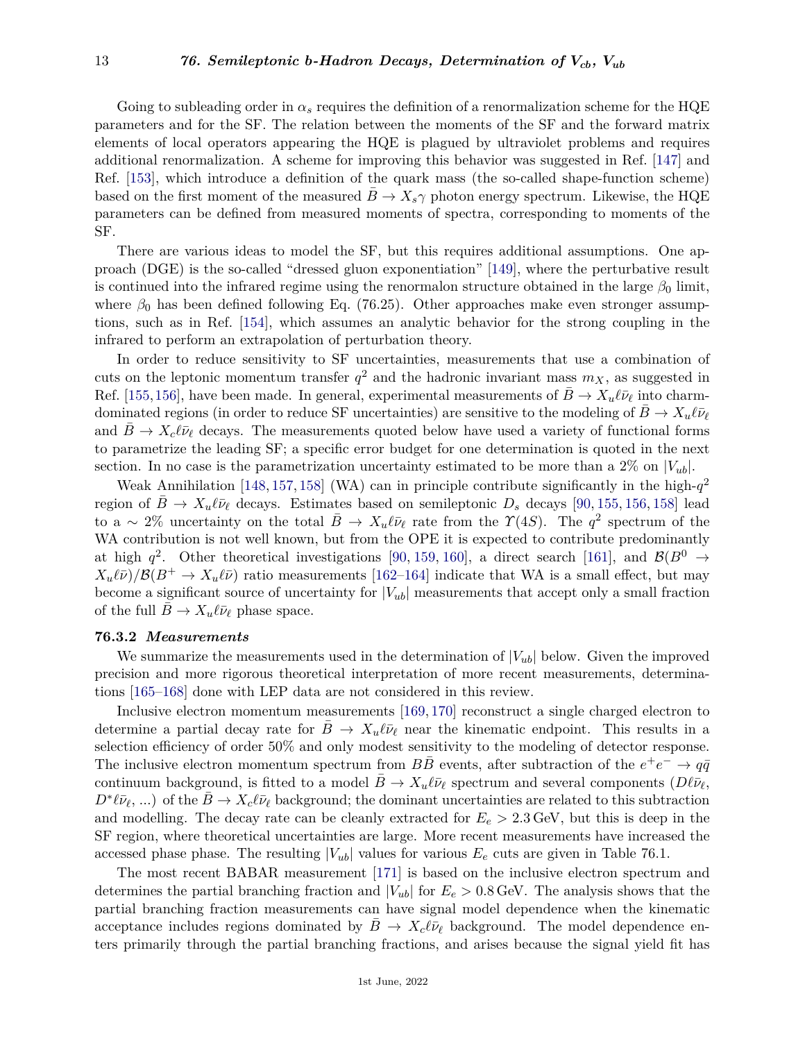Going to subleading order in $\alpha_s$ requires the definition of a renormalization scheme for the HQE parameters and for the SF. The relation between the moments of the SF and the forward matrix elements of local operators appearing the HQE is plagued by ultraviolet problems and requires additional renormalization. A scheme for improving this behavior was suggested in Ref. [147] and Ref. [153], which introduce a definition of the quark mass (the so-called shape-function scheme) based on the first moment of the measured $\bar{B} \to X_s\gamma$ photon energy spectrum. Likewise, the HQE parameters can be defined from measured moments of spectra, corresponding to moments of the SF.

There are various ideas to model the SF, but this requires additional assumptions. One approach (DGE) is the so-called "dressed gluon exponentiation" [149], where the perturbative result is continued into the infrared regime using the renormalon structure obtained in the large $\beta_0$ limit, where $\beta_0$ has been defined following Eq. (76.25). Other approaches make even stronger assumptions, such as in Ref. [154], which assumes an analytic behavior for the strong coupling in the infrared to perform an extrapolation of perturbation theory.

In order to reduce sensitivity to SF uncertainties, measurements that use a combination of cuts on the leptonic momentum transfer $q^2$ and the hadronic invariant mass $m_X$, as suggested in Ref. [155,156], have been made. In general, experimental measurements of $\bar{B} \to X_u\ell\bar{\nu}_\ell$ into charm-dominated regions (in order to reduce SF uncertainties) are sensitive to the modeling of $\bar{B} \to X_u\ell\bar{\nu}_\ell$ and $\bar{B} \to X_c\ell\bar{\nu}_\ell$ decays. The measurements quoted below have used a variety of functional forms to parametrize the leading SF; a specific error budget for one determination is quoted in the next section. In no case is the parametrization uncertainty estimated to be more than a 2% on $|V_{ub}|$.

Weak Annihilation [148,157,158] (WA) can in principle contribute significantly in the high-$q^2$ region of $\bar{B} \to X_u\ell\bar{\nu}_\ell$ decays. Estimates based on semileptonic $D_s$ decays [90,155,156,158] lead to a $\sim 2\%$ uncertainty on the total $\bar{B} \to X_u\ell\bar{\nu}_\ell$ rate from the $\Upsilon(4S)$. The $q^2$ spectrum of the WA contribution is not well known, but from the OPE it is expected to contribute predominantly at high $q^2$. Other theoretical investigations [90,159,160], a direct search [161], and $\mathcal{B}(B^0 \to X_u\ell\bar{\nu})/\mathcal{B}(B^+ \to X_u\ell\bar{\nu})$ ratio measurements [162–164] indicate that WA is a small effect, but may become a significant source of uncertainty for $|V_{ub}|$ measurements that accept only a small fraction of the full $\bar{B} \to X_u\ell\bar{\nu}_\ell$ phase space.

### 76.3.2 *Measurements*

We summarize the measurements used in the determination of $|V_{ub}|$ below. Given the improved precision and more rigorous theoretical interpretation of more recent measurements, determinations [165–168] done with LEP data are not considered in this review.

Inclusive electron momentum measurements [169,170] reconstruct a single charged electron to determine a partial decay rate for $\bar{B} \to X_u\ell\bar{\nu}_\ell$ near the kinematic endpoint. This results in a selection efficiency of order 50% and only modest sensitivity to the modeling of detector response. The inclusive electron momentum spectrum from $B\bar{B}$ events, after subtraction of the $e^+e^- \to q\bar{q}$ continuum background, is fitted to a model $\bar{B} \to X_u\ell\bar{\nu}_\ell$ spectrum and several components ($D\ell\bar{\nu}_\ell$, $D^*\ell\bar{\nu}_\ell$, ...) of the $\bar{B} \to X_c\ell\bar{\nu}_\ell$ background; the dominant uncertainties are related to this subtraction and modelling. The decay rate can be cleanly extracted for $E_e > 2.3\,\text{GeV}$, but this is deep in the SF region, where theoretical uncertainties are large. More recent measurements have increased the accessed phase phase. The resulting $|V_{ub}|$ values for various $E_e$ cuts are given in Table 76.1.

The most recent BABAR measurement [171] is based on the inclusive electron spectrum and determines the partial branching fraction and $|V_{ub}|$ for $E_e > 0.8\,\text{GeV}$. The analysis shows that the partial branching fraction measurements can have signal model dependence when the kinematic acceptance includes regions dominated by $\bar{B} \to X_c\ell\bar{\nu}_\ell$ background. The model dependence enters primarily through the partial branching fractions, and arises because the signal yield fit has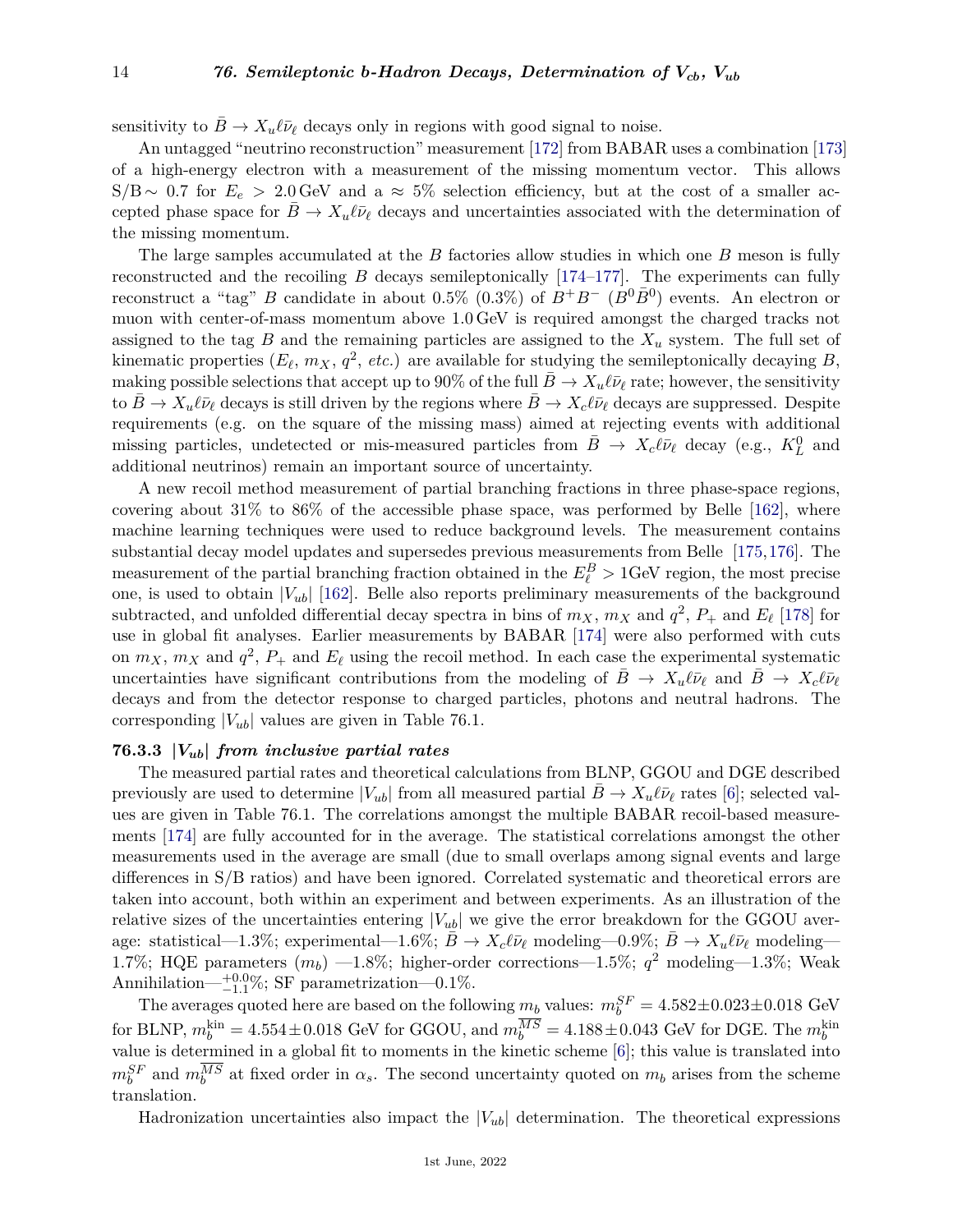sensitivity to $\bar{B} \to X_u \ell \bar{\nu}_\ell$ decays only in regions with good signal to noise.

An untagged "neutrino reconstruction" measurement [172] from BABAR uses a combination [173] of a high-energy electron with a measurement of the missing momentum vector. This allows S/B$\sim$ 0.7 for $E_e > 2.0\,\text{GeV}$ and a $\approx$ 5% selection efficiency, but at the cost of a smaller accepted phase space for $\bar{B} \to X_u \ell \bar{\nu}_\ell$ decays and uncertainties associated with the determination of the missing momentum.

The large samples accumulated at the $B$ factories allow studies in which one $B$ meson is fully reconstructed and the recoiling $B$ decays semileptonically [174–177]. The experiments can fully reconstruct a "tag" $B$ candidate in about 0.5% (0.3%) of $B^+B^-$ ($B^0\bar{B}^0$) events. An electron or muon with center-of-mass momentum above 1.0 GeV is required amongst the charged tracks not assigned to the tag $B$ and the remaining particles are assigned to the $X_u$ system. The full set of kinematic properties ($E_\ell$, $m_X$, $q^2$, *etc.*) are available for studying the semileptonically decaying $B$, making possible selections that accept up to 90% of the full $\bar{B} \to X_u \ell \bar{\nu}_\ell$ rate; however, the sensitivity to $\bar{B} \to X_u \ell \bar{\nu}_\ell$ decays is still driven by the regions where $\bar{B} \to X_c \ell \bar{\nu}_\ell$ decays are suppressed. Despite requirements (e.g. on the square of the missing mass) aimed at rejecting events with additional missing particles, undetected or mis-measured particles from $\bar{B} \to X_c \ell \bar{\nu}_\ell$ decay (e.g., $K_L^0$ and additional neutrinos) remain an important source of uncertainty.

A new recoil method measurement of partial branching fractions in three phase-space regions, covering about 31% to 86% of the accessible phase space, was performed by Belle [162], where machine learning techniques were used to reduce background levels. The measurement contains substantial decay model updates and supersedes previous measurements from Belle [175,176]. The measurement of the partial branching fraction obtained in the $E_\ell^B > 1\text{GeV}$ region, the most precise one, is used to obtain $|V_{ub}|$ [162]. Belle also reports preliminary measurements of the background subtracted, and unfolded differential decay spectra in bins of $m_X$, $m_X$ and $q^2$, $P_+$ and $E_\ell$ [178] for use in global fit analyses. Earlier measurements by BABAR [174] were also performed with cuts on $m_X$, $m_X$ and $q^2$, $P_+$ and $E_\ell$ using the recoil method. In each case the experimental systematic uncertainties have significant contributions from the modeling of $\bar{B} \to X_u \ell \bar{\nu}_\ell$ and $\bar{B} \to X_c \ell \bar{\nu}_\ell$ decays and from the detector response to charged particles, photons and neutral hadrons. The corresponding $|V_{ub}|$ values are given in Table 76.1.

### 76.3.3 $|V_{ub}|$ *from inclusive partial rates*

The measured partial rates and theoretical calculations from BLNP, GGOU and DGE described previously are used to determine $|V_{ub}|$ from all measured partial $\bar{B} \to X_u \ell \bar{\nu}_\ell$ rates [6]; selected values are given in Table 76.1. The correlations amongst the multiple BABAR recoil-based measurements [174] are fully accounted for in the average. The statistical correlations amongst the other measurements used in the average are small (due to small overlaps among signal events and large differences in S/B ratios) and have been ignored. Correlated systematic and theoretical errors are taken into account, both within an experiment and between experiments. As an illustration of the relative sizes of the uncertainties entering $|V_{ub}|$ we give the error breakdown for the GGOU average: statistical—1.3%; experimental—1.6%; $\bar{B} \to X_c \ell \bar{\nu}_\ell$ modeling—0.9%; $\bar{B} \to X_u \ell \bar{\nu}_\ell$ modeling—1.7%; HQE parameters ($m_b$) —1.8%; higher-order corrections—1.5%; $q^2$ modeling—1.3%; Weak Annihilation—$^{+0.0}_{-1.1}$%; SF parametrization—0.1%.

The averages quoted here are based on the following $m_b$ values: $m_b^{SF} = 4.582 \pm 0.023 \pm 0.018$ GeV for BLNP, $m_b^{\text{kin}} = 4.554 \pm 0.018$ GeV for GGOU, and $m_b^{\overline{MS}} = 4.188 \pm 0.043$ GeV for DGE. The $m_b^{\text{kin}}$ value is determined in a global fit to moments in the kinetic scheme [6]; this value is translated into $m_b^{SF}$ and $m_b^{\overline{MS}}$ at fixed order in $\alpha_s$. The second uncertainty quoted on $m_b$ arises from the scheme translation.

Hadronization uncertainties also impact the $|V_{ub}|$ determination. The theoretical expressions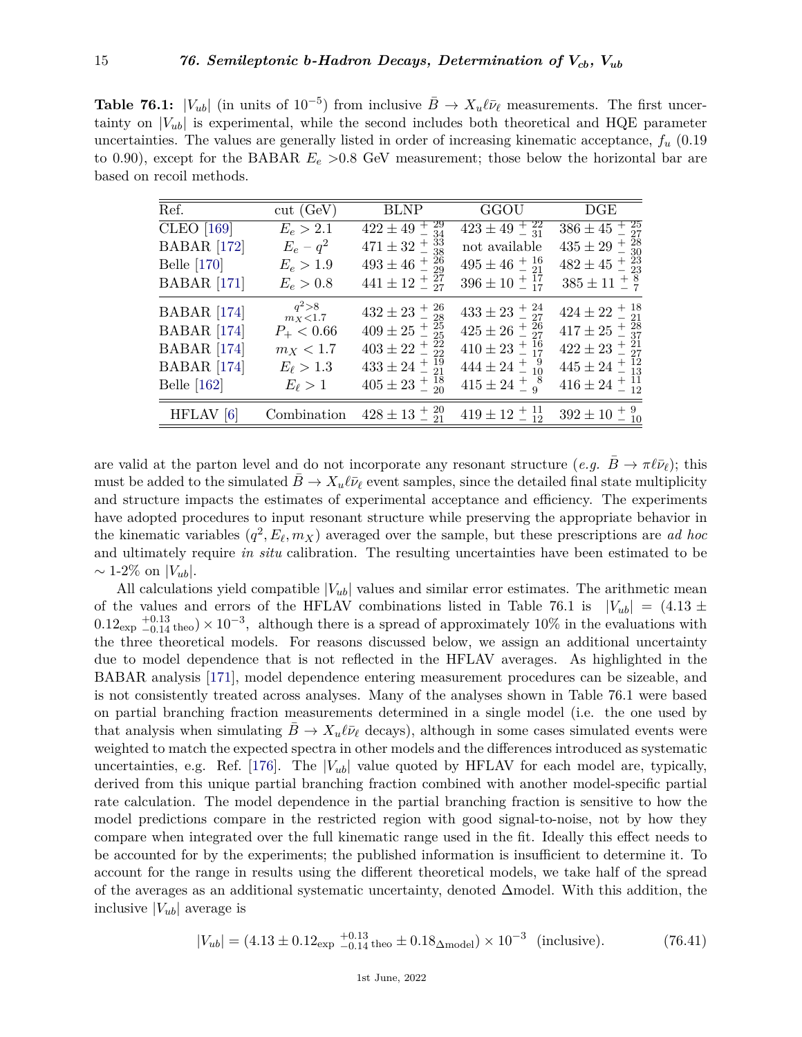**Table 76.1:** $|V_{ub}|$ (in units of $10^{-5}$) from inclusive $\bar{B} \to X_u \ell \bar{\nu}_\ell$ measurements. The first uncertainty on $|V_{ub}|$ is experimental, while the second includes both theoretical and HQE parameter uncertainties. The values are generally listed in order of increasing kinematic acceptance, $f_u$ (0.19 to 0.90), except for the BABAR $E_e > 0.8$ GeV measurement; those below the horizontal bar are based on recoil methods.

| Ref. | cut (GeV) | BLNP | GGOU | DGE |
|---|---|---|---|---|
| CLEO [169] | $E_e > 2.1$ | $422 \pm 49 \, ^{+29}_{-34}$ | $423 \pm 49 \, ^{+22}_{-31}$ | $386 \pm 45 \, ^{+25}_{-27}$ |
| BABAR [172] | $E_e - q^2$ | $471 \pm 32 \, ^{+33}_{-38}$ | not available | $435 \pm 29 \, ^{+28}_{-30}$ |
| Belle [170] | $E_e > 1.9$ | $493 \pm 46 \, ^{+26}_{-29}$ | $495 \pm 46 \, ^{+16}_{-21}$ | $482 \pm 45 \, ^{+23}_{-23}$ |
| BABAR [171] | $E_e > 0.8$ | $441 \pm 12 \, ^{+27}_{-27}$ | $396 \pm 10 \, ^{+17}_{-17}$ | $385 \pm 11 \, ^{+8}_{-7}$ |
| BABAR [174] | $q^2{>}8$, $m_X{<}1.7$ | $432 \pm 23 \, ^{+26}_{-28}$ | $433 \pm 23 \, ^{+24}_{-27}$ | $424 \pm 22 \, ^{+18}_{-21}$ |
| BABAR [174] | $P_+ < 0.66$ | $409 \pm 25 \, ^{+25}_{-25}$ | $425 \pm 26 \, ^{+26}_{-27}$ | $417 \pm 25 \, ^{+28}_{-37}$ |
| BABAR [174] | $m_X < 1.7$ | $403 \pm 22 \, ^{+22}_{-22}$ | $410 \pm 23 \, ^{+16}_{-17}$ | $422 \pm 23 \, ^{+21}_{-27}$ |
| BABAR [174] | $E_\ell > 1.3$ | $433 \pm 24 \, ^{+19}_{-21}$ | $444 \pm 24 \, ^{+9}_{-10}$ | $445 \pm 24 \, ^{+12}_{-13}$ |
| Belle [162] | $E_\ell > 1$ | $405 \pm 23 \, ^{+18}_{-20}$ | $415 \pm 24 \, ^{+8}_{-9}$ | $416 \pm 24 \, ^{+11}_{-12}$ |
| HFLAV [6] | Combination | $428 \pm 13 \, ^{+20}_{-21}$ | $419 \pm 12 \, ^{+11}_{-12}$ | $392 \pm 10 \, ^{+9}_{-10}$ |

are valid at the parton level and do not incorporate any resonant structure (*e.g.* $\bar{B} \to \pi \ell \bar{\nu}_\ell$); this must be added to the simulated $\bar{B} \to X_u \ell \bar{\nu}_\ell$ event samples, since the detailed final state multiplicity and structure impacts the estimates of experimental acceptance and efficiency. The experiments have adopted procedures to input resonant structure while preserving the appropriate behavior in the kinematic variables $(q^2, E_\ell, m_X)$ averaged over the sample, but these prescriptions are *ad hoc* and ultimately require *in situ* calibration. The resulting uncertainties have been estimated to be $\sim$ 1-2% on $|V_{ub}|$.

All calculations yield compatible $|V_{ub}|$ values and similar error estimates. The arithmetic mean of the values and errors of the HFLAV combinations listed in Table 76.1 is $|V_{ub}| = (4.13 \pm 0.12_{\rm exp} \, ^{+0.13}_{-0.14}{}_{\rm theo}) \times 10^{-3}$, although there is a spread of approximately 10% in the evaluations with the three theoretical models. For reasons discussed below, we assign an additional uncertainty due to model dependence that is not reflected in the HFLAV averages. As highlighted in the BABAR analysis [171], model dependence entering measurement procedures can be sizeable, and is not consistently treated across analyses. Many of the analyses shown in Table 76.1 were based on partial branching fraction measurements determined in a single model (i.e. the one used by that analysis when simulating $\bar{B} \to X_u \ell \bar{\nu}_\ell$ decays), although in some cases simulated events were weighted to match the expected spectra in other models and the differences introduced as systematic uncertainties, e.g. Ref. [176]. The $|V_{ub}|$ value quoted by HFLAV for each model are, typically, derived from this unique partial branching fraction combined with another model-specific partial rate calculation. The model dependence in the partial branching fraction is sensitive to how the model predictions compare in the restricted region with good signal-to-noise, not by how they compare when integrated over the full kinematic range used in the fit. Ideally this effect needs to be accounted for by the experiments; the published information is insufficient to determine it. To account for the range in results using the different theoretical models, we take half of the spread of the averages as an additional systematic uncertainty, denoted $\Delta$model. With this addition, the inclusive $|V_{ub}|$ average is

$$|V_{ub}| = (4.13 \pm 0.12_{\rm exp} \, ^{+0.13}_{-0.14}{}_{\rm theo} \pm 0.18_{\Delta\rm model}) \times 10^{-3} \quad \text{(inclusive)}. \qquad (76.41)$$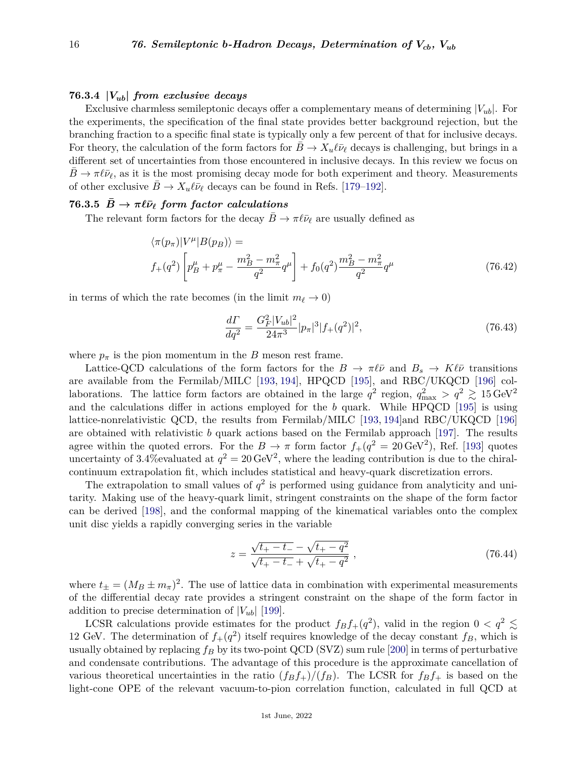### 76.3.4 $|V_{ub}|$ from exclusive decays

Exclusive charmless semileptonic decays offer a complementary means of determining $|V_{ub}|$. For the experiments, the specification of the final state provides better background rejection, but the branching fraction to a specific final state is typically only a few percent of that for inclusive decays. For theory, the calculation of the form factors for $\bar{B} \to X_u \ell \bar{\nu}_\ell$ decays is challenging, but brings in a different set of uncertainties from those encountered in inclusive decays. In this review we focus on $\bar{B} \to \pi \ell \bar{\nu}_\ell$, as it is the most promising decay mode for both experiment and theory. Measurements of other exclusive $\bar{B} \to X_u \ell \bar{\nu}_\ell$ decays can be found in Refs. [179–192].

### 76.3.5 $\bar{B} \to \pi \ell \bar{\nu}_\ell$ form factor calculations

The relevant form factors for the decay $\bar{B} \to \pi \ell \bar{\nu}_\ell$ are usually defined as

$$
\begin{aligned}
&\langle \pi(p_\pi) | V^\mu | B(p_B) \rangle = \\
&f_+(q^2) \left[ p_B^\mu + p_\pi^\mu - \frac{m_B^2 - m_\pi^2}{q^2} q^\mu \right] + f_0(q^2) \frac{m_B^2 - m_\pi^2}{q^2} q^\mu
\end{aligned}
\tag{76.42}
$$

in terms of which the rate becomes (in the limit $m_\ell \to 0$)

$$
\frac{d\Gamma}{dq^2} = \frac{G_F^2 |V_{ub}|^2}{24\pi^3} |p_\pi|^3 |f_+(q^2)|^2, \tag{76.43}
$$

where $p_\pi$ is the pion momentum in the $B$ meson rest frame.

Lattice-QCD calculations of the form factors for the $B \to \pi \ell \bar{\nu}$ and $B_s \to K \ell \bar{\nu}$ transitions are available from the Fermilab/MILC [193, 194], HPQCD [195], and RBC/UKQCD [196] collaborations. The lattice form factors are obtained in the large $q^2$ region, $q^2_{\max} > q^2 \gtrsim 15\,\mathrm{GeV}^2$ and the calculations differ in actions employed for the $b$ quark. While HPQCD [195] is using lattice-nonrelativistic QCD, the results from Fermilab/MILC [193, 194]and RBC/UKQCD [196] are obtained with relativistic $b$ quark actions based on the Fermilab approach [197]. The results agree within the quoted errors. For the $B \to \pi$ form factor $f_+(q^2 = 20\,\mathrm{GeV}^2)$, Ref. [193] quotes uncertainty of 3.4%evaluated at $q^2 = 20\,\mathrm{GeV}^2$, where the leading contribution is due to the chiral-continuum extrapolation fit, which includes statistical and heavy-quark discretization errors.

The extrapolation to small values of $q^2$ is performed using guidance from analyticity and unitarity. Making use of the heavy-quark limit, stringent constraints on the shape of the form factor can be derived [198], and the conformal mapping of the kinematical variables onto the complex unit disc yields a rapidly converging series in the variable

$$
z = \frac{\sqrt{t_+ - t_-} - \sqrt{t_+ - q^2}}{\sqrt{t_+ - t_-} + \sqrt{t_+ - q^2}}\ , \tag{76.44}
$$

where $t_\pm = (M_B \pm m_\pi)^2$. The use of lattice data in combination with experimental measurements of the differential decay rate provides a stringent constraint on the shape of the form factor in addition to precise determination of $|V_{ub}|$ [199].

LCSR calculations provide estimates for the product $f_B f_+(q^2)$, valid in the region $0 < q^2 \lesssim$ 12 GeV. The determination of $f_+(q^2)$ itself requires knowledge of the decay constant $f_B$, which is usually obtained by replacing $f_B$ by its two-point QCD (SVZ) sum rule [200] in terms of perturbative and condensate contributions. The advantage of this procedure is the approximate cancellation of various theoretical uncertainties in the ratio $(f_B f_+)/(f_B)$. The LCSR for $f_B f_+$ is based on the light-cone OPE of the relevant vacuum-to-pion correlation function, calculated in full QCD at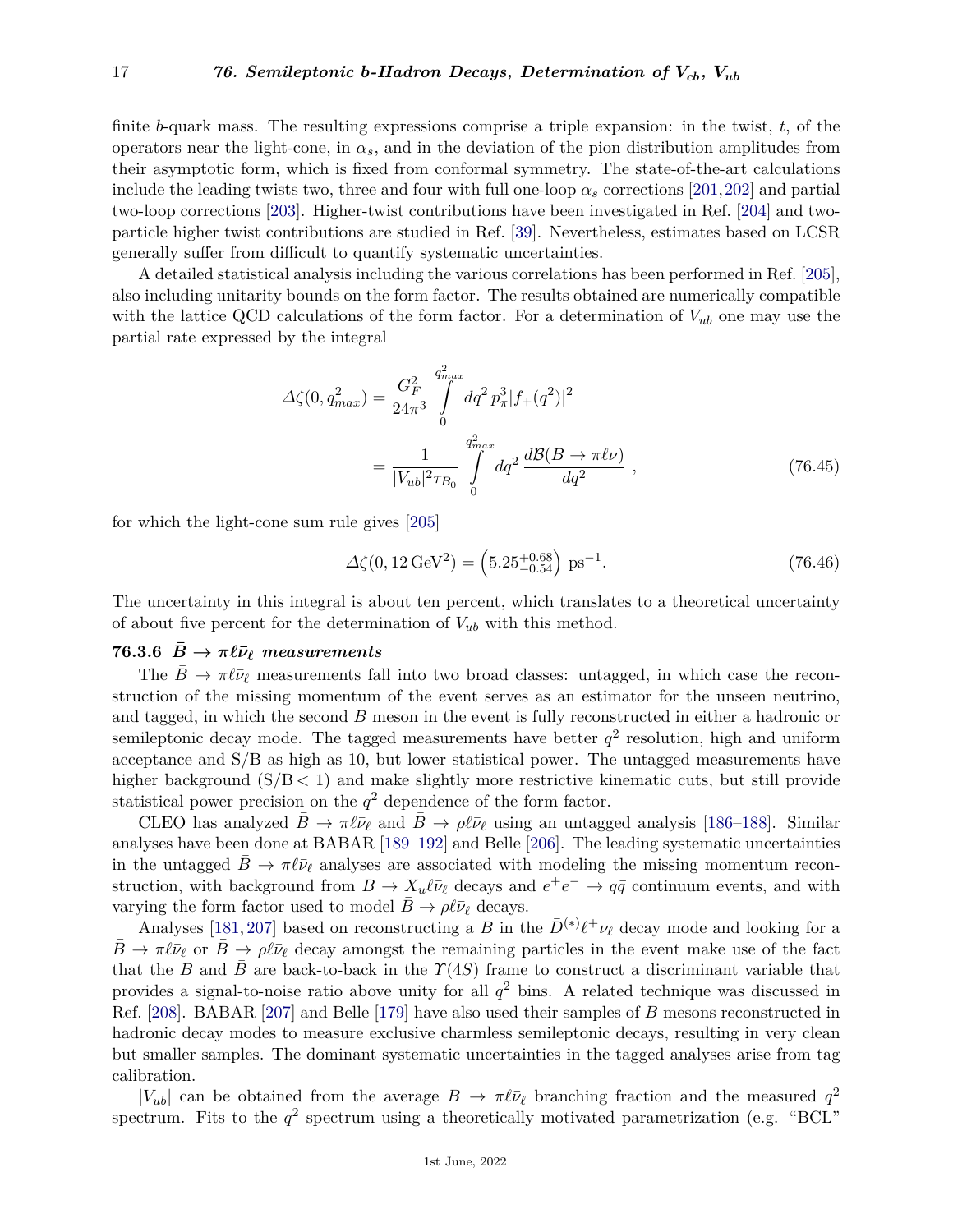finite $b$-quark mass. The resulting expressions comprise a triple expansion: in the twist, $t$, of the operators near the light-cone, in $\alpha_s$, and in the deviation of the pion distribution amplitudes from their asymptotic form, which is fixed from conformal symmetry. The state-of-the-art calculations include the leading twists two, three and four with full one-loop $\alpha_s$ corrections [201,202] and partial two-loop corrections [203]. Higher-twist contributions have been investigated in Ref. [204] and two-particle higher twist contributions are studied in Ref. [39]. Nevertheless, estimates based on LCSR generally suffer from difficult to quantify systematic uncertainties.

A detailed statistical analysis including the various correlations has been performed in Ref. [205], also including unitarity bounds on the form factor. The results obtained are numerically compatible with the lattice QCD calculations of the form factor. For a determination of $V_{ub}$ one may use the partial rate expressed by the integral

$$\begin{aligned}\Delta\zeta(0, q^2_{max}) &= \frac{G_F^2}{24\pi^3} \int_0^{q^2_{max}} dq^2 \, p_\pi^3 |f_+(q^2)|^2 \\ &= \frac{1}{|V_{ub}|^2 \tau_{B_0}} \int_0^{q^2_{max}} dq^2 \, \frac{d\mathcal{B}(B \to \pi \ell \nu)}{dq^2} \ , \end{aligned} \tag{76.45}$$

for which the light-cone sum rule gives [205]

$$\Delta\zeta(0, 12\,\mathrm{GeV}^2) = \left(5.25^{+0.68}_{-0.54}\right)\ \mathrm{ps}^{-1}. \tag{76.46}$$

The uncertainty in this integral is about ten percent, which translates to a theoretical uncertainty of about five percent for the determination of $V_{ub}$ with this method.

### 76.3.6 $\bar{B} \to \pi \ell \bar{\nu}_\ell$ measurements

The $\bar{B} \to \pi \ell \bar{\nu}_\ell$ measurements fall into two broad classes: untagged, in which case the reconstruction of the missing momentum of the event serves as an estimator for the unseen neutrino, and tagged, in which the second $B$ meson in the event is fully reconstructed in either a hadronic or semileptonic decay mode. The tagged measurements have better $q^2$ resolution, high and uniform acceptance and S/B as high as 10, but lower statistical power. The untagged measurements have higher background (S/B$\,< 1$) and make slightly more restrictive kinematic cuts, but still provide statistical power precision on the $q^2$ dependence of the form factor.

CLEO has analyzed $\bar{B} \to \pi \ell \bar{\nu}_\ell$ and $\bar{B} \to \rho \ell \bar{\nu}_\ell$ using an untagged analysis [186–188]. Similar analyses have been done at BABAR [189–192] and Belle [206]. The leading systematic uncertainties in the untagged $\bar{B} \to \pi \ell \bar{\nu}_\ell$ analyses are associated with modeling the missing momentum reconstruction, with background from $\bar{B} \to X_u \ell \bar{\nu}_\ell$ decays and $e^+e^- \to q\bar{q}$ continuum events, and with varying the form factor used to model $\bar{B} \to \rho \ell \bar{\nu}_\ell$ decays.

Analyses [181,207] based on reconstructing a $B$ in the $\bar{D}^{(*)}\ell^+\nu_\ell$ decay mode and looking for a $\bar{B} \to \pi \ell \bar{\nu}_\ell$ or $\bar{B} \to \rho \ell \bar{\nu}_\ell$ decay amongst the remaining particles in the event make use of the fact that the $B$ and $\bar{B}$ are back-to-back in the $\Upsilon(4S)$ frame to construct a discriminant variable that provides a signal-to-noise ratio above unity for all $q^2$ bins. A related technique was discussed in Ref. [208]. BABAR [207] and Belle [179] have also used their samples of $B$ mesons reconstructed in hadronic decay modes to measure exclusive charmless semileptonic decays, resulting in very clean but smaller samples. The dominant systematic uncertainties in the tagged analyses arise from tag calibration.

$|V_{ub}|$ can be obtained from the average $\bar{B} \to \pi \ell \bar{\nu}_\ell$ branching fraction and the measured $q^2$ spectrum. Fits to the $q^2$ spectrum using a theoretically motivated parametrization (e.g. "BCL"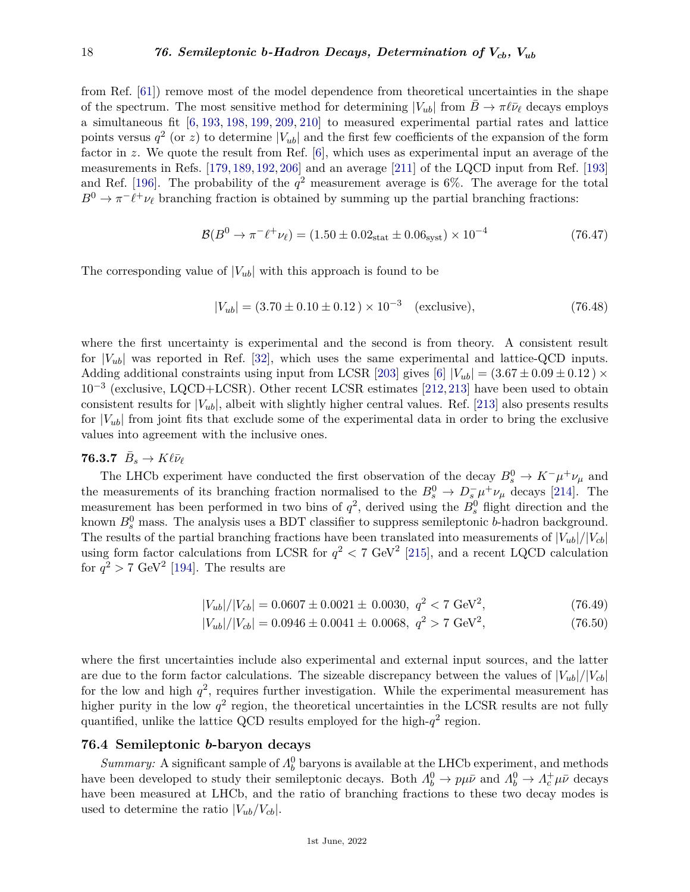from Ref. [61]) remove most of the model dependence from theoretical uncertainties in the shape of the spectrum. The most sensitive method for determining $|V_{ub}|$ from $\bar{B} \to \pi\ell\bar{\nu}_\ell$ decays employs a simultaneous fit [6, 193, 198, 199, 209, 210] to measured experimental partial rates and lattice points versus $q^2$ (or $z$) to determine $|V_{ub}|$ and the first few coefficients of the expansion of the form factor in $z$. We quote the result from Ref. [6], which uses as experimental input an average of the measurements in Refs. [179, 189, 192, 206] and an average [211] of the LQCD input from Ref. [193] and Ref. [196]. The probability of the $q^2$ measurement average is 6%. The average for the total $B^0 \to \pi^-\ell^+\nu_\ell$ branching fraction is obtained by summing up the partial branching fractions:

$$\mathcal{B}(B^0 \to \pi^-\ell^+\nu_\ell) = (1.50 \pm 0.02_{\text{stat}} \pm 0.06_{\text{syst}}) \times 10^{-4} \tag{76.47}$$

The corresponding value of $|V_{ub}|$ with this approach is found to be

$$|V_{ub}| = (3.70 \pm 0.10 \pm 0.12\,) \times 10^{-3} \quad \text{(exclusive)}, \tag{76.48}$$

where the first uncertainty is experimental and the second is from theory. A consistent result for $|V_{ub}|$ was reported in Ref. [32], which uses the same experimental and lattice-QCD inputs. Adding additional constraints using input from LCSR [203] gives [6] $|V_{ub}| = (3.67 \pm 0.09 \pm 0.12\,) \times 10^{-3}$ (exclusive, LQCD+LCSR). Other recent LCSR estimates [212, 213] have been used to obtain consistent results for $|V_{ub}|$, albeit with slightly higher central values. Ref. [213] also presents results for $|V_{ub}|$ from joint fits that exclude some of the experimental data in order to bring the exclusive values into agreement with the inclusive ones.

### 76.3.7 $\bar{B}_s \to K\ell\bar{\nu}_\ell$

The LHCb experiment have conducted the first observation of the decay $B_s^0 \to K^-\mu^+\nu_\mu$ and the measurements of its branching fraction normalised to the $B_s^0 \to D_s^-\mu^+\nu_\mu$ decays [214]. The measurement has been performed in two bins of $q^2$, derived using the $B_s^0$ flight direction and the known $B_s^0$ mass. The analysis uses a BDT classifier to suppress semileptonic $b$-hadron background. The results of the partial branching fractions have been translated into measurements of $|V_{ub}|/|V_{cb}|$ using form factor calculations from LCSR for $q^2 < 7$ GeV$^2$ [215], and a recent LQCD calculation for $q^2 > 7$ GeV$^2$ [194]. The results are

$$|V_{ub}|/|V_{cb}| = 0.0607 \pm 0.0021 \pm\ 0.0030,\ q^2 < 7\ \text{GeV}^2, \tag{76.49}$$

$$|V_{ub}|/|V_{cb}| = 0.0946 \pm 0.0041 \pm\ 0.0068,\ q^2 > 7\ \text{GeV}^2, \tag{76.50}$$

where the first uncertainties include also experimental and external input sources, and the latter are due to the form factor calculations. The sizeable discrepancy between the values of $|V_{ub}|/|V_{cb}|$ for the low and high $q^2$, requires further investigation. While the experimental measurement has higher purity in the low $q^2$ region, the theoretical uncertainties in the LCSR results are not fully quantified, unlike the lattice QCD results employed for the high-$q^2$ region.

## 76.4 Semileptonic $b$-baryon decays

*Summary:* A significant sample of $\Lambda_b^0$ baryons is available at the LHCb experiment, and methods have been developed to study their semileptonic decays. Both $\Lambda_b^0 \to p\mu\bar{\nu}$ and $\Lambda_b^0 \to \Lambda_c^+\mu\bar{\nu}$ decays have been measured at LHCb, and the ratio of branching fractions to these two decay modes is used to determine the ratio $|V_{ub}/V_{cb}|$.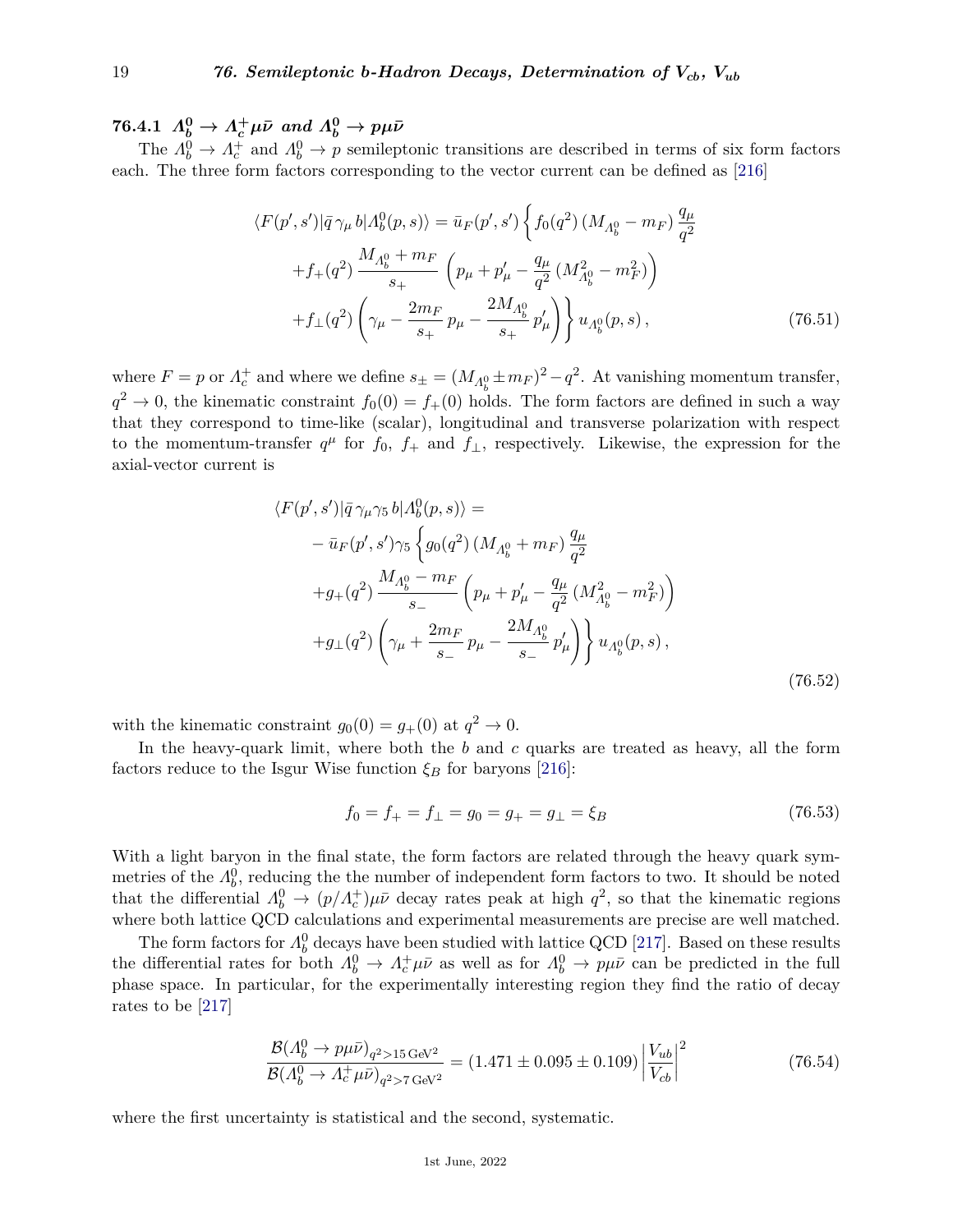### 76.4.1 $\Lambda_b^0 \to \Lambda_c^+ \mu\bar{\nu}$ and $\Lambda_b^0 \to p\mu\bar{\nu}$

The $\Lambda_b^0 \to \Lambda_c^+$ and $\Lambda_b^0 \to p$ semileptonic transitions are described in terms of six form factors each. The three form factors corresponding to the vector current can be defined as [216]

$$
\begin{aligned}
\langle F(p',s')|\bar{q}\,\gamma_\mu\, b|\Lambda_b^0(p,s)\rangle = \bar{u}_F(p',s')\bigg\{ & f_0(q^2)\,(M_{\Lambda_b^0} - m_F)\,\frac{q_\mu}{q^2} \\
& + f_+(q^2)\,\frac{M_{\Lambda_b^0} + m_F}{s_+}\,\left(p_\mu + p'_\mu - \frac{q_\mu}{q^2}\,(M^2_{\Lambda_b^0} - m_F^2)\right) \\
& + f_\perp(q^2)\left(\gamma_\mu - \frac{2m_F}{s_+}\,p_\mu - \frac{2M_{\Lambda_b^0}}{s_+}\,p'_\mu\right)\bigg\}\, u_{\Lambda_b^0}(p,s)\,,
\end{aligned}
\tag{76.51}
$$

where $F = p$ or $\Lambda_c^+$ and where we define $s_\pm = (M_{\Lambda_b^0} \pm m_F)^2 - q^2$. At vanishing momentum transfer, $q^2 \to 0$, the kinematic constraint $f_0(0) = f_+(0)$ holds. The form factors are defined in such a way that they correspond to time-like (scalar), longitudinal and transverse polarization with respect to the momentum-transfer $q^\mu$ for $f_0$, $f_+$ and $f_\perp$, respectively. Likewise, the expression for the axial-vector current is

$$
\begin{aligned}
&\langle F(p',s')|\bar{q}\,\gamma_\mu\gamma_5\, b|\Lambda_b^0(p,s)\rangle = \\
&\quad - \bar{u}_F(p',s')\gamma_5\bigg\{ g_0(q^2)\,(M_{\Lambda_b^0} + m_F)\,\frac{q_\mu}{q^2} \\
&\quad + g_+(q^2)\,\frac{M_{\Lambda_b^0} - m_F}{s_-}\left(p_\mu + p'_\mu - \frac{q_\mu}{q^2}\,(M^2_{\Lambda_b^0} - m_F^2)\right) \\
&\quad + g_\perp(q^2)\left(\gamma_\mu + \frac{2m_F}{s_-}\,p_\mu - \frac{2M_{\Lambda_b^0}}{s_-}\,p'_\mu\right)\bigg\}\, u_{\Lambda_b^0}(p,s)\,,
\end{aligned}
\tag{76.52}
$$

with the kinematic constraint $g_0(0) = g_+(0)$ at $q^2 \to 0$.

In the heavy-quark limit, where both the $b$ and $c$ quarks are treated as heavy, all the form factors reduce to the Isgur Wise function $\xi_B$ for baryons [216]:

$$
f_0 = f_+ = f_\perp = g_0 = g_+ = g_\perp = \xi_B \tag{76.53}
$$

With a light baryon in the final state, the form factors are related through the heavy quark symmetries of the $\Lambda_b^0$, reducing the the number of independent form factors to two. It should be noted that the differential $\Lambda_b^0 \to (p/\Lambda_c^+)\mu\bar{\nu}$ decay rates peak at high $q^2$, so that the kinematic regions where both lattice QCD calculations and experimental measurements are precise are well matched.

The form factors for $\Lambda_b^0$ decays have been studied with lattice QCD [217]. Based on these results the differential rates for both $\Lambda_b^0 \to \Lambda_c^+\mu\bar{\nu}$ as well as for $\Lambda_b^0 \to p\mu\bar{\nu}$ can be predicted in the full phase space. In particular, for the experimentally interesting region they find the ratio of decay rates to be [217]

$$
\frac{\mathcal{B}(\Lambda_b^0 \to p\mu\bar{\nu})_{q^2>15\,\mathrm{GeV}^2}}{\mathcal{B}(\Lambda_b^0 \to \Lambda_c^+\,\mu\bar{\nu})_{q^2>7\,\mathrm{GeV}^2}} = (1.471 \pm 0.095 \pm 0.109)\left|\frac{V_{ub}}{V_{cb}}\right|^2 \tag{76.54}
$$

where the first uncertainty is statistical and the second, systematic.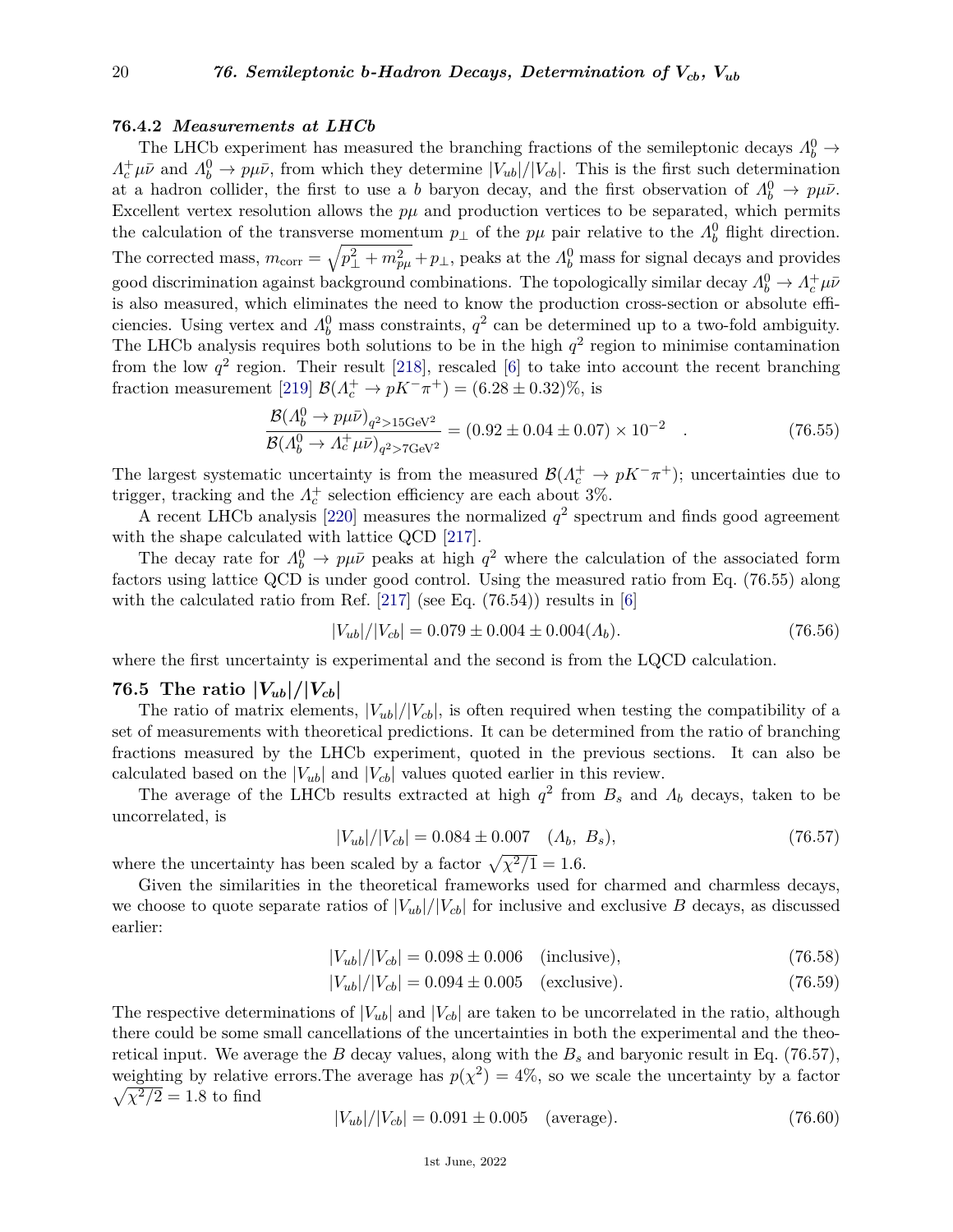### 76.4.2 *Measurements at LHCb*

The LHCb experiment has measured the branching fractions of the semileptonic decays $\Lambda_b^0 \to \Lambda_c^+ \mu\bar{\nu}$ and $\Lambda_b^0 \to p\mu\bar{\nu}$, from which they determine $|V_{ub}|/|V_{cb}|$. This is the first such determination at a hadron collider, the first to use a $b$ baryon decay, and the first observation of $\Lambda_b^0 \to p\mu\bar{\nu}$. Excellent vertex resolution allows the $p\mu$ and production vertices to be separated, which permits the calculation of the transverse momentum $p_\perp$ of the $p\mu$ pair relative to the $\Lambda_b^0$ flight direction. The corrected mass, $m_{\rm corr} = \sqrt{p_\perp^2 + m_{p\mu}^2} + p_\perp$, peaks at the $\Lambda_b^0$ mass for signal decays and provides good discrimination against background combinations. The topologically similar decay $\Lambda_b^0 \to \Lambda_c^+ \mu\bar{\nu}$ is also measured, which eliminates the need to know the production cross-section or absolute efficiencies. Using vertex and $\Lambda_b^0$ mass constraints, $q^2$ can be determined up to a two-fold ambiguity. The LHCb analysis requires both solutions to be in the high $q^2$ region to minimise contamination from the low $q^2$ region. Their result [218], rescaled [6] to take into account the recent branching fraction measurement [219] $\mathcal{B}(\Lambda_c^+ \to pK^-\pi^+) = (6.28 \pm 0.32)\%$, is

$$\frac{\mathcal{B}(\Lambda_b^0 \to p\mu\bar{\nu})_{q^2>15\text{GeV}^2}}{\mathcal{B}(\Lambda_b^0 \to \Lambda_c^+\mu\bar{\nu})_{q^2>7\text{GeV}^2}} = (0.92 \pm 0.04 \pm 0.07) \times 10^{-2} \quad . \tag{76.55}$$

The largest systematic uncertainty is from the measured $\mathcal{B}(\Lambda_c^+ \to pK^-\pi^+)$; uncertainties due to trigger, tracking and the $\Lambda_c^+$ selection efficiency are each about 3%.

A recent LHCb analysis [220] measures the normalized $q^2$ spectrum and finds good agreement with the shape calculated with lattice QCD [217].

The decay rate for $\Lambda_b^0 \to p\mu\bar{\nu}$ peaks at high $q^2$ where the calculation of the associated form factors using lattice QCD is under good control. Using the measured ratio from Eq. (76.55) along with the calculated ratio from Ref. [217] (see Eq. (76.54)) results in [6]

$$|V_{ub}|/|V_{cb}| = 0.079 \pm 0.004 \pm 0.004(\Lambda_b). \tag{76.56}$$

where the first uncertainty is experimental and the second is from the LQCD calculation.

## 76.5 The ratio $|V_{ub}|/|V_{cb}|$

The ratio of matrix elements, $|V_{ub}|/|V_{cb}|$, is often required when testing the compatibility of a set of measurements with theoretical predictions. It can be determined from the ratio of branching fractions measured by the LHCb experiment, quoted in the previous sections. It can also be calculated based on the $|V_{ub}|$ and $|V_{cb}|$ values quoted earlier in this review.

The average of the LHCb results extracted at high $q^2$ from $B_s$ and $\Lambda_b$ decays, taken to be uncorrelated, is

$$|V_{ub}|/|V_{cb}| = 0.084 \pm 0.007 \quad (\Lambda_b,\ B_s), \tag{76.57}$$

where the uncertainty has been scaled by a factor $\sqrt{\chi^2/1} = 1.6$.

Given the similarities in the theoretical frameworks used for charmed and charmless decays, we choose to quote separate ratios of $|V_{ub}|/|V_{cb}|$ for inclusive and exclusive $B$ decays, as discussed earlier:

$$|V_{ub}|/|V_{cb}| = 0.098 \pm 0.006 \quad \text{(inclusive)}, \tag{76.58}$$

$$|V_{ub}|/|V_{cb}| = 0.094 \pm 0.005 \quad \text{(exclusive)}. \tag{76.59}$$

The respective determinations of $|V_{ub}|$ and $|V_{cb}|$ are taken to be uncorrelated in the ratio, although there could be some small cancellations of the uncertainties in both the experimental and the theoretical input. We average the $B$ decay values, along with the $B_s$ and baryonic result in Eq. (76.57), weighting by relative errors.The average has $p(\chi^2) = 4\%$, so we scale the uncertainty by a factor $\sqrt{\chi^2/2} = 1.8$ to find

$$|V_{ub}|/|V_{cb}| = 0.091 \pm 0.005 \quad \text{(average)}. \tag{76.60}$$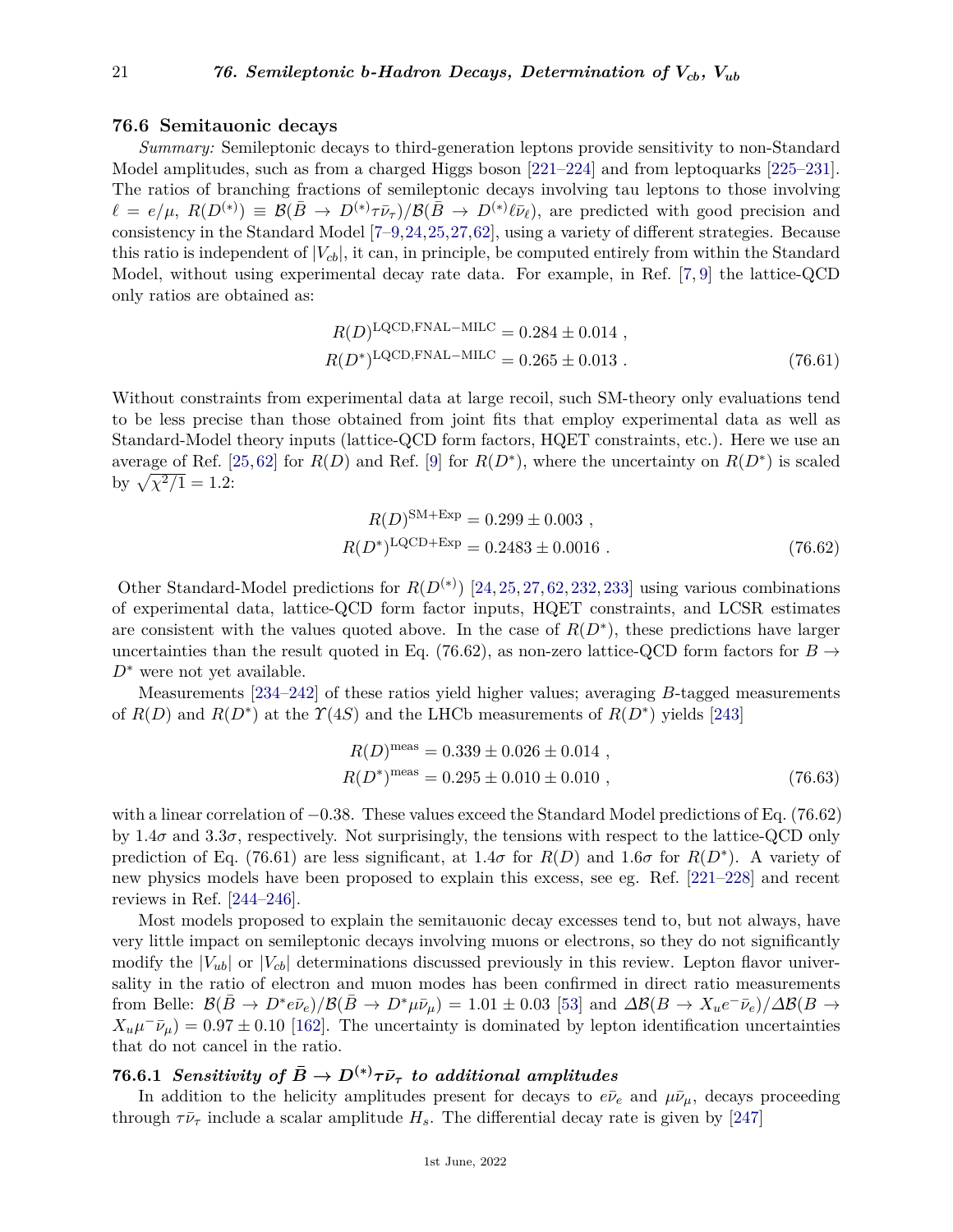## 76.6 Semitauonic decays

*Summary:* Semileptonic decays to third-generation leptons provide sensitivity to non-Standard Model amplitudes, such as from a charged Higgs boson [221–224] and from leptoquarks [225–231]. The ratios of branching fractions of semileptonic decays involving tau leptons to those involving $\ell = e/\mu$, $R(D^{(*)}) \equiv \mathcal{B}(\bar{B} \to D^{(*)}\tau\bar{\nu}_\tau)/\mathcal{B}(\bar{B} \to D^{(*)}\ell\bar{\nu}_\ell)$, are predicted with good precision and consistency in the Standard Model [7–9,24,25,27,62], using a variety of different strategies. Because this ratio is independent of $|V_{cb}|$, it can, in principle, be computed entirely from within the Standard Model, without using experimental decay rate data. For example, in Ref. [7, 9] the lattice-QCD only ratios are obtained as:

$$
\begin{aligned}
R(D)^{\text{LQCD,FNAL-MILC}} &= 0.284 \pm 0.014 \ , \\
R(D^*)^{\text{LQCD,FNAL-MILC}} &= 0.265 \pm 0.013 \ .
\end{aligned}
\tag{76.61}
$$

Without constraints from experimental data at large recoil, such SM-theory only evaluations tend to be less precise than those obtained from joint fits that employ experimental data as well as Standard-Model theory inputs (lattice-QCD form factors, HQET constraints, etc.). Here we use an average of Ref. [25,62] for $R(D)$ and Ref. [9] for $R(D^*)$, where the uncertainty on $R(D^*)$ is scaled by $\sqrt{\chi^2/1} = 1.2$:

$$
\begin{aligned}
R(D)^{\text{SM+Exp}} &= 0.299 \pm 0.003 \ , \\
R(D^*)^{\text{LQCD+Exp}} &= 0.2483 \pm 0.0016 \ .
\end{aligned}
\tag{76.62}
$$

Other Standard-Model predictions for $R(D^{(*)})$ [24, 25, 27, 62, 232, 233] using various combinations of experimental data, lattice-QCD form factor inputs, HQET constraints, and LCSR estimates are consistent with the values quoted above. In the case of $R(D^*)$, these predictions have larger uncertainties than the result quoted in Eq. (76.62), as non-zero lattice-QCD form factors for $B \to D^*$ were not yet available.

Measurements [234–242] of these ratios yield higher values; averaging $B$-tagged measurements of $R(D)$ and $R(D^*)$ at the $\Upsilon(4S)$ and the LHCb measurements of $R(D^*)$ yields [243]

$$
\begin{aligned}
R(D)^{\text{meas}} &= 0.339 \pm 0.026 \pm 0.014 \ , \\
R(D^*)^{\text{meas}} &= 0.295 \pm 0.010 \pm 0.010 \ ,
\end{aligned}
\tag{76.63}
$$

with a linear correlation of $-0.38$. These values exceed the Standard Model predictions of Eq. (76.62) by $1.4\sigma$ and $3.3\sigma$, respectively. Not surprisingly, the tensions with respect to the lattice-QCD only prediction of Eq. (76.61) are less significant, at $1.4\sigma$ for $R(D)$ and $1.6\sigma$ for $R(D^*)$. A variety of new physics models have been proposed to explain this excess, see eg. Ref. [221–228] and recent reviews in Ref. [244–246].

Most models proposed to explain the semitauonic decay excesses tend to, but not always, have very little impact on semileptonic decays involving muons or electrons, so they do not significantly modify the $|V_{ub}|$ or $|V_{cb}|$ determinations discussed previously in this review. Lepton flavor universality in the ratio of electron and muon modes has been confirmed in direct ratio measurements from Belle: $\mathcal{B}(\bar{B} \to D^* e\bar{\nu}_e)/\mathcal{B}(\bar{B} \to D^*\mu\bar{\nu}_\mu) = 1.01 \pm 0.03$ [53] and $\Delta\mathcal{B}(B \to X_u e^-\bar{\nu}_e)/\Delta\mathcal{B}(B \to X_u\mu^-\bar{\nu}_\mu) = 0.97 \pm 0.10$ [162]. The uncertainty is dominated by lepton identification uncertainties that do not cancel in the ratio.

### 76.6.1 *Sensitivity of $\bar{B} \to D^{(*)}\tau\bar{\nu}_\tau$ to additional amplitudes*

In addition to the helicity amplitudes present for decays to $e\bar{\nu}_e$ and $\mu\bar{\nu}_\mu$, decays proceeding through $\tau\bar{\nu}_\tau$ include a scalar amplitude $H_s$. The differential decay rate is given by [247]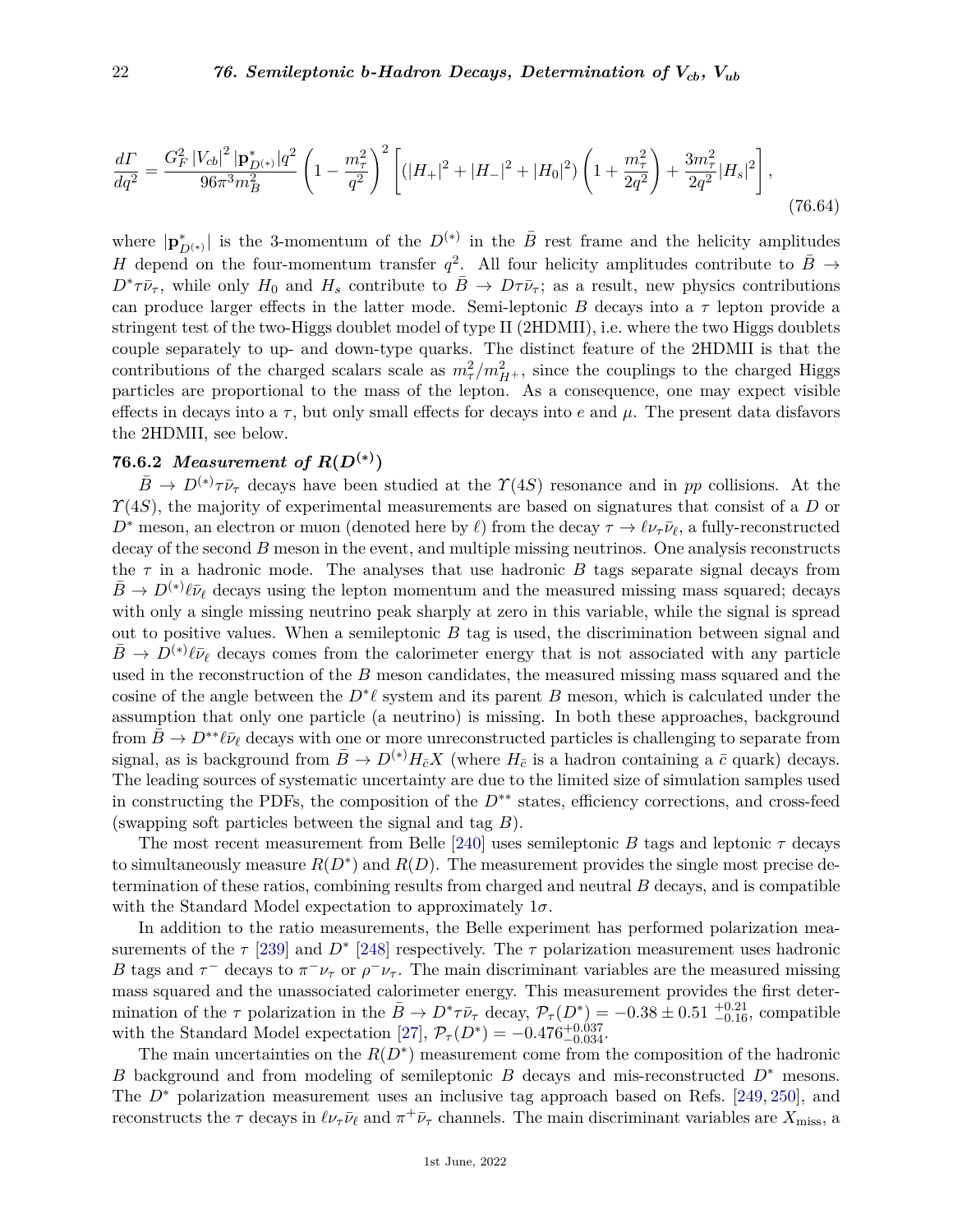$$\frac{d\Gamma}{dq^2} = \frac{G_F^2\,|V_{cb}|^2\,|\mathbf{p}^*_{D^{(*)}}|q^2}{96\pi^3 m_B^2}\left(1-\frac{m_\tau^2}{q^2}\right)^2\left[(|H_+|^2+|H_-|^2+|H_0|^2)\left(1+\frac{m_\tau^2}{2q^2}\right)+\frac{3m_\tau^2}{2q^2}|H_s|^2\right], \tag{76.64}$$

where $|\mathbf{p}^*_{D^{(*)}}|$ is the 3-momentum of the $D^{(*)}$ in the $\bar{B}$ rest frame and the helicity amplitudes $H$ depend on the four-momentum transfer $q^2$. All four helicity amplitudes contribute to $\bar{B} \to D^*\tau\bar{\nu}_\tau$, while only $H_0$ and $H_s$ contribute to $\bar{B} \to D\tau\bar{\nu}_\tau$; as a result, new physics contributions can produce larger effects in the latter mode. Semi-leptonic $B$ decays into a $\tau$ lepton provide a stringent test of the two-Higgs doublet model of type II (2HDMII), i.e. where the two Higgs doublets couple separately to up- and down-type quarks. The distinct feature of the 2HDMII is that the contributions of the charged scalars scale as $m_\tau^2/m_{H^+}^2$, since the couplings to the charged Higgs particles are proportional to the mass of the lepton. As a consequence, one may expect visible effects in decays into a $\tau$, but only small effects for decays into $e$ and $\mu$. The present data disfavors the 2HDMII, see below.

### 76.6.2 *Measurement of $R(D^{(*)})$*

$\bar{B} \to D^{(*)}\tau\bar{\nu}_\tau$ decays have been studied at the $\Upsilon(4S)$ resonance and in $pp$ collisions. At the $\Upsilon(4S)$, the majority of experimental measurements are based on signatures that consist of a $D$ or $D^*$ meson, an electron or muon (denoted here by $\ell$) from the decay $\tau \to \ell\nu_\tau\bar{\nu}_\ell$, a fully-reconstructed decay of the second $B$ meson in the event, and multiple missing neutrinos. One analysis reconstructs the $\tau$ in a hadronic mode. The analyses that use hadronic $B$ tags separate signal decays from $\bar{B} \to D^{(*)}\ell\bar{\nu}_\ell$ decays using the lepton momentum and the measured missing mass squared; decays with only a single missing neutrino peak sharply at zero in this variable, while the signal is spread out to positive values. When a semileptonic $B$ tag is used, the discrimination between signal and $\bar{B} \to D^{(*)}\ell\bar{\nu}_\ell$ decays comes from the calorimeter energy that is not associated with any particle used in the reconstruction of the $B$ meson candidates, the measured missing mass squared and the cosine of the angle between the $D^*\ell$ system and its parent $B$ meson, which is calculated under the assumption that only one particle (a neutrino) is missing. In both these approaches, background from $\bar{B} \to D^{**}\ell\bar{\nu}_\ell$ decays with one or more unreconstructed particles is challenging to separate from signal, as is background from $\bar{B} \to D^{(*)}H_{\bar{c}}X$ (where $H_{\bar{c}}$ is a hadron containing a $\bar{c}$ quark) decays. The leading sources of systematic uncertainty are due to the limited size of simulation samples used in constructing the PDFs, the composition of the $D^{**}$ states, efficiency corrections, and cross-feed (swapping soft particles between the signal and tag $B$).

The most recent measurement from Belle [240] uses semileptonic $B$ tags and leptonic $\tau$ decays to simultaneously measure $R(D^*)$ and $R(D)$. The measurement provides the single most precise determination of these ratios, combining results from charged and neutral $B$ decays, and is compatible with the Standard Model expectation to approximately $1\sigma$.

In addition to the ratio measurements, the Belle experiment has performed polarization measurements of the $\tau$ [239] and $D^*$ [248] respectively. The $\tau$ polarization measurement uses hadronic $B$ tags and $\tau^-$ decays to $\pi^-\nu_\tau$ or $\rho^-\nu_\tau$. The main discriminant variables are the measured missing mass squared and the unassociated calorimeter energy. This measurement provides the first determination of the $\tau$ polarization in the $\bar{B} \to D^*\tau\bar{\nu}_\tau$ decay, $\mathcal{P}_\tau(D^*) = -0.38 \pm 0.51\,^{+0.21}_{-0.16}$, compatible with the Standard Model expectation [27], $\mathcal{P}_\tau(D^*) = -0.476^{+0.037}_{-0.034}$.

The main uncertainties on the $R(D^*)$ measurement come from the composition of the hadronic $B$ background and from modeling of semileptonic $B$ decays and mis-reconstructed $D^*$ mesons. The $D^*$ polarization measurement uses an inclusive tag approach based on Refs. [249, 250], and reconstructs the $\tau$ decays in $\ell\nu_\tau\bar{\nu}_\ell$ and $\pi^+\bar{\nu}_\tau$ channels. The main discriminant variables are $X_{\rm miss}$, a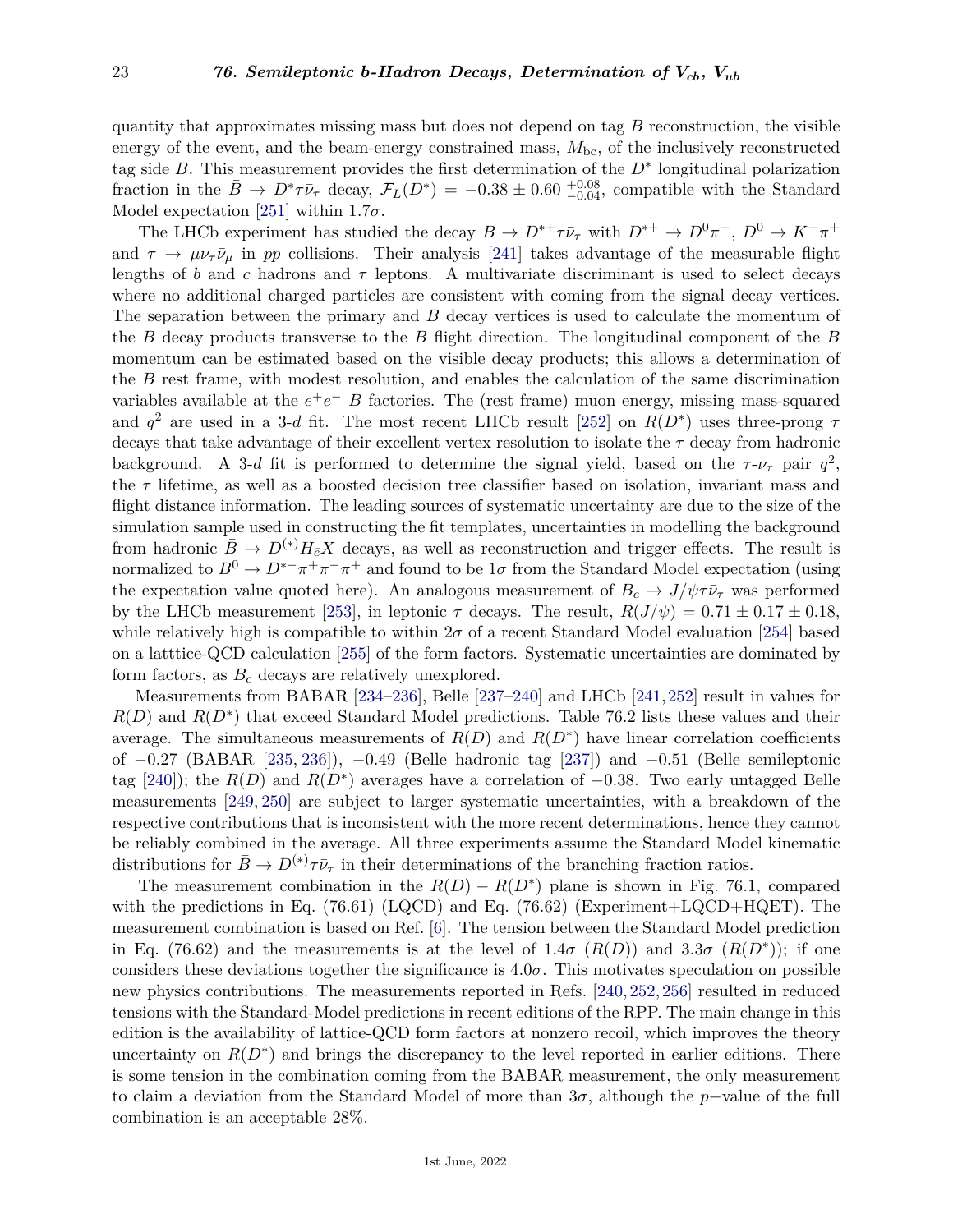quantity that approximates missing mass but does not depend on tag $B$ reconstruction, the visible energy of the event, and the beam-energy constrained mass, $M_{\rm bc}$, of the inclusively reconstructed tag side $B$. This measurement provides the first determination of the $D^*$ longitudinal polarization fraction in the $\bar{B} \to D^* \tau \bar{\nu}_\tau$ decay, $\mathcal{F}_L(D^*) = -0.38 \pm 0.60\ ^{+0.08}_{-0.04}$, compatible with the Standard Model expectation [251] within $1.7\sigma$.

The LHCb experiment has studied the decay $\bar{B} \to D^{*+} \tau \bar{\nu}_\tau$ with $D^{*+} \to D^0 \pi^+$, $D^0 \to K^- \pi^+$ and $\tau \to \mu \nu_\tau \bar{\nu}_\mu$ in $pp$ collisions. Their analysis [241] takes advantage of the measurable flight lengths of $b$ and $c$ hadrons and $\tau$ leptons. A multivariate discriminant is used to select decays where no additional charged particles are consistent with coming from the signal decay vertices. The separation between the primary and $B$ decay vertices is used to calculate the momentum of the $B$ decay products transverse to the $B$ flight direction. The longitudinal component of the $B$ momentum can be estimated based on the visible decay products; this allows a determination of the $B$ rest frame, with modest resolution, and enables the calculation of the same discrimination variables available at the $e^+e^-$ $B$ factories. The (rest frame) muon energy, missing mass-squared and $q^2$ are used in a 3-$d$ fit. The most recent LHCb result [252] on $R(D^*)$ uses three-prong $\tau$ decays that take advantage of their excellent vertex resolution to isolate the $\tau$ decay from hadronic background. A 3-$d$ fit is performed to determine the signal yield, based on the $\tau$-$\nu_\tau$ pair $q^2$, the $\tau$ lifetime, as well as a boosted decision tree classifier based on isolation, invariant mass and flight distance information. The leading sources of systematic uncertainty are due to the size of the simulation sample used in constructing the fit templates, uncertainties in modelling the background from hadronic $\bar{B} \to D^{(*)} H_{\bar{c}} X$ decays, as well as reconstruction and trigger effects. The result is normalized to $B^0 \to D^{*-} \pi^+ \pi^- \pi^+$ and found to be $1\sigma$ from the Standard Model expectation (using the expectation value quoted here). An analogous measurement of $B_c \to J/\psi \tau \bar{\nu}_\tau$ was performed by the LHCb measurement [253], in leptonic $\tau$ decays. The result, $R(J/\psi) = 0.71 \pm 0.17 \pm 0.18$, while relatively high is compatible to within $2\sigma$ of a recent Standard Model evaluation [254] based on a latttice-QCD calculation [255] of the form factors. Systematic uncertainties are dominated by form factors, as $B_c$ decays are relatively unexplored.

Measurements from BABAR [234–236], Belle [237–240] and LHCb [241, 252] result in values for $R(D)$ and $R(D^*)$ that exceed Standard Model predictions. Table 76.2 lists these values and their average. The simultaneous measurements of $R(D)$ and $R(D^*)$ have linear correlation coefficients of $-0.27$ (BABAR [235, 236]), $-0.49$ (Belle hadronic tag [237]) and $-0.51$ (Belle semileptonic tag [240]); the $R(D)$ and $R(D^*)$ averages have a correlation of $-0.38$. Two early untagged Belle measurements [249, 250] are subject to larger systematic uncertainties, with a breakdown of the respective contributions that is inconsistent with the more recent determinations, hence they cannot be reliably combined in the average. All three experiments assume the Standard Model kinematic distributions for $\bar{B} \to D^{(*)} \tau \bar{\nu}_\tau$ in their determinations of the branching fraction ratios.

The measurement combination in the $R(D) - R(D^*)$ plane is shown in Fig. 76.1, compared with the predictions in Eq. (76.61) (LQCD) and Eq. (76.62) (Experiment+LQCD+HQET). The measurement combination is based on Ref. [6]. The tension between the Standard Model prediction in Eq. (76.62) and the measurements is at the level of $1.4\sigma$ ($R(D)$) and $3.3\sigma$ ($R(D^*)$); if one considers these deviations together the significance is $4.0\sigma$. This motivates speculation on possible new physics contributions. The measurements reported in Refs. [240, 252, 256] resulted in reduced tensions with the Standard-Model predictions in recent editions of the RPP. The main change in this edition is the availability of lattice-QCD form factors at nonzero recoil, which improves the theory uncertainty on $R(D^*)$ and brings the discrepancy to the level reported in earlier editions. There is some tension in the combination coming from the BABAR measurement, the only measurement to claim a deviation from the Standard Model of more than $3\sigma$, although the $p-$value of the full combination is an acceptable 28%.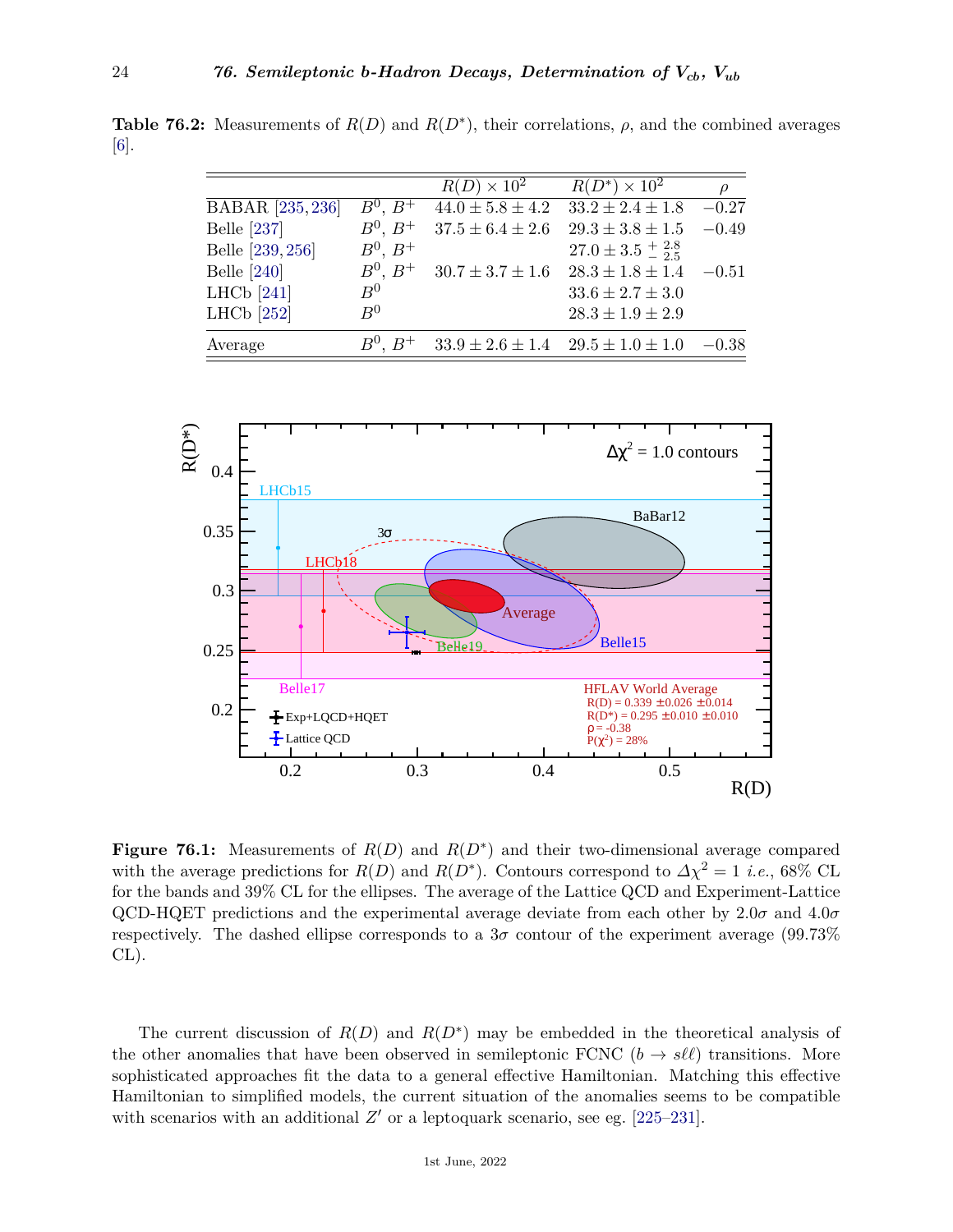**Table 76.2:** Measurements of $R(D)$ and $R(D^*)$, their correlations, $\rho$, and the combined averages [6].

| | | $R(D) \times 10^2$ | $R(D^*) \times 10^2$ | $\rho$ |
|---|---|---|---|---|
| BABAR [235, 236] | $B^0$, $B^+$ | $44.0 \pm 5.8 \pm 4.2$ | $33.2 \pm 2.4 \pm 1.8$ | $-0.27$ |
| Belle [237] | $B^0$, $B^+$ | $37.5 \pm 6.4 \pm 2.6$ | $29.3 \pm 3.8 \pm 1.5$ | $-0.49$ |
| Belle [239, 256] | $B^0$, $B^+$ | | $27.0 \pm 3.5 \,^{+\,2.8}_{-\,2.5}$ | |
| Belle [240] | $B^0$, $B^+$ | $30.7 \pm 3.7 \pm 1.6$ | $28.3 \pm 1.8 \pm 1.4$ | $-0.51$ |
| LHCb [241] | $B^0$ | | $33.6 \pm 2.7 \pm 3.0$ | |
| LHCb [252] | $B^0$ | | $28.3 \pm 1.9 \pm 2.9$ | |
| Average | $B^0$, $B^+$ | $33.9 \pm 2.6 \pm 1.4$ | $29.5 \pm 1.0 \pm 1.0$ | $-0.38$ |

**Figure 76.1:** Measurements of $R(D)$ and $R(D^*)$ and their two-dimensional average compared with the average predictions for $R(D)$ and $R(D^*)$. Contours correspond to $\Delta\chi^2 = 1$ *i.e.*, 68% CL for the bands and 39% CL for the ellipses. The average of the Lattice QCD and Experiment-Lattice QCD-HQET predictions and the experimental average deviate from each other by $2.0\sigma$ and $4.0\sigma$ respectively. The dashed ellipse corresponds to a $3\sigma$ contour of the experiment average (99.73% CL).

The current discussion of $R(D)$ and $R(D^*)$ may be embedded in the theoretical analysis of the other anomalies that have been observed in semileptonic FCNC ($b \to s\ell\ell$) transitions. More sophisticated approaches fit the data to a general effective Hamiltonian. Matching this effective Hamiltonian to simplified models, the current situation of the anomalies seems to be compatible with scenarios with an additional $Z'$ or a leptoquark scenario, see eg. [225–231].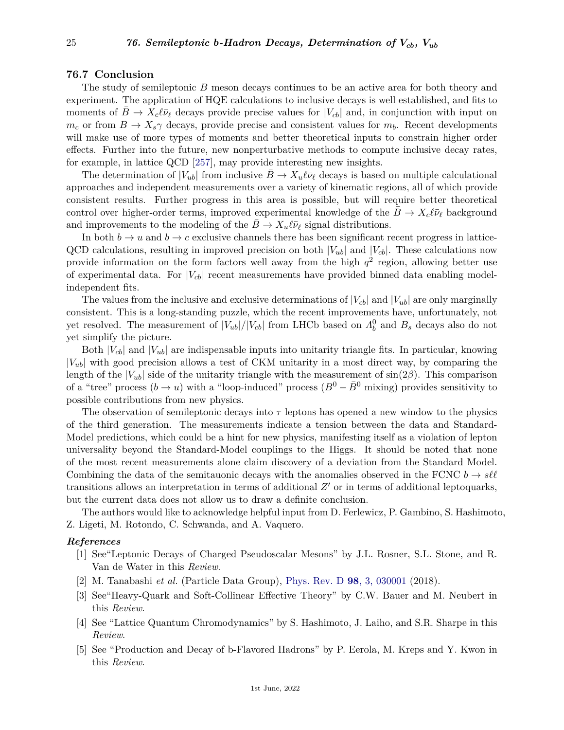## 76.7 Conclusion

The study of semileptonic $B$ meson decays continues to be an active area for both theory and experiment. The application of HQE calculations to inclusive decays is well established, and fits to moments of $\bar{B} \to X_c \ell \bar{\nu}_\ell$ decays provide precise values for $|V_{cb}|$ and, in conjunction with input on $m_c$ or from $B \to X_s \gamma$ decays, provide precise and consistent values for $m_b$. Recent developments will make use of more types of moments and better theoretical inputs to constrain higher order effects. Further into the future, new nonperturbative methods to compute inclusive decay rates, for example, in lattice QCD [257], may provide interesting new insights.

The determination of $|V_{ub}|$ from inclusive $\bar{B} \to X_u \ell \bar{\nu}_\ell$ decays is based on multiple calculational approaches and independent measurements over a variety of kinematic regions, all of which provide consistent results. Further progress in this area is possible, but will require better theoretical control over higher-order terms, improved experimental knowledge of the $\bar{B} \to X_c \ell \bar{\nu}_\ell$ background and improvements to the modeling of the $\bar{B} \to X_u \ell \bar{\nu}_\ell$ signal distributions.

In both $b \to u$ and $b \to c$ exclusive channels there has been significant recent progress in lattice-QCD calculations, resulting in improved precision on both $|V_{ub}|$ and $|V_{cb}|$. These calculations now provide information on the form factors well away from the high $q^2$ region, allowing better use of experimental data. For $|V_{cb}|$ recent measurements have provided binned data enabling model-independent fits.

The values from the inclusive and exclusive determinations of $|V_{cb}|$ and $|V_{ub}|$ are only marginally consistent. This is a long-standing puzzle, which the recent improvements have, unfortunately, not yet resolved. The measurement of $|V_{ub}|/|V_{cb}|$ from LHCb based on $\Lambda_b^0$ and $B_s$ decays also do not yet simplify the picture.

Both $|V_{cb}|$ and $|V_{ub}|$ are indispensable inputs into unitarity triangle fits. In particular, knowing $|V_{ub}|$ with good precision allows a test of CKM unitarity in a most direct way, by comparing the length of the $|V_{ub}|$ side of the unitarity triangle with the measurement of $\sin(2\beta)$. This comparison of a "tree" process ($b \to u$) with a "loop-induced" process ($B^0 - \bar{B}^0$ mixing) provides sensitivity to possible contributions from new physics.

The observation of semileptonic decays into $\tau$ leptons has opened a new window to the physics of the third generation. The measurements indicate a tension between the data and Standard-Model predictions, which could be a hint for new physics, manifesting itself as a violation of lepton universality beyond the Standard-Model couplings to the Higgs. It should be noted that none of the most recent measurements alone claim discovery of a deviation from the Standard Model. Combining the data of the semitauonic decays with the anomalies observed in the FCNC $b \to s\ell\ell$ transitions allows an interpretation in terms of additional $Z'$ or in terms of additional leptoquarks, but the current data does not allow us to draw a definite conclusion.

The authors would like to acknowledge helpful input from D. Ferlewicz, P. Gambino, S. Hashimoto, Z. Ligeti, M. Rotondo, C. Schwanda, and A. Vaquero.

### *References*

[1] See"Leptonic Decays of Charged Pseudoscalar Mesons" by J.L. Rosner, S.L. Stone, and R. Van de Water in this *Review*.

[2] M. Tanabashi *et al.* (Particle Data Group), Phys. Rev. D **98**, 3, 030001 (2018).

[3] See"Heavy-Quark and Soft-Collinear Effective Theory" by C.W. Bauer and M. Neubert in this *Review*.

[4] See "Lattice Quantum Chromodynamics" by S. Hashimoto, J. Laiho, and S.R. Sharpe in this *Review*.

[5] See "Production and Decay of b-Flavored Hadrons" by P. Eerola, M. Kreps and Y. Kwon in this *Review*.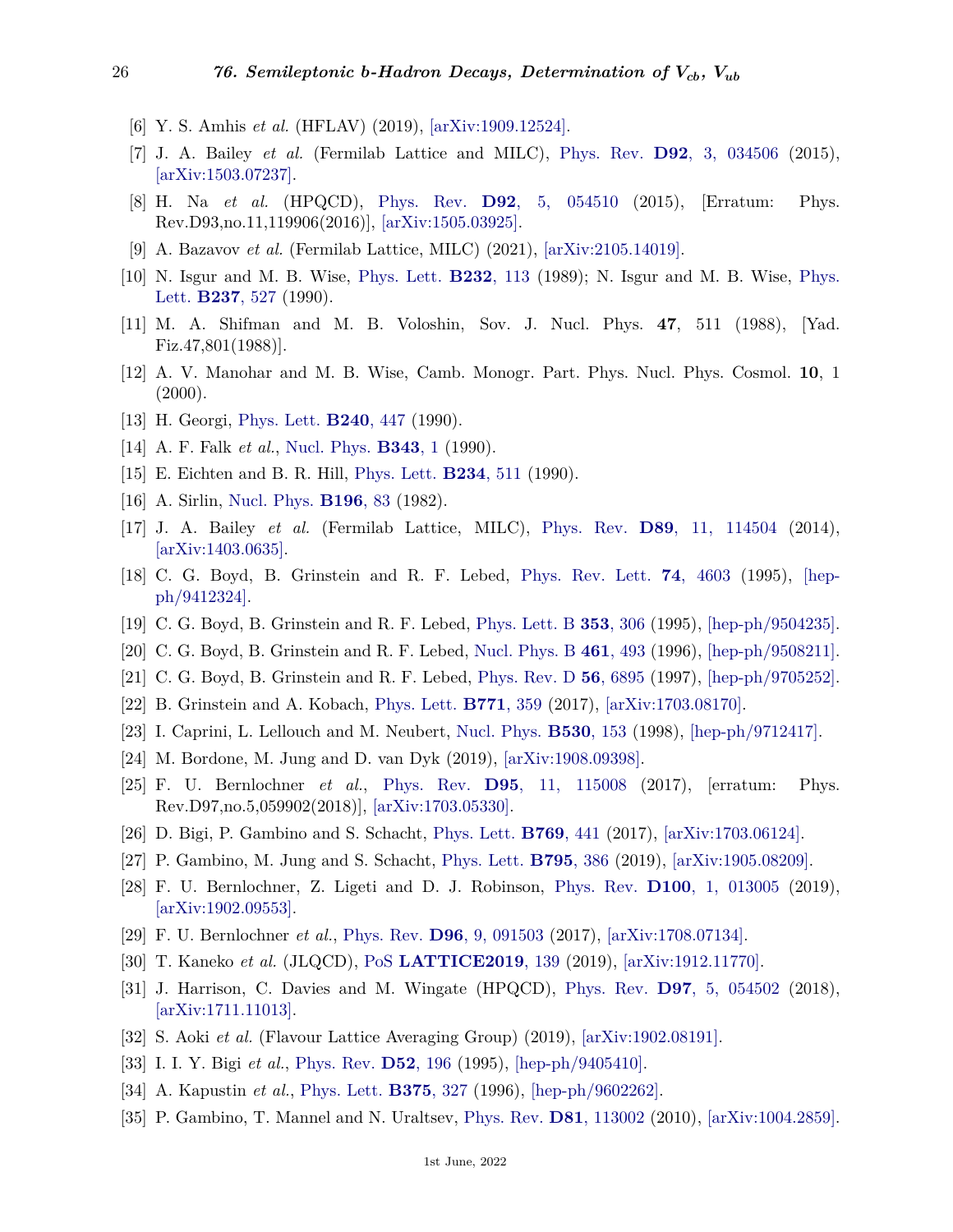[6] Y. S. Amhis *et al.* (HFLAV) (2019), [arXiv:1909.12524].

[7] J. A. Bailey *et al.* (Fermilab Lattice and MILC), Phys. Rev. **D92**, 3, 034506 (2015), [arXiv:1503.07237].

[8] H. Na *et al.* (HPQCD), Phys. Rev. **D92**, 5, 054510 (2015), [Erratum: Phys. Rev.D93,no.11,119906(2016)], [arXiv:1505.03925].

[9] A. Bazavov *et al.* (Fermilab Lattice, MILC) (2021), [arXiv:2105.14019].

[10] N. Isgur and M. B. Wise, Phys. Lett. **B232**, 113 (1989); N. Isgur and M. B. Wise, Phys. Lett. **B237**, 527 (1990).

[11] M. A. Shifman and M. B. Voloshin, Sov. J. Nucl. Phys. **47**, 511 (1988), [Yad. Fiz.47,801(1988)].

[12] A. V. Manohar and M. B. Wise, Camb. Monogr. Part. Phys. Nucl. Phys. Cosmol. **10**, 1 (2000).

[13] H. Georgi, Phys. Lett. **B240**, 447 (1990).

[14] A. F. Falk *et al.*, Nucl. Phys. **B343**, 1 (1990).

[15] E. Eichten and B. R. Hill, Phys. Lett. **B234**, 511 (1990).

[16] A. Sirlin, Nucl. Phys. **B196**, 83 (1982).

[17] J. A. Bailey *et al.* (Fermilab Lattice, MILC), Phys. Rev. **D89**, 11, 114504 (2014), [arXiv:1403.0635].

[18] C. G. Boyd, B. Grinstein and R. F. Lebed, Phys. Rev. Lett. **74**, 4603 (1995), [hep-ph/9412324].

[19] C. G. Boyd, B. Grinstein and R. F. Lebed, Phys. Lett. B **353**, 306 (1995), [hep-ph/9504235].

[20] C. G. Boyd, B. Grinstein and R. F. Lebed, Nucl. Phys. B **461**, 493 (1996), [hep-ph/9508211].

[21] C. G. Boyd, B. Grinstein and R. F. Lebed, Phys. Rev. D **56**, 6895 (1997), [hep-ph/9705252].

[22] B. Grinstein and A. Kobach, Phys. Lett. **B771**, 359 (2017), [arXiv:1703.08170].

[23] I. Caprini, L. Lellouch and M. Neubert, Nucl. Phys. **B530**, 153 (1998), [hep-ph/9712417].

[24] M. Bordone, M. Jung and D. van Dyk (2019), [arXiv:1908.09398].

[25] F. U. Bernlochner *et al.*, Phys. Rev. **D95**, 11, 115008 (2017), [erratum: Phys. Rev.D97,no.5,059902(2018)], [arXiv:1703.05330].

[26] D. Bigi, P. Gambino and S. Schacht, Phys. Lett. **B769**, 441 (2017), [arXiv:1703.06124].

[27] P. Gambino, M. Jung and S. Schacht, Phys. Lett. **B795**, 386 (2019), [arXiv:1905.08209].

[28] F. U. Bernlochner, Z. Ligeti and D. J. Robinson, Phys. Rev. **D100**, 1, 013005 (2019), [arXiv:1902.09553].

[29] F. U. Bernlochner *et al.*, Phys. Rev. **D96**, 9, 091503 (2017), [arXiv:1708.07134].

[30] T. Kaneko *et al.* (JLQCD), PoS **LATTICE2019**, 139 (2019), [arXiv:1912.11770].

[31] J. Harrison, C. Davies and M. Wingate (HPQCD), Phys. Rev. **D97**, 5, 054502 (2018), [arXiv:1711.11013].

[32] S. Aoki *et al.* (Flavour Lattice Averaging Group) (2019), [arXiv:1902.08191].

[33] I. I. Y. Bigi *et al.*, Phys. Rev. **D52**, 196 (1995), [hep-ph/9405410].

[34] A. Kapustin *et al.*, Phys. Lett. **B375**, 327 (1996), [hep-ph/9602262].

[35] P. Gambino, T. Mannel and N. Uraltsev, Phys. Rev. **D81**, 113002 (2010), [arXiv:1004.2859].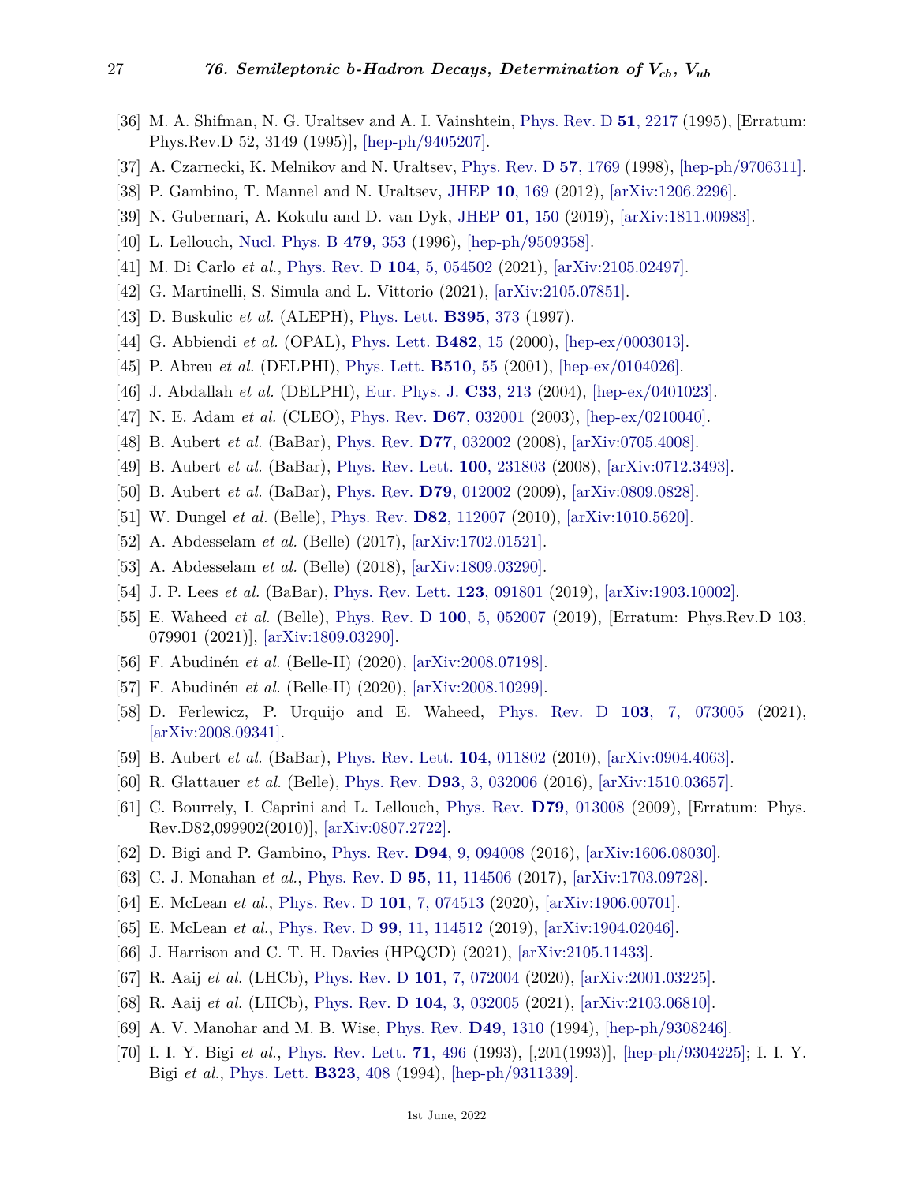[36] M. A. Shifman, N. G. Uraltsev and A. I. Vainshtein, Phys. Rev. D **51**, 2217 (1995), [Erratum: Phys.Rev.D 52, 3149 (1995)], [hep-ph/9405207].

[37] A. Czarnecki, K. Melnikov and N. Uraltsev, Phys. Rev. D **57**, 1769 (1998), [hep-ph/9706311].

[38] P. Gambino, T. Mannel and N. Uraltsev, JHEP **10**, 169 (2012), [arXiv:1206.2296].

[39] N. Gubernari, A. Kokulu and D. van Dyk, JHEP **01**, 150 (2019), [arXiv:1811.00983].

[40] L. Lellouch, Nucl. Phys. B **479**, 353 (1996), [hep-ph/9509358].

[41] M. Di Carlo *et al.*, Phys. Rev. D **104**, 5, 054502 (2021), [arXiv:2105.02497].

[42] G. Martinelli, S. Simula and L. Vittorio (2021), [arXiv:2105.07851].

[43] D. Buskulic *et al.* (ALEPH), Phys. Lett. **B395**, 373 (1997).

[44] G. Abbiendi *et al.* (OPAL), Phys. Lett. **B482**, 15 (2000), [hep-ex/0003013].

[45] P. Abreu *et al.* (DELPHI), Phys. Lett. **B510**, 55 (2001), [hep-ex/0104026].

[46] J. Abdallah *et al.* (DELPHI), Eur. Phys. J. **C33**, 213 (2004), [hep-ex/0401023].

[47] N. E. Adam *et al.* (CLEO), Phys. Rev. **D67**, 032001 (2003), [hep-ex/0210040].

[48] B. Aubert *et al.* (BaBar), Phys. Rev. **D77**, 032002 (2008), [arXiv:0705.4008].

[49] B. Aubert *et al.* (BaBar), Phys. Rev. Lett. **100**, 231803 (2008), [arXiv:0712.3493].

[50] B. Aubert *et al.* (BaBar), Phys. Rev. **D79**, 012002 (2009), [arXiv:0809.0828].

[51] W. Dungel *et al.* (Belle), Phys. Rev. **D82**, 112007 (2010), [arXiv:1010.5620].

[52] A. Abdesselam *et al.* (Belle) (2017), [arXiv:1702.01521].

[53] A. Abdesselam *et al.* (Belle) (2018), [arXiv:1809.03290].

[54] J. P. Lees *et al.* (BaBar), Phys. Rev. Lett. **123**, 091801 (2019), [arXiv:1903.10002].

[55] E. Waheed *et al.* (Belle), Phys. Rev. D **100**, 5, 052007 (2019), [Erratum: Phys.Rev.D 103, 079901 (2021)], [arXiv:1809.03290].

[56] F. Abudinén *et al.* (Belle-II) (2020), [arXiv:2008.07198].

[57] F. Abudinén *et al.* (Belle-II) (2020), [arXiv:2008.10299].

[58] D. Ferlewicz, P. Urquijo and E. Waheed, Phys. Rev. D **103**, 7, 073005 (2021), [arXiv:2008.09341].

[59] B. Aubert *et al.* (BaBar), Phys. Rev. Lett. **104**, 011802 (2010), [arXiv:0904.4063].

[60] R. Glattauer *et al.* (Belle), Phys. Rev. **D93**, 3, 032006 (2016), [arXiv:1510.03657].

[61] C. Bourrely, I. Caprini and L. Lellouch, Phys. Rev. **D79**, 013008 (2009), [Erratum: Phys. Rev.D82,099902(2010)], [arXiv:0807.2722].

[62] D. Bigi and P. Gambino, Phys. Rev. **D94**, 9, 094008 (2016), [arXiv:1606.08030].

[63] C. J. Monahan *et al.*, Phys. Rev. D **95**, 11, 114506 (2017), [arXiv:1703.09728].

[64] E. McLean *et al.*, Phys. Rev. D **101**, 7, 074513 (2020), [arXiv:1906.00701].

[65] E. McLean *et al.*, Phys. Rev. D **99**, 11, 114512 (2019), [arXiv:1904.02046].

[66] J. Harrison and C. T. H. Davies (HPQCD) (2021), [arXiv:2105.11433].

[67] R. Aaij *et al.* (LHCb), Phys. Rev. D **101**, 7, 072004 (2020), [arXiv:2001.03225].

[68] R. Aaij *et al.* (LHCb), Phys. Rev. D **104**, 3, 032005 (2021), [arXiv:2103.06810].

[69] A. V. Manohar and M. B. Wise, Phys. Rev. **D49**, 1310 (1994), [hep-ph/9308246].

[70] I. I. Y. Bigi *et al.*, Phys. Rev. Lett. **71**, 496 (1993), [,201(1993)], [hep-ph/9304225]; I. I. Y. Bigi *et al.*, Phys. Lett. **B323**, 408 (1994), [hep-ph/9311339].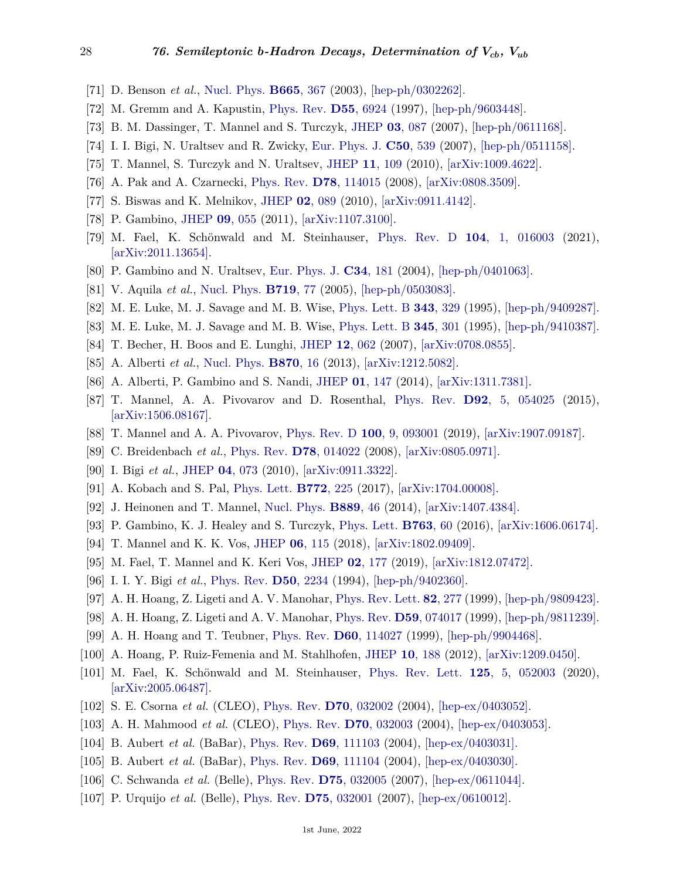[71] D. Benson *et al.*, Nucl. Phys. **B665**, 367 (2003), [hep-ph/0302262].

[72] M. Gremm and A. Kapustin, Phys. Rev. **D55**, 6924 (1997), [hep-ph/9603448].

[73] B. M. Dassinger, T. Mannel and S. Turczyk, JHEP **03**, 087 (2007), [hep-ph/0611168].

[74] I. I. Bigi, N. Uraltsev and R. Zwicky, Eur. Phys. J. **C50**, 539 (2007), [hep-ph/0511158].

[75] T. Mannel, S. Turczyk and N. Uraltsev, JHEP **11**, 109 (2010), [arXiv:1009.4622].

[76] A. Pak and A. Czarnecki, Phys. Rev. **D78**, 114015 (2008), [arXiv:0808.3509].

[77] S. Biswas and K. Melnikov, JHEP **02**, 089 (2010), [arXiv:0911.4142].

[78] P. Gambino, JHEP **09**, 055 (2011), [arXiv:1107.3100].

[79] M. Fael, K. Schönwald and M. Steinhauser, Phys. Rev. D **104**, 1, 016003 (2021), [arXiv:2011.13654].

[80] P. Gambino and N. Uraltsev, Eur. Phys. J. **C34**, 181 (2004), [hep-ph/0401063].

[81] V. Aquila *et al.*, Nucl. Phys. **B719**, 77 (2005), [hep-ph/0503083].

[82] M. E. Luke, M. J. Savage and M. B. Wise, Phys. Lett. B **343**, 329 (1995), [hep-ph/9409287].

[83] M. E. Luke, M. J. Savage and M. B. Wise, Phys. Lett. B **345**, 301 (1995), [hep-ph/9410387].

[84] T. Becher, H. Boos and E. Lunghi, JHEP **12**, 062 (2007), [arXiv:0708.0855].

[85] A. Alberti *et al.*, Nucl. Phys. **B870**, 16 (2013), [arXiv:1212.5082].

[86] A. Alberti, P. Gambino and S. Nandi, JHEP **01**, 147 (2014), [arXiv:1311.7381].

[87] T. Mannel, A. A. Pivovarov and D. Rosenthal, Phys. Rev. **D92**, 5, 054025 (2015), [arXiv:1506.08167].

[88] T. Mannel and A. A. Pivovarov, Phys. Rev. D **100**, 9, 093001 (2019), [arXiv:1907.09187].

[89] C. Breidenbach *et al.*, Phys. Rev. **D78**, 014022 (2008), [arXiv:0805.0971].

[90] I. Bigi *et al.*, JHEP **04**, 073 (2010), [arXiv:0911.3322].

[91] A. Kobach and S. Pal, Phys. Lett. **B772**, 225 (2017), [arXiv:1704.00008].

[92] J. Heinonen and T. Mannel, Nucl. Phys. **B889**, 46 (2014), [arXiv:1407.4384].

[93] P. Gambino, K. J. Healey and S. Turczyk, Phys. Lett. **B763**, 60 (2016), [arXiv:1606.06174].

[94] T. Mannel and K. K. Vos, JHEP **06**, 115 (2018), [arXiv:1802.09409].

[95] M. Fael, T. Mannel and K. Keri Vos, JHEP **02**, 177 (2019), [arXiv:1812.07472].

[96] I. I. Y. Bigi *et al.*, Phys. Rev. **D50**, 2234 (1994), [hep-ph/9402360].

[97] A. H. Hoang, Z. Ligeti and A. V. Manohar, Phys. Rev. Lett. **82**, 277 (1999), [hep-ph/9809423].

[98] A. H. Hoang, Z. Ligeti and A. V. Manohar, Phys. Rev. **D59**, 074017 (1999), [hep-ph/9811239].

[99] A. H. Hoang and T. Teubner, Phys. Rev. **D60**, 114027 (1999), [hep-ph/9904468].

[100] A. Hoang, P. Ruiz-Femenia and M. Stahlhofen, JHEP **10**, 188 (2012), [arXiv:1209.0450].

[101] M. Fael, K. Schönwald and M. Steinhauser, Phys. Rev. Lett. **125**, 5, 052003 (2020), [arXiv:2005.06487].

[102] S. E. Csorna *et al.* (CLEO), Phys. Rev. **D70**, 032002 (2004), [hep-ex/0403052].

[103] A. H. Mahmood *et al.* (CLEO), Phys. Rev. **D70**, 032003 (2004), [hep-ex/0403053].

[104] B. Aubert *et al.* (BaBar), Phys. Rev. **D69**, 111103 (2004), [hep-ex/0403031].

[105] B. Aubert *et al.* (BaBar), Phys. Rev. **D69**, 111104 (2004), [hep-ex/0403030].

[106] C. Schwanda *et al.* (Belle), Phys. Rev. **D75**, 032005 (2007), [hep-ex/0611044].

[107] P. Urquijo *et al.* (Belle), Phys. Rev. **D75**, 032001 (2007), [hep-ex/0610012].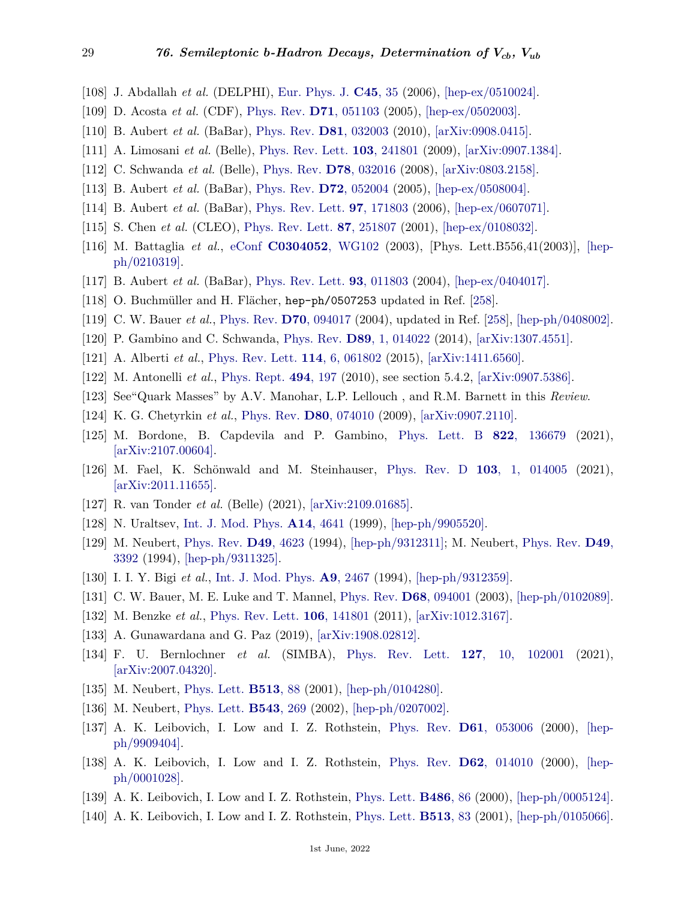[108] J. Abdallah *et al.* (DELPHI), Eur. Phys. J. **C45**, 35 (2006), [hep-ex/0510024].

[109] D. Acosta *et al.* (CDF), Phys. Rev. **D71**, 051103 (2005), [hep-ex/0502003].

[110] B. Aubert *et al.* (BaBar), Phys. Rev. **D81**, 032003 (2010), [arXiv:0908.0415].

[111] A. Limosani *et al.* (Belle), Phys. Rev. Lett. **103**, 241801 (2009), [arXiv:0907.1384].

[112] C. Schwanda *et al.* (Belle), Phys. Rev. **D78**, 032016 (2008), [arXiv:0803.2158].

[113] B. Aubert *et al.* (BaBar), Phys. Rev. **D72**, 052004 (2005), [hep-ex/0508004].

[114] B. Aubert *et al.* (BaBar), Phys. Rev. Lett. **97**, 171803 (2006), [hep-ex/0607071].

[115] S. Chen *et al.* (CLEO), Phys. Rev. Lett. **87**, 251807 (2001), [hep-ex/0108032].

[116] M. Battaglia *et al.*, eConf **C0304052**, WG102 (2003), [Phys. Lett.B556,41(2003)], [hep-ph/0210319].

[117] B. Aubert *et al.* (BaBar), Phys. Rev. Lett. **93**, 011803 (2004), [hep-ex/0404017].

[118] O. Buchmüller and H. Flächer, `hep-ph/0507253` updated in Ref. [258].

[119] C. W. Bauer *et al.*, Phys. Rev. **D70**, 094017 (2004), updated in Ref. [258], [hep-ph/0408002].

[120] P. Gambino and C. Schwanda, Phys. Rev. **D89**, 1, 014022 (2014), [arXiv:1307.4551].

[121] A. Alberti *et al.*, Phys. Rev. Lett. **114**, 6, 061802 (2015), [arXiv:1411.6560].

[122] M. Antonelli *et al.*, Phys. Rept. **494**, 197 (2010), see section 5.4.2, [arXiv:0907.5386].

[123] See"Quark Masses" by A.V. Manohar, L.P. Lellouch , and R.M. Barnett in this *Review*.

[124] K. G. Chetyrkin *et al.*, Phys. Rev. **D80**, 074010 (2009), [arXiv:0907.2110].

[125] M. Bordone, B. Capdevila and P. Gambino, Phys. Lett. B **822**, 136679 (2021), [arXiv:2107.00604].

[126] M. Fael, K. Schönwald and M. Steinhauser, Phys. Rev. D **103**, 1, 014005 (2021), [arXiv:2011.11655].

[127] R. van Tonder *et al.* (Belle) (2021), [arXiv:2109.01685].

[128] N. Uraltsev, Int. J. Mod. Phys. **A14**, 4641 (1999), [hep-ph/9905520].

[129] M. Neubert, Phys. Rev. **D49**, 4623 (1994), [hep-ph/9312311]; M. Neubert, Phys. Rev. **D49**, 3392 (1994), [hep-ph/9311325].

[130] I. I. Y. Bigi *et al.*, Int. J. Mod. Phys. **A9**, 2467 (1994), [hep-ph/9312359].

[131] C. W. Bauer, M. E. Luke and T. Mannel, Phys. Rev. **D68**, 094001 (2003), [hep-ph/0102089].

[132] M. Benzke *et al.*, Phys. Rev. Lett. **106**, 141801 (2011), [arXiv:1012.3167].

[133] A. Gunawardana and G. Paz (2019), [arXiv:1908.02812].

[134] F. U. Bernlochner *et al.* (SIMBA), Phys. Rev. Lett. **127**, 10, 102001 (2021), [arXiv:2007.04320].

[135] M. Neubert, Phys. Lett. **B513**, 88 (2001), [hep-ph/0104280].

[136] M. Neubert, Phys. Lett. **B543**, 269 (2002), [hep-ph/0207002].

[137] A. K. Leibovich, I. Low and I. Z. Rothstein, Phys. Rev. **D61**, 053006 (2000), [hep-ph/9909404].

[138] A. K. Leibovich, I. Low and I. Z. Rothstein, Phys. Rev. **D62**, 014010 (2000), [hep-ph/0001028].

[139] A. K. Leibovich, I. Low and I. Z. Rothstein, Phys. Lett. **B486**, 86 (2000), [hep-ph/0005124].

[140] A. K. Leibovich, I. Low and I. Z. Rothstein, Phys. Lett. **B513**, 83 (2001), [hep-ph/0105066].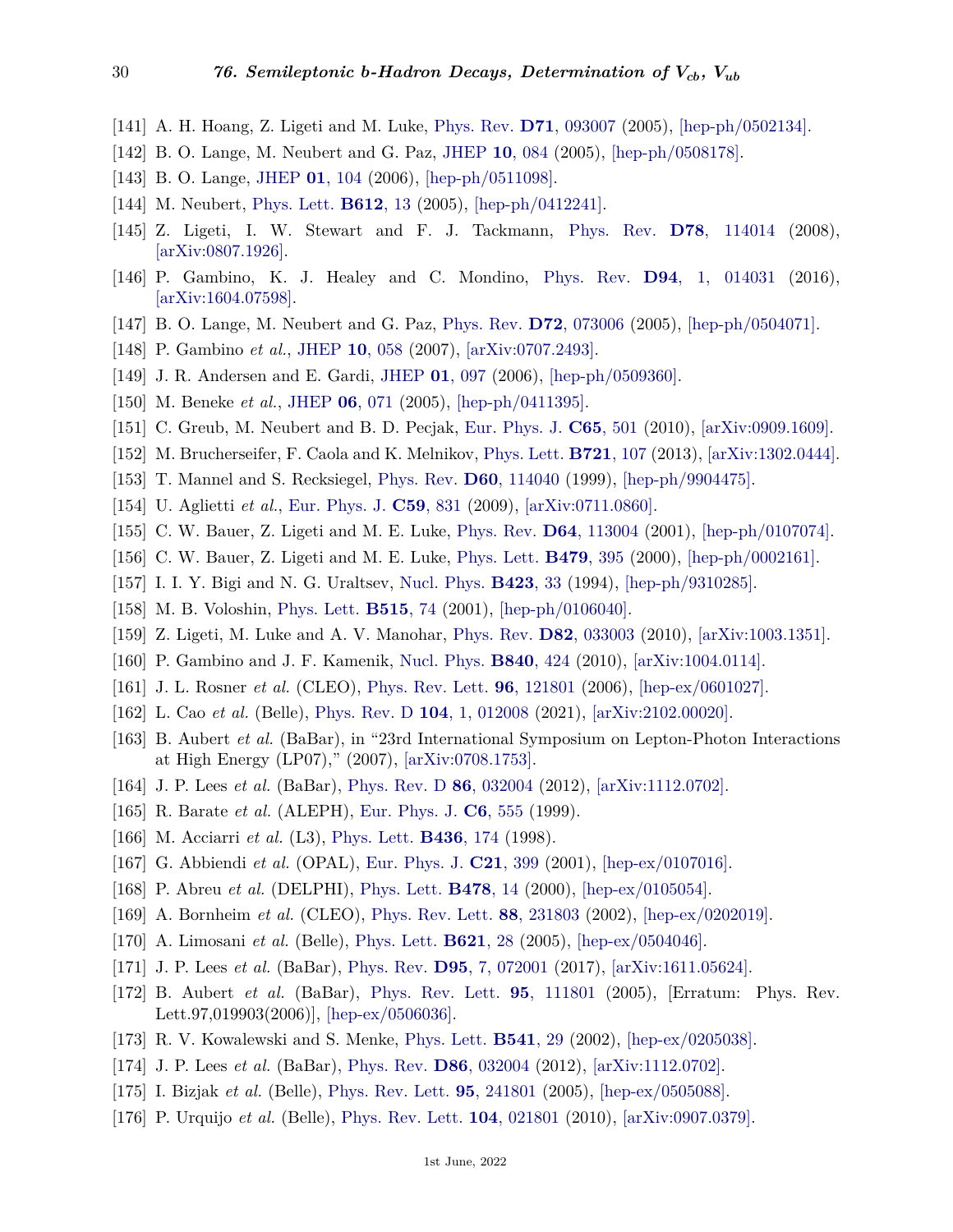[141] A. H. Hoang, Z. Ligeti and M. Luke, Phys. Rev. **D71**, 093007 (2005), [hep-ph/0502134].

[142] B. O. Lange, M. Neubert and G. Paz, JHEP **10**, 084 (2005), [hep-ph/0508178].

[143] B. O. Lange, JHEP **01**, 104 (2006), [hep-ph/0511098].

[144] M. Neubert, Phys. Lett. **B612**, 13 (2005), [hep-ph/0412241].

[145] Z. Ligeti, I. W. Stewart and F. J. Tackmann, Phys. Rev. **D78**, 114014 (2008), [arXiv:0807.1926].

[146] P. Gambino, K. J. Healey and C. Mondino, Phys. Rev. **D94**, 1, 014031 (2016), [arXiv:1604.07598].

[147] B. O. Lange, M. Neubert and G. Paz, Phys. Rev. **D72**, 073006 (2005), [hep-ph/0504071].

[148] P. Gambino *et al.*, JHEP **10**, 058 (2007), [arXiv:0707.2493].

[149] J. R. Andersen and E. Gardi, JHEP **01**, 097 (2006), [hep-ph/0509360].

[150] M. Beneke *et al.*, JHEP **06**, 071 (2005), [hep-ph/0411395].

[151] C. Greub, M. Neubert and B. D. Pecjak, Eur. Phys. J. **C65**, 501 (2010), [arXiv:0909.1609].

[152] M. Brucherseifer, F. Caola and K. Melnikov, Phys. Lett. **B721**, 107 (2013), [arXiv:1302.0444].

[153] T. Mannel and S. Recksiegel, Phys. Rev. **D60**, 114040 (1999), [hep-ph/9904475].

[154] U. Aglietti *et al.*, Eur. Phys. J. **C59**, 831 (2009), [arXiv:0711.0860].

[155] C. W. Bauer, Z. Ligeti and M. E. Luke, Phys. Rev. **D64**, 113004 (2001), [hep-ph/0107074].

[156] C. W. Bauer, Z. Ligeti and M. E. Luke, Phys. Lett. **B479**, 395 (2000), [hep-ph/0002161].

[157] I. I. Y. Bigi and N. G. Uraltsev, Nucl. Phys. **B423**, 33 (1994), [hep-ph/9310285].

[158] M. B. Voloshin, Phys. Lett. **B515**, 74 (2001), [hep-ph/0106040].

[159] Z. Ligeti, M. Luke and A. V. Manohar, Phys. Rev. **D82**, 033003 (2010), [arXiv:1003.1351].

[160] P. Gambino and J. F. Kamenik, Nucl. Phys. **B840**, 424 (2010), [arXiv:1004.0114].

[161] J. L. Rosner *et al.* (CLEO), Phys. Rev. Lett. **96**, 121801 (2006), [hep-ex/0601027].

[162] L. Cao *et al.* (Belle), Phys. Rev. D **104**, 1, 012008 (2021), [arXiv:2102.00020].

[163] B. Aubert *et al.* (BaBar), in "23rd International Symposium on Lepton-Photon Interactions at High Energy (LP07)," (2007), [arXiv:0708.1753].

[164] J. P. Lees *et al.* (BaBar), Phys. Rev. D **86**, 032004 (2012), [arXiv:1112.0702].

[165] R. Barate *et al.* (ALEPH), Eur. Phys. J. **C6**, 555 (1999).

[166] M. Acciarri *et al.* (L3), Phys. Lett. **B436**, 174 (1998).

[167] G. Abbiendi *et al.* (OPAL), Eur. Phys. J. **C21**, 399 (2001), [hep-ex/0107016].

[168] P. Abreu *et al.* (DELPHI), Phys. Lett. **B478**, 14 (2000), [hep-ex/0105054].

[169] A. Bornheim *et al.* (CLEO), Phys. Rev. Lett. **88**, 231803 (2002), [hep-ex/0202019].

[170] A. Limosani *et al.* (Belle), Phys. Lett. **B621**, 28 (2005), [hep-ex/0504046].

[171] J. P. Lees *et al.* (BaBar), Phys. Rev. **D95**, 7, 072001 (2017), [arXiv:1611.05624].

[172] B. Aubert *et al.* (BaBar), Phys. Rev. Lett. **95**, 111801 (2005), [Erratum: Phys. Rev. Lett.97,019903(2006)], [hep-ex/0506036].

[173] R. V. Kowalewski and S. Menke, Phys. Lett. **B541**, 29 (2002), [hep-ex/0205038].

[174] J. P. Lees *et al.* (BaBar), Phys. Rev. **D86**, 032004 (2012), [arXiv:1112.0702].

[175] I. Bizjak *et al.* (Belle), Phys. Rev. Lett. **95**, 241801 (2005), [hep-ex/0505088].

[176] P. Urquijo *et al.* (Belle), Phys. Rev. Lett. **104**, 021801 (2010), [arXiv:0907.0379].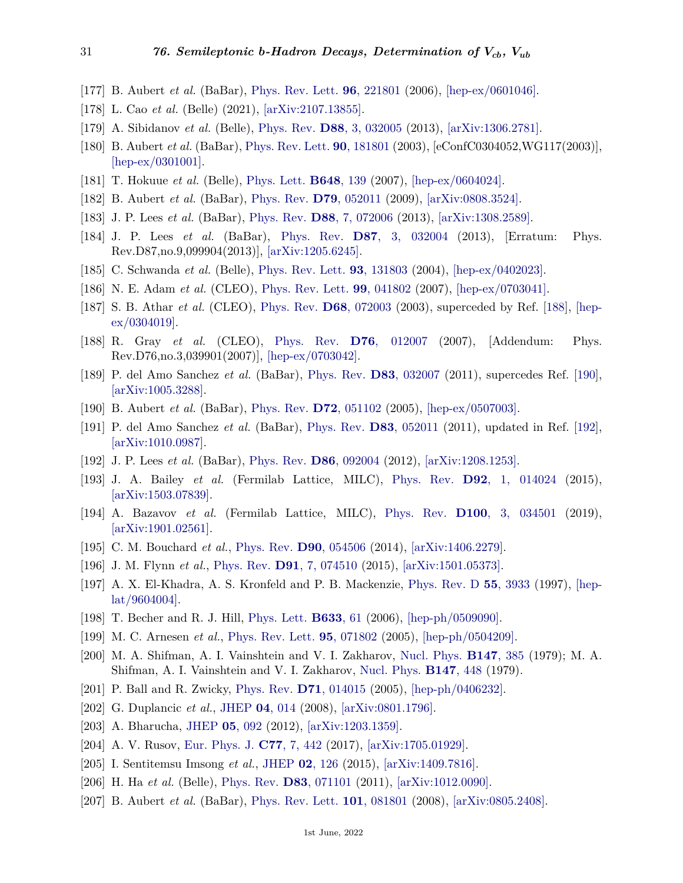[177] B. Aubert *et al.* (BaBar), Phys. Rev. Lett. **96**, 221801 (2006), [hep-ex/0601046].

[178] L. Cao *et al.* (Belle) (2021), [arXiv:2107.13855].

[179] A. Sibidanov *et al.* (Belle), Phys. Rev. **D88**, 3, 032005 (2013), [arXiv:1306.2781].

[180] B. Aubert *et al.* (BaBar), Phys. Rev. Lett. **90**, 181801 (2003), [eConfC0304052,WG117(2003)], [hep-ex/0301001].

[181] T. Hokuue *et al.* (Belle), Phys. Lett. **B648**, 139 (2007), [hep-ex/0604024].

[182] B. Aubert *et al.* (BaBar), Phys. Rev. **D79**, 052011 (2009), [arXiv:0808.3524].

[183] J. P. Lees *et al.* (BaBar), Phys. Rev. **D88**, 7, 072006 (2013), [arXiv:1308.2589].

[184] J. P. Lees *et al.* (BaBar), Phys. Rev. **D87**, 3, 032004 (2013), [Erratum: Phys. Rev.D87,no.9,099904(2013)], [arXiv:1205.6245].

[185] C. Schwanda *et al.* (Belle), Phys. Rev. Lett. **93**, 131803 (2004), [hep-ex/0402023].

[186] N. E. Adam *et al.* (CLEO), Phys. Rev. Lett. **99**, 041802 (2007), [hep-ex/0703041].

[187] S. B. Athar *et al.* (CLEO), Phys. Rev. **D68**, 072003 (2003), superceded by Ref. [188], [hep-ex/0304019].

[188] R. Gray *et al.* (CLEO), Phys. Rev. **D76**, 012007 (2007), [Addendum: Phys. Rev.D76,no.3,039901(2007)], [hep-ex/0703042].

[189] P. del Amo Sanchez *et al.* (BaBar), Phys. Rev. **D83**, 032007 (2011), supercedes Ref. [190], [arXiv:1005.3288].

[190] B. Aubert *et al.* (BaBar), Phys. Rev. **D72**, 051102 (2005), [hep-ex/0507003].

[191] P. del Amo Sanchez *et al.* (BaBar), Phys. Rev. **D83**, 052011 (2011), updated in Ref. [192], [arXiv:1010.0987].

[192] J. P. Lees *et al.* (BaBar), Phys. Rev. **D86**, 092004 (2012), [arXiv:1208.1253].

[193] J. A. Bailey *et al.* (Fermilab Lattice, MILC), Phys. Rev. **D92**, 1, 014024 (2015), [arXiv:1503.07839].

[194] A. Bazavov *et al.* (Fermilab Lattice, MILC), Phys. Rev. **D100**, 3, 034501 (2019), [arXiv:1901.02561].

[195] C. M. Bouchard *et al.*, Phys. Rev. **D90**, 054506 (2014), [arXiv:1406.2279].

[196] J. M. Flynn *et al.*, Phys. Rev. **D91**, 7, 074510 (2015), [arXiv:1501.05373].

[197] A. X. El-Khadra, A. S. Kronfeld and P. B. Mackenzie, Phys. Rev. D **55**, 3933 (1997), [hep-lat/9604004].

[198] T. Becher and R. J. Hill, Phys. Lett. **B633**, 61 (2006), [hep-ph/0509090].

[199] M. C. Arnesen *et al.*, Phys. Rev. Lett. **95**, 071802 (2005), [hep-ph/0504209].

[200] M. A. Shifman, A. I. Vainshtein and V. I. Zakharov, Nucl. Phys. **B147**, 385 (1979); M. A. Shifman, A. I. Vainshtein and V. I. Zakharov, Nucl. Phys. **B147**, 448 (1979).

[201] P. Ball and R. Zwicky, Phys. Rev. **D71**, 014015 (2005), [hep-ph/0406232].

[202] G. Duplancic *et al.*, JHEP **04**, 014 (2008), [arXiv:0801.1796].

[203] A. Bharucha, JHEP **05**, 092 (2012), [arXiv:1203.1359].

[204] A. V. Rusov, Eur. Phys. J. **C77**, 7, 442 (2017), [arXiv:1705.01929].

[205] I. Sentitemsu Imsong *et al.*, JHEP **02**, 126 (2015), [arXiv:1409.7816].

[206] H. Ha *et al.* (Belle), Phys. Rev. **D83**, 071101 (2011), [arXiv:1012.0090].

[207] B. Aubert *et al.* (BaBar), Phys. Rev. Lett. **101**, 081801 (2008), [arXiv:0805.2408].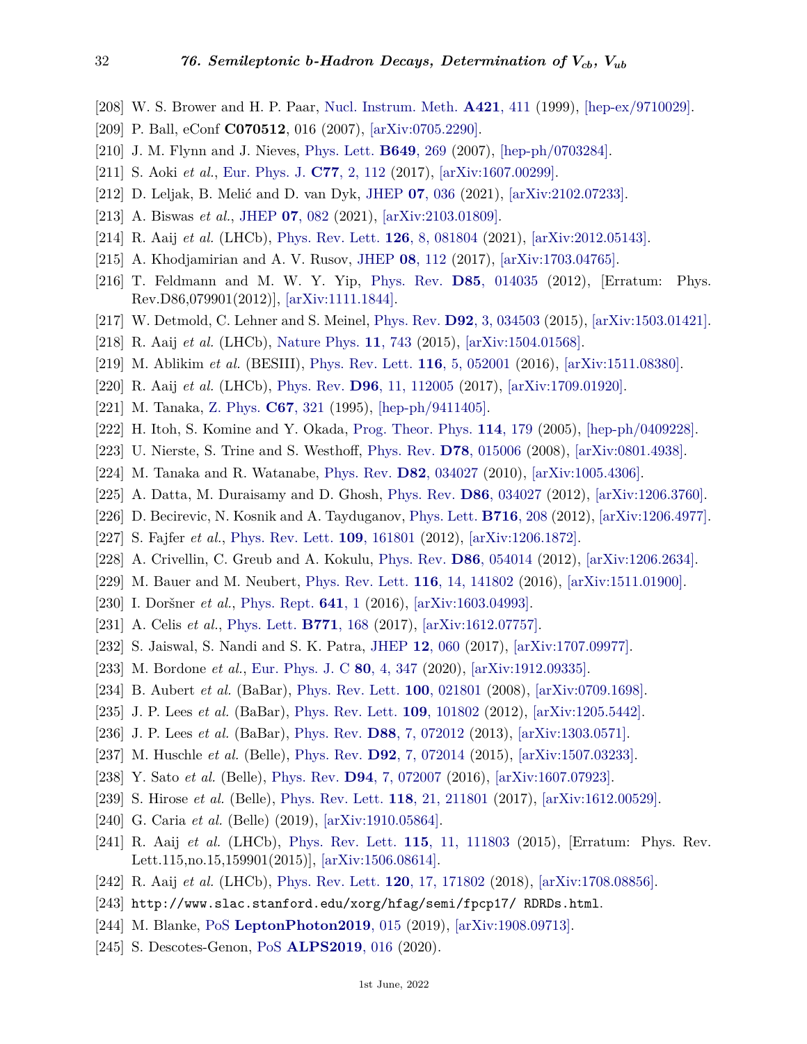[208] W. S. Brower and H. P. Paar, Nucl. Instrum. Meth. **A421**, 411 (1999), [hep-ex/9710029].

[209] P. Ball, eConf **C070512**, 016 (2007), [arXiv:0705.2290].

[210] J. M. Flynn and J. Nieves, Phys. Lett. **B649**, 269 (2007), [hep-ph/0703284].

[211] S. Aoki *et al.*, Eur. Phys. J. **C77**, 2, 112 (2017), [arXiv:1607.00299].

[212] D. Leljak, B. Melić and D. van Dyk, JHEP **07**, 036 (2021), [arXiv:2102.07233].

[213] A. Biswas *et al.*, JHEP **07**, 082 (2021), [arXiv:2103.01809].

[214] R. Aaij *et al.* (LHCb), Phys. Rev. Lett. **126**, 8, 081804 (2021), [arXiv:2012.05143].

[215] A. Khodjamirian and A. V. Rusov, JHEP **08**, 112 (2017), [arXiv:1703.04765].

[216] T. Feldmann and M. W. Y. Yip, Phys. Rev. **D85**, 014035 (2012), [Erratum: Phys. Rev.D86,079901(2012)], [arXiv:1111.1844].

[217] W. Detmold, C. Lehner and S. Meinel, Phys. Rev. **D92**, 3, 034503 (2015), [arXiv:1503.01421].

[218] R. Aaij *et al.* (LHCb), Nature Phys. **11**, 743 (2015), [arXiv:1504.01568].

[219] M. Ablikim *et al.* (BESIII), Phys. Rev. Lett. **116**, 5, 052001 (2016), [arXiv:1511.08380].

[220] R. Aaij *et al.* (LHCb), Phys. Rev. **D96**, 11, 112005 (2017), [arXiv:1709.01920].

[221] M. Tanaka, Z. Phys. **C67**, 321 (1995), [hep-ph/9411405].

[222] H. Itoh, S. Komine and Y. Okada, Prog. Theor. Phys. **114**, 179 (2005), [hep-ph/0409228].

[223] U. Nierste, S. Trine and S. Westhoff, Phys. Rev. **D78**, 015006 (2008), [arXiv:0801.4938].

[224] M. Tanaka and R. Watanabe, Phys. Rev. **D82**, 034027 (2010), [arXiv:1005.4306].

[225] A. Datta, M. Duraisamy and D. Ghosh, Phys. Rev. **D86**, 034027 (2012), [arXiv:1206.3760].

[226] D. Becirevic, N. Kosnik and A. Tayduganov, Phys. Lett. **B716**, 208 (2012), [arXiv:1206.4977].

[227] S. Fajfer *et al.*, Phys. Rev. Lett. **109**, 161801 (2012), [arXiv:1206.1872].

[228] A. Crivellin, C. Greub and A. Kokulu, Phys. Rev. **D86**, 054014 (2012), [arXiv:1206.2634].

[229] M. Bauer and M. Neubert, Phys. Rev. Lett. **116**, 14, 141802 (2016), [arXiv:1511.01900].

[230] I. Doršner *et al.*, Phys. Rept. **641**, 1 (2016), [arXiv:1603.04993].

[231] A. Celis *et al.*, Phys. Lett. **B771**, 168 (2017), [arXiv:1612.07757].

[232] S. Jaiswal, S. Nandi and S. K. Patra, JHEP **12**, 060 (2017), [arXiv:1707.09977].

[233] M. Bordone *et al.*, Eur. Phys. J. C **80**, 4, 347 (2020), [arXiv:1912.09335].

[234] B. Aubert *et al.* (BaBar), Phys. Rev. Lett. **100**, 021801 (2008), [arXiv:0709.1698].

[235] J. P. Lees *et al.* (BaBar), Phys. Rev. Lett. **109**, 101802 (2012), [arXiv:1205.5442].

[236] J. P. Lees *et al.* (BaBar), Phys. Rev. **D88**, 7, 072012 (2013), [arXiv:1303.0571].

[237] M. Huschle *et al.* (Belle), Phys. Rev. **D92**, 7, 072014 (2015), [arXiv:1507.03233].

[238] Y. Sato *et al.* (Belle), Phys. Rev. **D94**, 7, 072007 (2016), [arXiv:1607.07923].

[239] S. Hirose *et al.* (Belle), Phys. Rev. Lett. **118**, 21, 211801 (2017), [arXiv:1612.00529].

[240] G. Caria *et al.* (Belle) (2019), [arXiv:1910.05864].

[241] R. Aaij *et al.* (LHCb), Phys. Rev. Lett. **115**, 11, 111803 (2015), [Erratum: Phys. Rev. Lett.115,no.15,159901(2015)], [arXiv:1506.08614].

[242] R. Aaij *et al.* (LHCb), Phys. Rev. Lett. **120**, 17, 171802 (2018), [arXiv:1708.08856].

[243] `http://www.slac.stanford.edu/xorg/hfag/semi/fpcp17/ RDRDs.html`.

[244] M. Blanke, PoS **LeptonPhoton2019**, 015 (2019), [arXiv:1908.09713].

[245] S. Descotes-Genon, PoS **ALPS2019**, 016 (2020).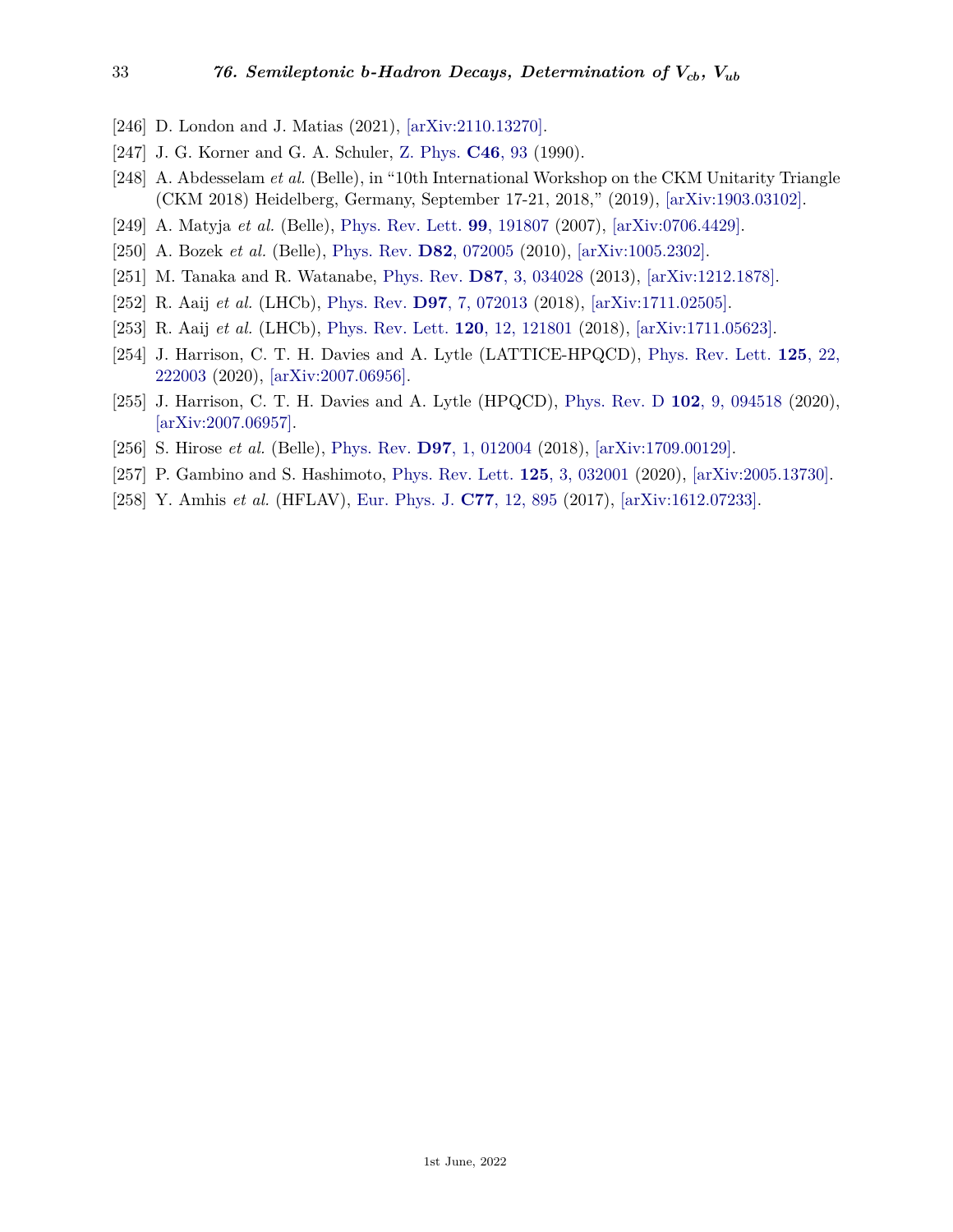[246] D. London and J. Matias (2021), [arXiv:2110.13270].

[247] J. G. Korner and G. A. Schuler, Z. Phys. **C46**, 93 (1990).

[248] A. Abdesselam *et al.* (Belle), in "10th International Workshop on the CKM Unitarity Triangle (CKM 2018) Heidelberg, Germany, September 17-21, 2018," (2019), [arXiv:1903.03102].

[249] A. Matyja *et al.* (Belle), Phys. Rev. Lett. **99**, 191807 (2007), [arXiv:0706.4429].

[250] A. Bozek *et al.* (Belle), Phys. Rev. **D82**, 072005 (2010), [arXiv:1005.2302].

[251] M. Tanaka and R. Watanabe, Phys. Rev. **D87**, 3, 034028 (2013), [arXiv:1212.1878].

[252] R. Aaij *et al.* (LHCb), Phys. Rev. **D97**, 7, 072013 (2018), [arXiv:1711.02505].

[253] R. Aaij *et al.* (LHCb), Phys. Rev. Lett. **120**, 12, 121801 (2018), [arXiv:1711.05623].

[254] J. Harrison, C. T. H. Davies and A. Lytle (LATTICE-HPQCD), Phys. Rev. Lett. **125**, 22, 222003 (2020), [arXiv:2007.06956].

[255] J. Harrison, C. T. H. Davies and A. Lytle (HPQCD), Phys. Rev. D **102**, 9, 094518 (2020), [arXiv:2007.06957].

[256] S. Hirose *et al.* (Belle), Phys. Rev. **D97**, 1, 012004 (2018), [arXiv:1709.00129].

[257] P. Gambino and S. Hashimoto, Phys. Rev. Lett. **125**, 3, 032001 (2020), [arXiv:2005.13730].

[258] Y. Amhis *et al.* (HFLAV), Eur. Phys. J. **C77**, 12, 895 (2017), [arXiv:1612.07233].